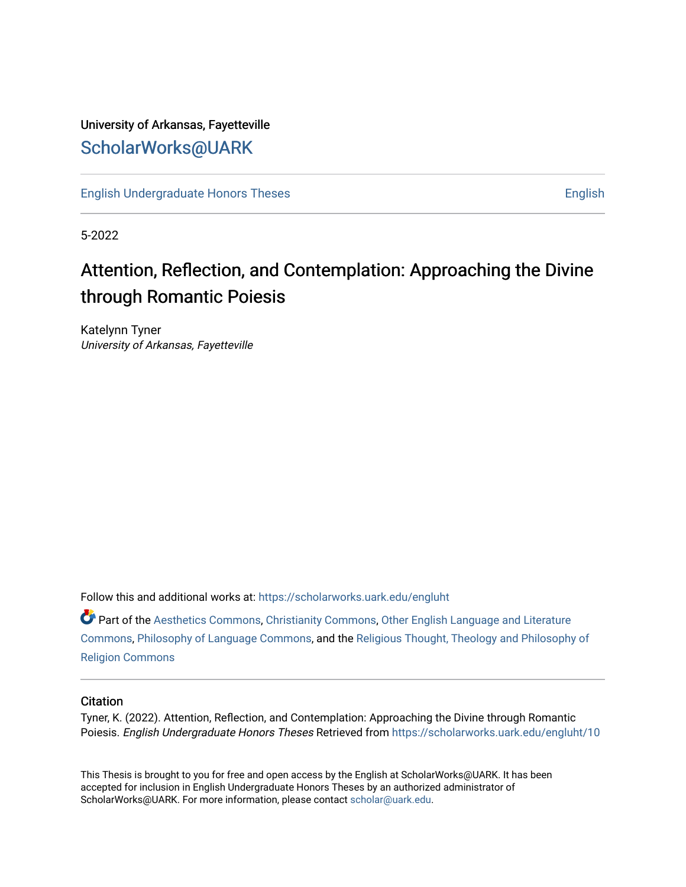University of Arkansas, Fayetteville

ScholarWorks@UARK

English Undergraduate Honors Theses

English

5-2022

# Attention, Reflection, and Contemplation: Approaching the Divine through Romantic Poiesis

Katelynn Tyner
*University of Arkansas, Fayetteville*

Follow this and additional works at: https://scholarworks.uark.edu/engluht

Part of the Aesthetics Commons, Christianity Commons, Other English Language and Literature Commons, Philosophy of Language Commons, and the Religious Thought, Theology and Philosophy of Religion Commons

## Citation

Tyner, K. (2022). Attention, Reflection, and Contemplation: Approaching the Divine through Romantic Poiesis. *English Undergraduate Honors Theses* Retrieved from https://scholarworks.uark.edu/engluht/10

This Thesis is brought to you for free and open access by the English at ScholarWorks@UARK. It has been accepted for inclusion in English Undergraduate Honors Theses by an authorized administrator of ScholarWorks@UARK. For more information, please contact scholar@uark.edu.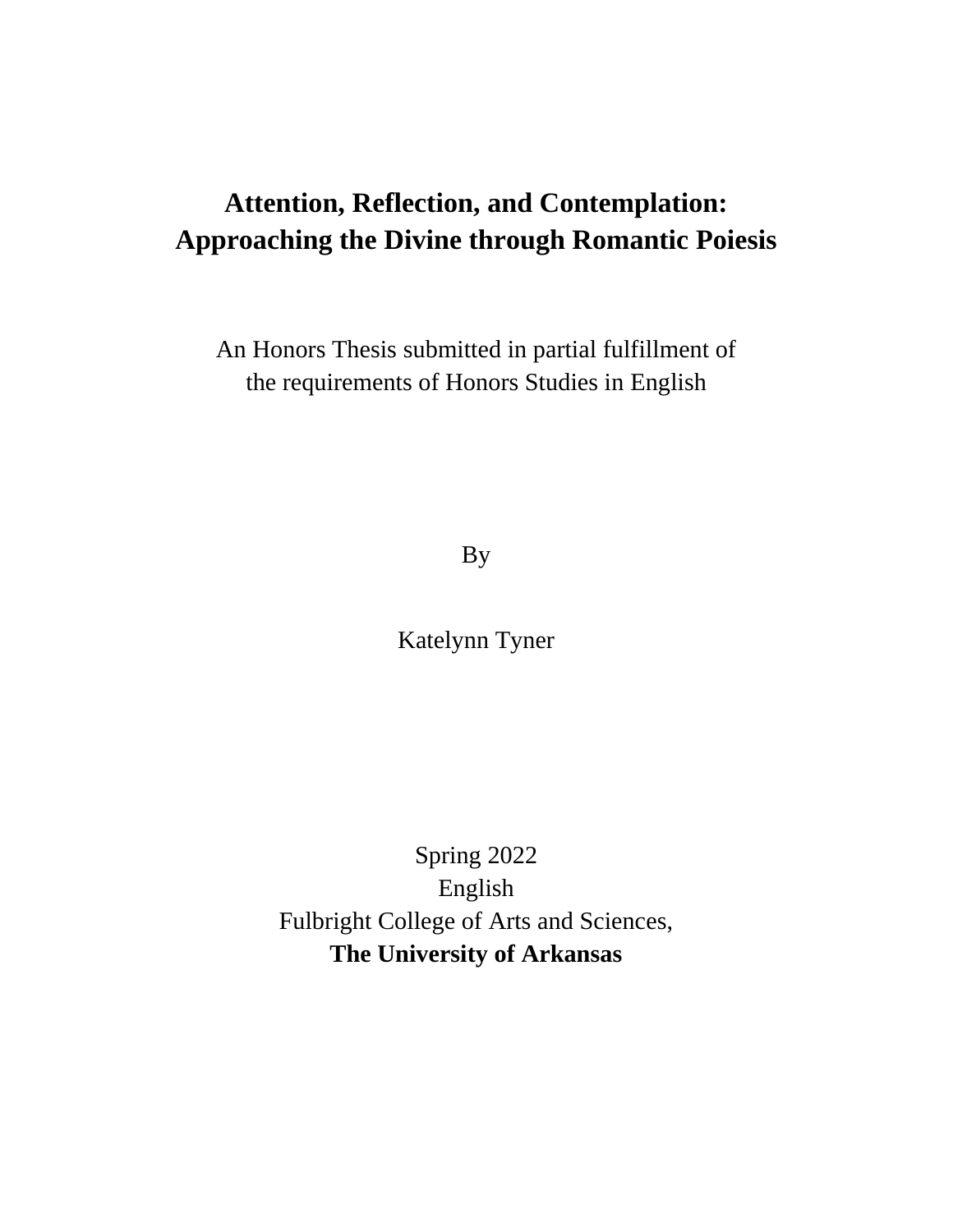# Attention, Reflection, and Contemplation: Approaching the Divine through Romantic Poiesis

An Honors Thesis submitted in partial fulfillment of the requirements of Honors Studies in English

By

Katelynn Tyner

Spring 2022
English
Fulbright College of Arts and Sciences,
**The University of Arkansas**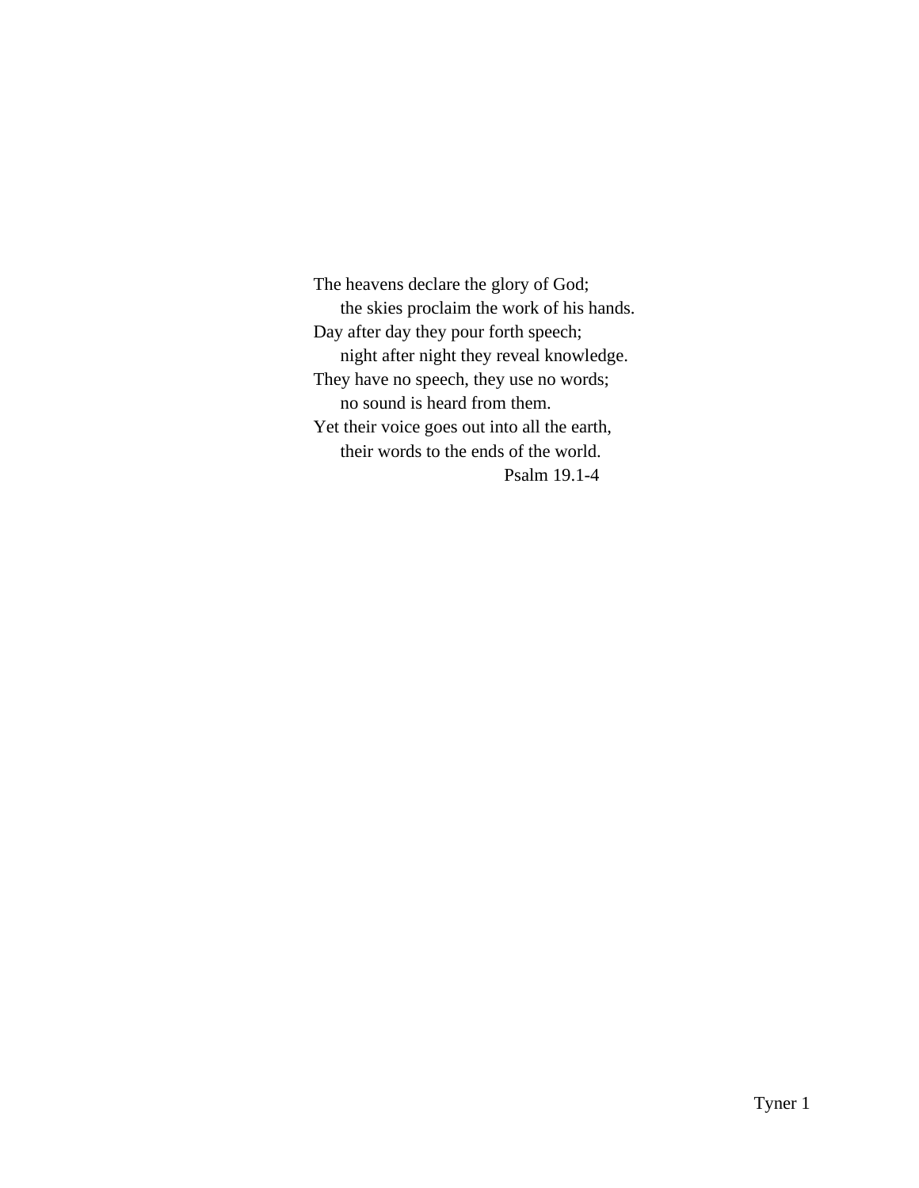The heavens declare the glory of God;  
    the skies proclaim the work of his hands.  
Day after day they pour forth speech;  
    night after night they reveal knowledge.  
They have no speech, they use no words;  
    no sound is heard from them.  
Yet their voice goes out into all the earth,  
    their words to the ends of the world.

Psalm 19.1-4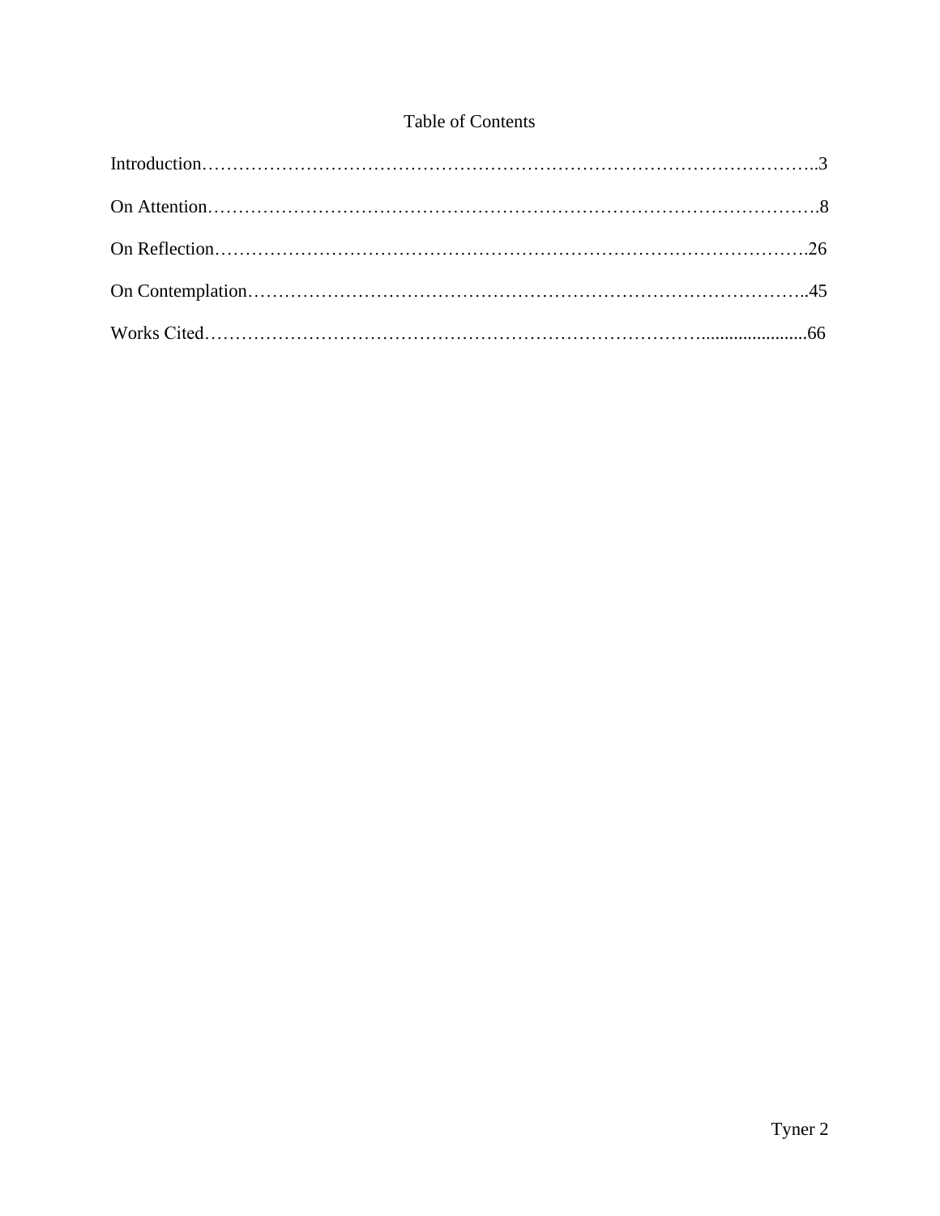# Table of Contents

Introduction……………………………………………………………………………………..3

On Attention……………………………………………………………………………………8

On Reflection…………………………………………………………………………………26

On Contemplation……………………………………………………………………………..45

Works Cited………………………………………………………………………......................66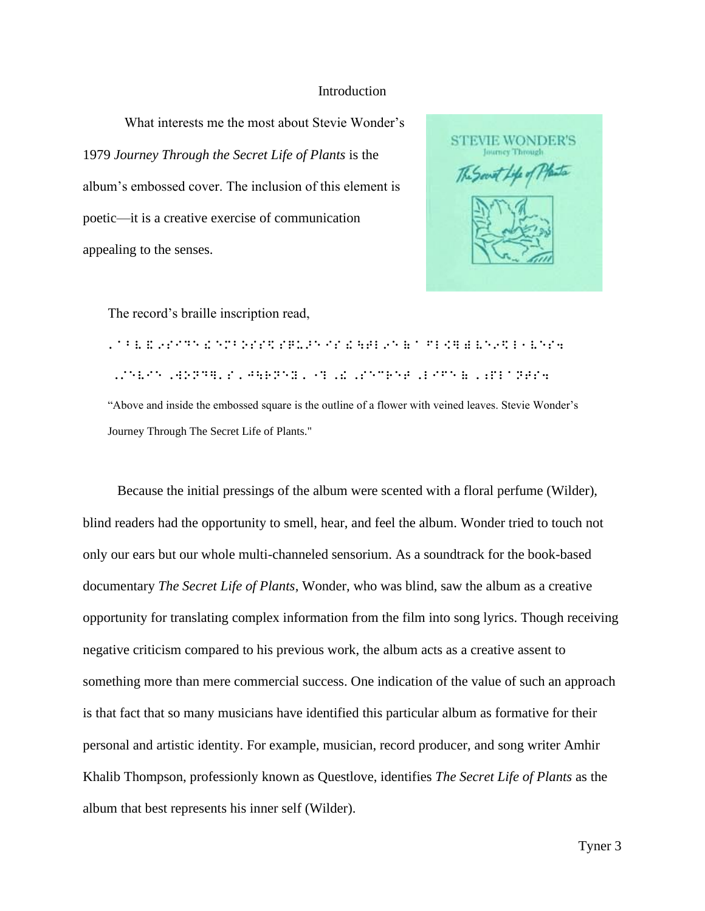## Introduction

What interests me the most about Stevie Wonder's 1979 *Journey Through the Secret Life of Plants* is the album's embossed cover. The inclusion of this element is poetic—it is a creative exercise of communication appealing to the senses.

The record's braille inscription read,

"Above and inside the embossed square is the outline of a flower with veined leaves. Stevie Wonder's Journey Through The Secret Life of Plants."

Because the initial pressings of the album were scented with a floral perfume (Wilder), blind readers had the opportunity to smell, hear, and feel the album. Wonder tried to touch not only our ears but our whole multi-channeled sensorium. As a soundtrack for the book-based documentary *The Secret Life of Plants*, Wonder, who was blind, saw the album as a creative opportunity for translating complex information from the film into song lyrics. Though receiving negative criticism compared to his previous work, the album acts as a creative assent to something more than mere commercial success. One indication of the value of such an approach is that fact that so many musicians have identified this particular album as formative for their personal and artistic identity. For example, musician, record producer, and song writer Amhir Khalib Thompson, professionly known as Questlove, identifies *The Secret Life of Plants* as the album that best represents his inner self (Wilder).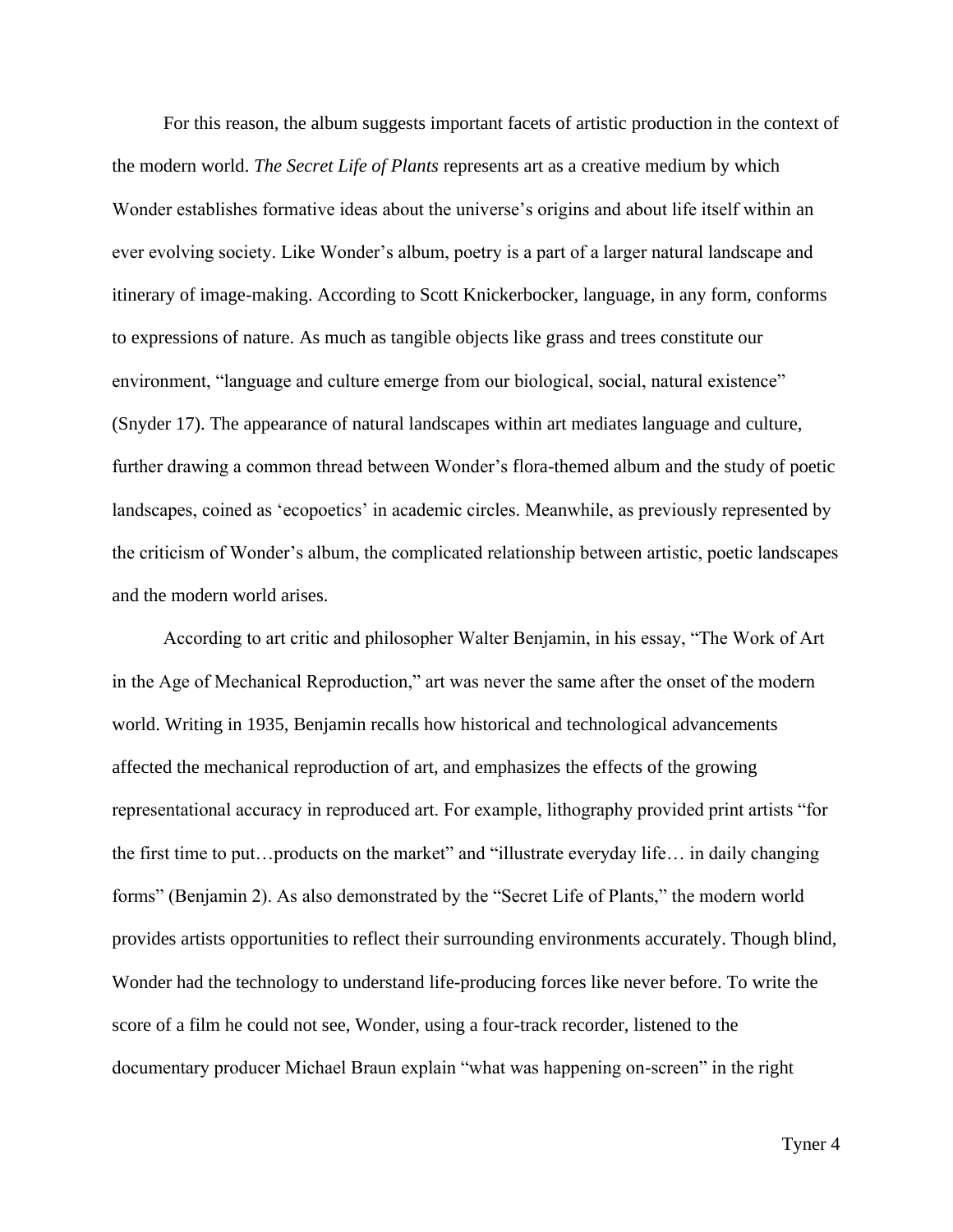For this reason, the album suggests important facets of artistic production in the context of the modern world. *The Secret Life of Plants* represents art as a creative medium by which Wonder establishes formative ideas about the universe's origins and about life itself within an ever evolving society. Like Wonder's album, poetry is a part of a larger natural landscape and itinerary of image-making. According to Scott Knickerbocker, language, in any form, conforms to expressions of nature. As much as tangible objects like grass and trees constitute our environment, "language and culture emerge from our biological, social, natural existence" (Snyder 17). The appearance of natural landscapes within art mediates language and culture, further drawing a common thread between Wonder's flora-themed album and the study of poetic landscapes, coined as 'ecopoetics' in academic circles. Meanwhile, as previously represented by the criticism of Wonder's album, the complicated relationship between artistic, poetic landscapes and the modern world arises.

According to art critic and philosopher Walter Benjamin, in his essay, "The Work of Art in the Age of Mechanical Reproduction," art was never the same after the onset of the modern world. Writing in 1935, Benjamin recalls how historical and technological advancements affected the mechanical reproduction of art, and emphasizes the effects of the growing representational accuracy in reproduced art. For example, lithography provided print artists "for the first time to put…products on the market" and "illustrate everyday life… in daily changing forms" (Benjamin 2). As also demonstrated by the "Secret Life of Plants," the modern world provides artists opportunities to reflect their surrounding environments accurately. Though blind, Wonder had the technology to understand life-producing forces like never before. To write the score of a film he could not see, Wonder, using a four-track recorder, listened to the documentary producer Michael Braun explain "what was happening on-screen" in the right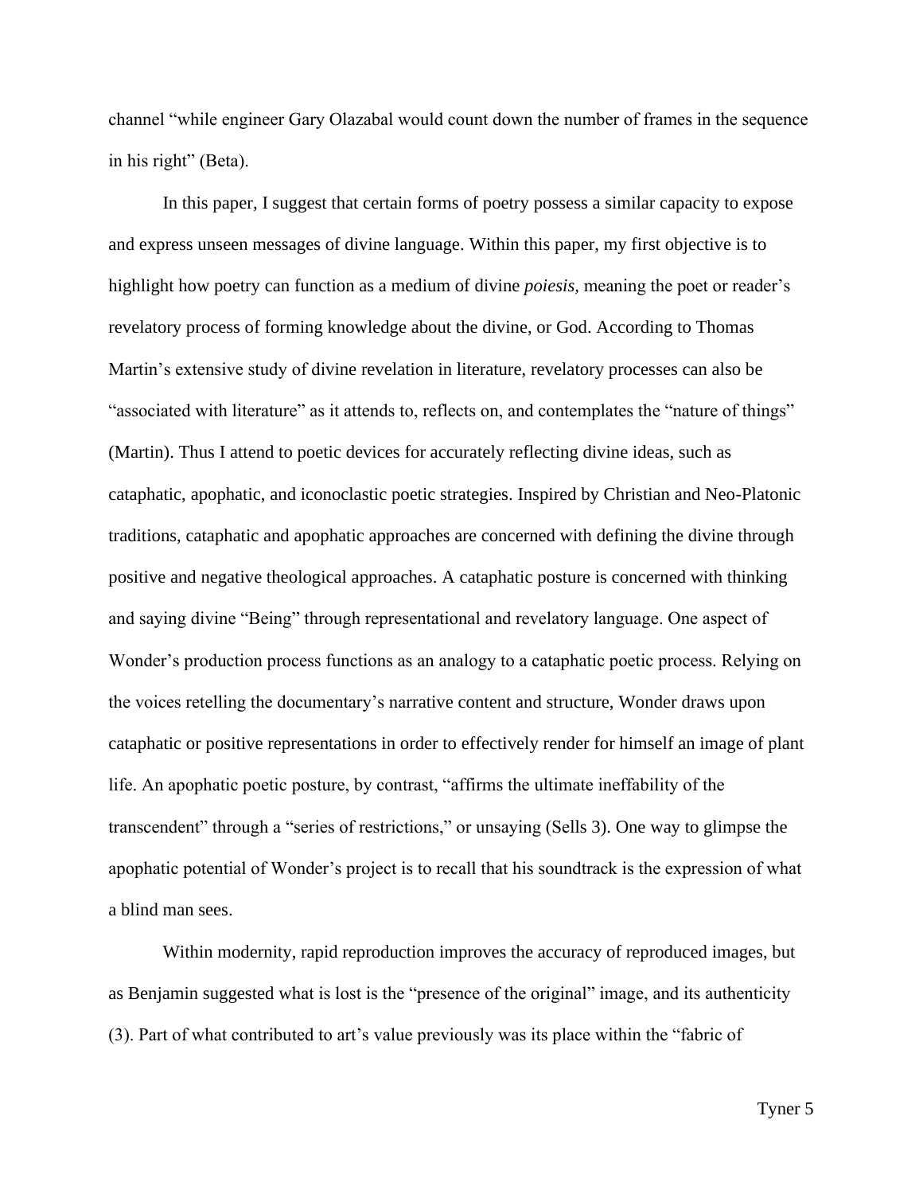channel "while engineer Gary Olazabal would count down the number of frames in the sequence in his right" (Beta).

In this paper, I suggest that certain forms of poetry possess a similar capacity to expose and express unseen messages of divine language. Within this paper, my first objective is to highlight how poetry can function as a medium of divine *poiesis,* meaning the poet or reader's revelatory process of forming knowledge about the divine, or God. According to Thomas Martin's extensive study of divine revelation in literature, revelatory processes can also be "associated with literature" as it attends to, reflects on, and contemplates the "nature of things" (Martin). Thus I attend to poetic devices for accurately reflecting divine ideas, such as cataphatic, apophatic, and iconoclastic poetic strategies. Inspired by Christian and Neo-Platonic traditions, cataphatic and apophatic approaches are concerned with defining the divine through positive and negative theological approaches. A cataphatic posture is concerned with thinking and saying divine "Being" through representational and revelatory language. One aspect of Wonder's production process functions as an analogy to a cataphatic poetic process. Relying on the voices retelling the documentary's narrative content and structure, Wonder draws upon cataphatic or positive representations in order to effectively render for himself an image of plant life. An apophatic poetic posture, by contrast, "affirms the ultimate ineffability of the transcendent" through a "series of restrictions," or unsaying (Sells 3). One way to glimpse the apophatic potential of Wonder's project is to recall that his soundtrack is the expression of what a blind man sees.

Within modernity, rapid reproduction improves the accuracy of reproduced images, but as Benjamin suggested what is lost is the "presence of the original" image, and its authenticity (3). Part of what contributed to art's value previously was its place within the "fabric of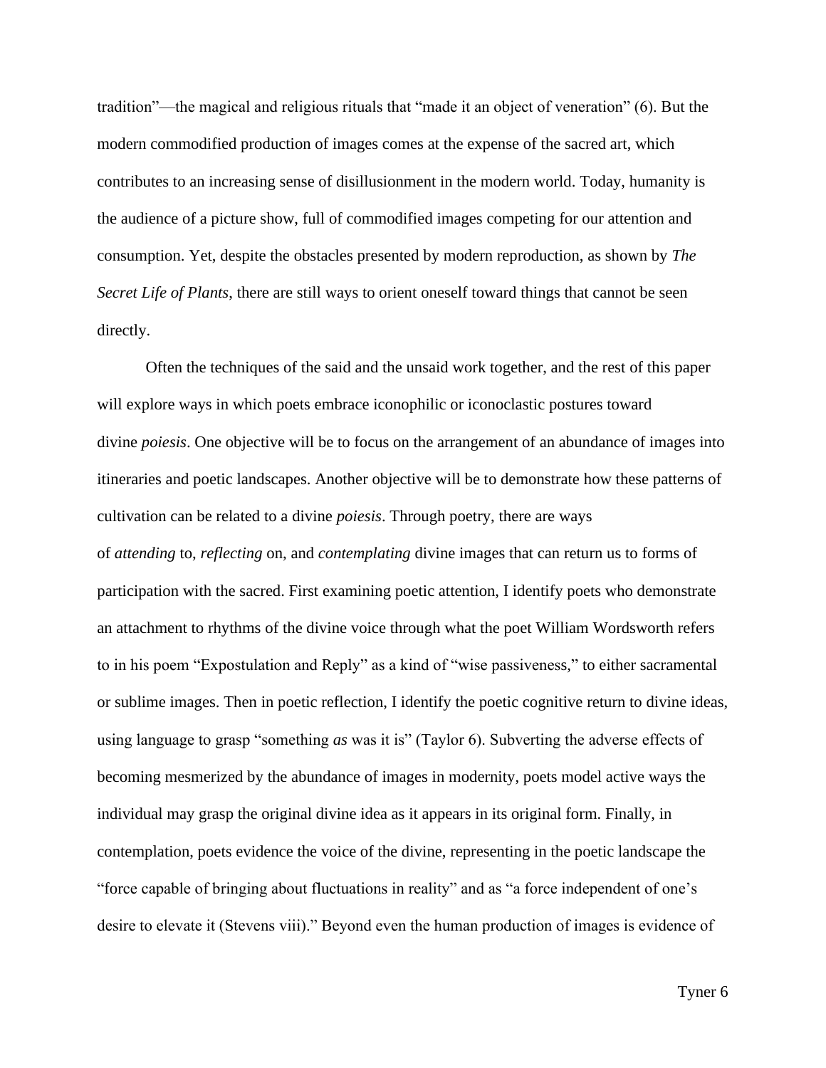tradition"—the magical and religious rituals that "made it an object of veneration" (6). But the modern commodified production of images comes at the expense of the sacred art, which contributes to an increasing sense of disillusionment in the modern world. Today, humanity is the audience of a picture show, full of commodified images competing for our attention and consumption. Yet, despite the obstacles presented by modern reproduction, as shown by *The Secret Life of Plants*, there are still ways to orient oneself toward things that cannot be seen directly.

Often the techniques of the said and the unsaid work together, and the rest of this paper will explore ways in which poets embrace iconophilic or iconoclastic postures toward divine *poiesis*. One objective will be to focus on the arrangement of an abundance of images into itineraries and poetic landscapes. Another objective will be to demonstrate how these patterns of cultivation can be related to a divine *poiesis*. Through poetry, there are ways of *attending* to, *reflecting* on, and *contemplating* divine images that can return us to forms of participation with the sacred. First examining poetic attention, I identify poets who demonstrate an attachment to rhythms of the divine voice through what the poet William Wordsworth refers to in his poem "Expostulation and Reply" as a kind of "wise passiveness," to either sacramental or sublime images. Then in poetic reflection, I identify the poetic cognitive return to divine ideas, using language to grasp "something *as* was it is" (Taylor 6). Subverting the adverse effects of becoming mesmerized by the abundance of images in modernity, poets model active ways the individual may grasp the original divine idea as it appears in its original form. Finally, in contemplation, poets evidence the voice of the divine, representing in the poetic landscape the "force capable of bringing about fluctuations in reality" and as "a force independent of one's desire to elevate it (Stevens viii)." Beyond even the human production of images is evidence of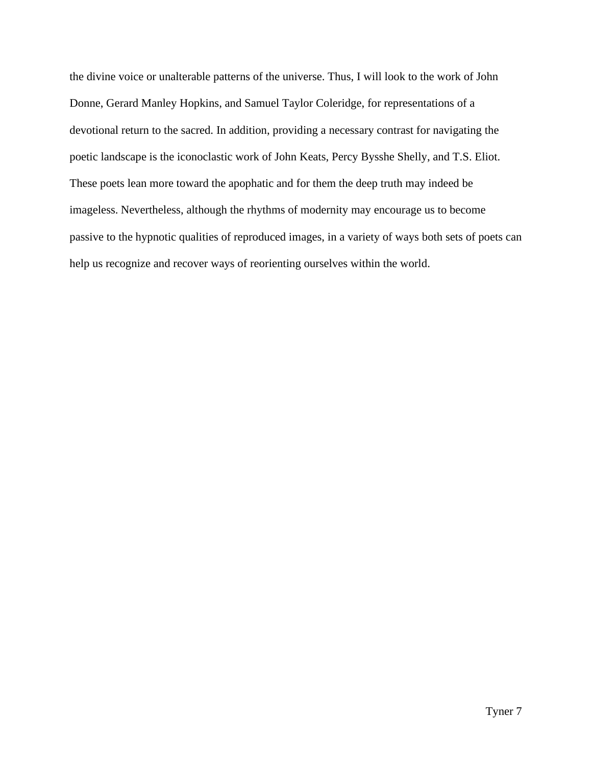the divine voice or unalterable patterns of the universe. Thus, I will look to the work of John Donne, Gerard Manley Hopkins, and Samuel Taylor Coleridge, for representations of a devotional return to the sacred. In addition, providing a necessary contrast for navigating the poetic landscape is the iconoclastic work of John Keats, Percy Bysshe Shelly, and T.S. Eliot. These poets lean more toward the apophatic and for them the deep truth may indeed be imageless. Nevertheless, although the rhythms of modernity may encourage us to become passive to the hypnotic qualities of reproduced images, in a variety of ways both sets of poets can help us recognize and recover ways of reorienting ourselves within the world.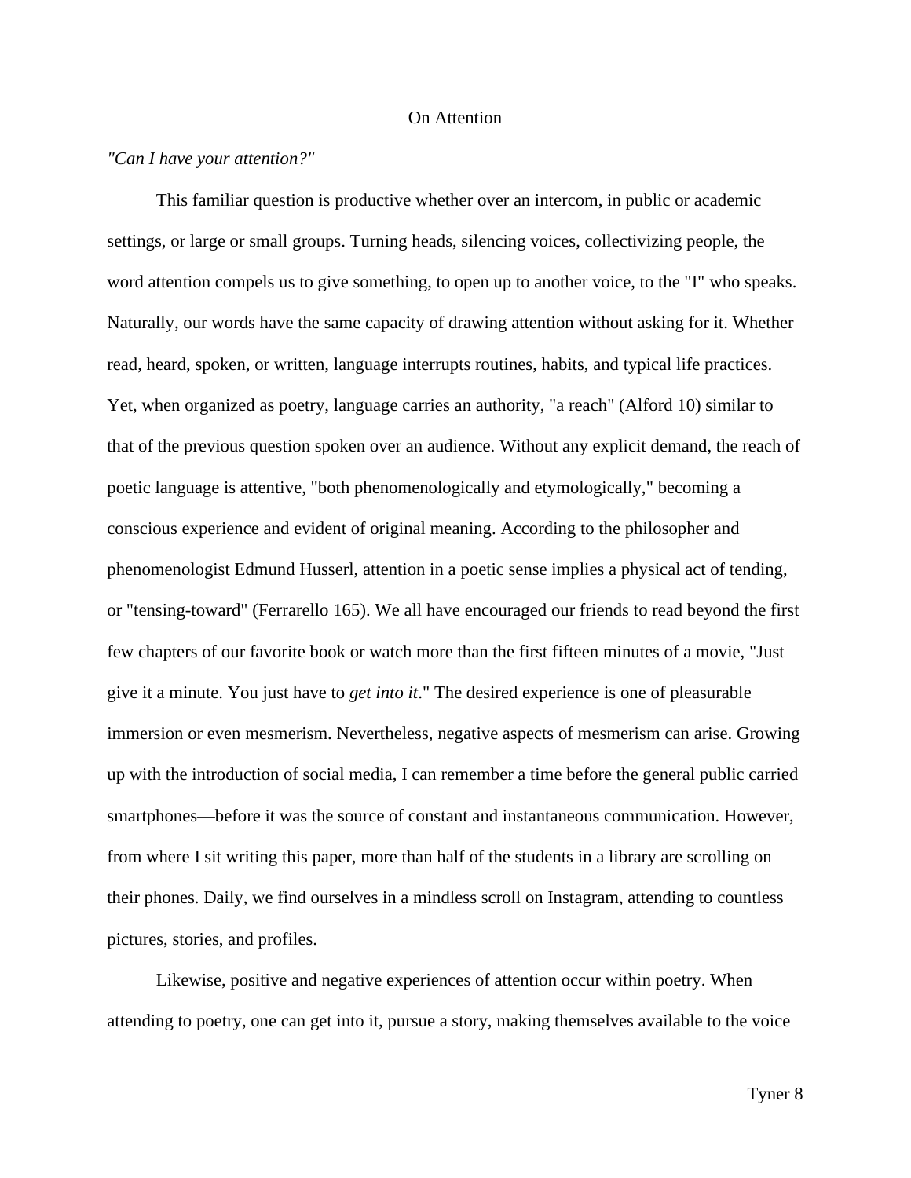# On Attention

*"Can I have your attention?"*

This familiar question is productive whether over an intercom, in public or academic settings, or large or small groups. Turning heads, silencing voices, collectivizing people, the word attention compels us to give something, to open up to another voice, to the "I" who speaks. Naturally, our words have the same capacity of drawing attention without asking for it. Whether read, heard, spoken, or written, language interrupts routines, habits, and typical life practices. Yet, when organized as poetry, language carries an authority, "a reach" (Alford 10) similar to that of the previous question spoken over an audience. Without any explicit demand, the reach of poetic language is attentive, "both phenomenologically and etymologically," becoming a conscious experience and evident of original meaning. According to the philosopher and phenomenologist Edmund Husserl, attention in a poetic sense implies a physical act of tending, or "tensing-toward" (Ferrarello 165). We all have encouraged our friends to read beyond the first few chapters of our favorite book or watch more than the first fifteen minutes of a movie, "Just give it a minute. You just have to *get into it*." The desired experience is one of pleasurable immersion or even mesmerism. Nevertheless, negative aspects of mesmerism can arise. Growing up with the introduction of social media, I can remember a time before the general public carried smartphones—before it was the source of constant and instantaneous communication. However, from where I sit writing this paper, more than half of the students in a library are scrolling on their phones. Daily, we find ourselves in a mindless scroll on Instagram, attending to countless pictures, stories, and profiles.

Likewise, positive and negative experiences of attention occur within poetry. When attending to poetry, one can get into it, pursue a story, making themselves available to the voice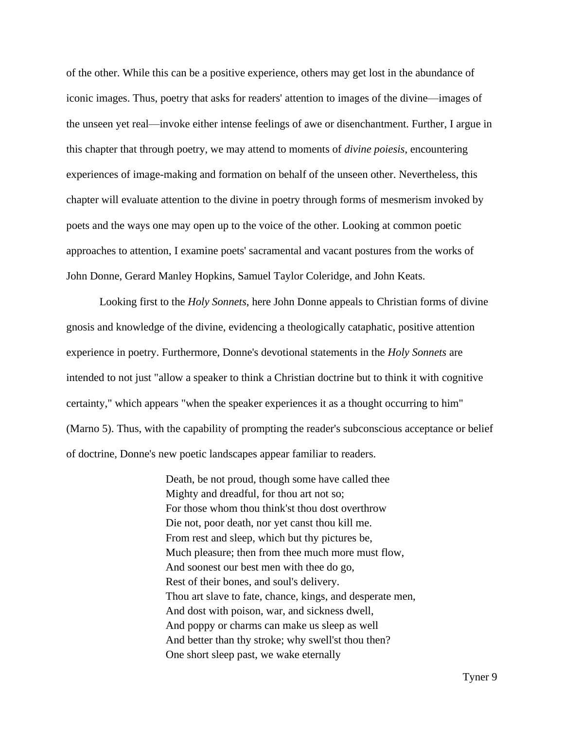of the other. While this can be a positive experience, others may get lost in the abundance of iconic images. Thus, poetry that asks for readers' attention to images of the divine—images of the unseen yet real—invoke either intense feelings of awe or disenchantment. Further, I argue in this chapter that through poetry, we may attend to moments of *divine poiesis*, encountering experiences of image-making and formation on behalf of the unseen other. Nevertheless, this chapter will evaluate attention to the divine in poetry through forms of mesmerism invoked by poets and the ways one may open up to the voice of the other. Looking at common poetic approaches to attention, I examine poets' sacramental and vacant postures from the works of John Donne, Gerard Manley Hopkins, Samuel Taylor Coleridge, and John Keats.

Looking first to the *Holy Sonnets*, here John Donne appeals to Christian forms of divine gnosis and knowledge of the divine, evidencing a theologically cataphatic, positive attention experience in poetry. Furthermore, Donne's devotional statements in the *Holy Sonnets* are intended to not just "allow a speaker to think a Christian doctrine but to think it with cognitive certainty," which appears "when the speaker experiences it as a thought occurring to him" (Marno 5). Thus, with the capability of prompting the reader's subconscious acceptance or belief of doctrine, Donne's new poetic landscapes appear familiar to readers.

> Death, be not proud, though some have called thee
> Mighty and dreadful, for thou art not so;
> For those whom thou think'st thou dost overthrow
> Die not, poor death, nor yet canst thou kill me.
> From rest and sleep, which but thy pictures be,
> Much pleasure; then from thee much more must flow,
> And soonest our best men with thee do go,
> Rest of their bones, and soul's delivery.
> Thou art slave to fate, chance, kings, and desperate men,
> And dost with poison, war, and sickness dwell,
> And poppy or charms can make us sleep as well
> And better than thy stroke; why swell'st thou then?
> One short sleep past, we wake eternally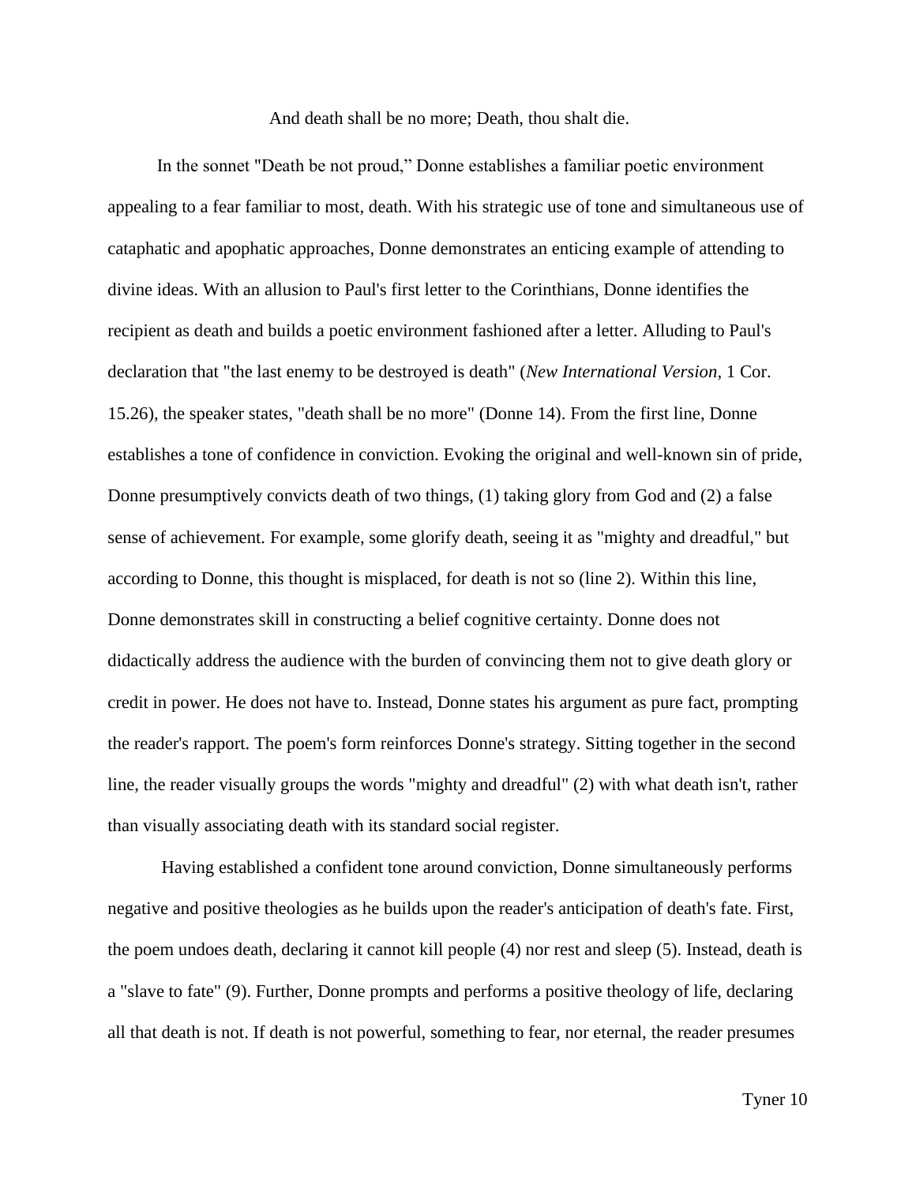And death shall be no more; Death, thou shalt die.

In the sonnet "Death be not proud," Donne establishes a familiar poetic environment appealing to a fear familiar to most, death. With his strategic use of tone and simultaneous use of cataphatic and apophatic approaches, Donne demonstrates an enticing example of attending to divine ideas. With an allusion to Paul's first letter to the Corinthians, Donne identifies the recipient as death and builds a poetic environment fashioned after a letter. Alluding to Paul's declaration that "the last enemy to be destroyed is death" (*New International Version*, 1 Cor. 15.26), the speaker states, "death shall be no more" (Donne 14). From the first line, Donne establishes a tone of confidence in conviction. Evoking the original and well-known sin of pride, Donne presumptively convicts death of two things, (1) taking glory from God and (2) a false sense of achievement. For example, some glorify death, seeing it as "mighty and dreadful," but according to Donne, this thought is misplaced, for death is not so (line 2). Within this line, Donne demonstrates skill in constructing a belief cognitive certainty. Donne does not didactically address the audience with the burden of convincing them not to give death glory or credit in power. He does not have to. Instead, Donne states his argument as pure fact, prompting the reader's rapport. The poem's form reinforces Donne's strategy. Sitting together in the second line, the reader visually groups the words "mighty and dreadful" (2) with what death isn't, rather than visually associating death with its standard social register.

Having established a confident tone around conviction, Donne simultaneously performs negative and positive theologies as he builds upon the reader's anticipation of death's fate. First, the poem undoes death, declaring it cannot kill people (4) nor rest and sleep (5). Instead, death is a "slave to fate" (9). Further, Donne prompts and performs a positive theology of life, declaring all that death is not. If death is not powerful, something to fear, nor eternal, the reader presumes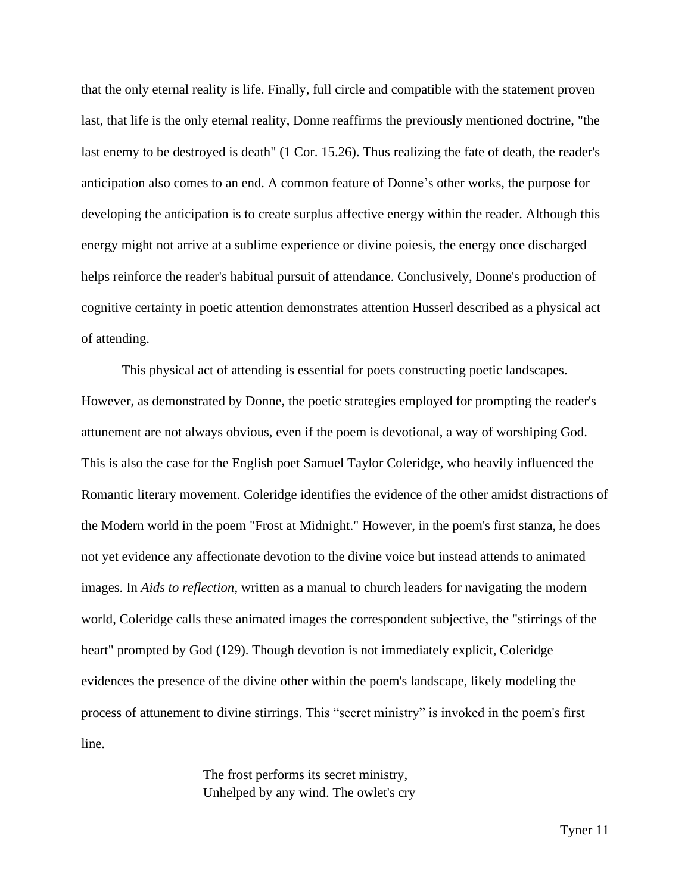that the only eternal reality is life. Finally, full circle and compatible with the statement proven last, that life is the only eternal reality, Donne reaffirms the previously mentioned doctrine, "the last enemy to be destroyed is death" (1 Cor. 15.26). Thus realizing the fate of death, the reader's anticipation also comes to an end. A common feature of Donne’s other works, the purpose for developing the anticipation is to create surplus affective energy within the reader. Although this energy might not arrive at a sublime experience or divine poiesis, the energy once discharged helps reinforce the reader's habitual pursuit of attendance. Conclusively, Donne's production of cognitive certainty in poetic attention demonstrates attention Husserl described as a physical act of attending.

This physical act of attending is essential for poets constructing poetic landscapes. However, as demonstrated by Donne, the poetic strategies employed for prompting the reader's attunement are not always obvious, even if the poem is devotional, a way of worshiping God. This is also the case for the English poet Samuel Taylor Coleridge, who heavily influenced the Romantic literary movement. Coleridge identifies the evidence of the other amidst distractions of the Modern world in the poem "Frost at Midnight." However, in the poem's first stanza, he does not yet evidence any affectionate devotion to the divine voice but instead attends to animated images. In *Aids to reflection*, written as a manual to church leaders for navigating the modern world, Coleridge calls these animated images the correspondent subjective, the "stirrings of the heart" prompted by God (129). Though devotion is not immediately explicit, Coleridge evidences the presence of the divine other within the poem's landscape, likely modeling the process of attunement to divine stirrings. This “secret ministry” is invoked in the poem's first line.

> The frost performs its secret ministry,
> Unhelped by any wind. The owlet's cry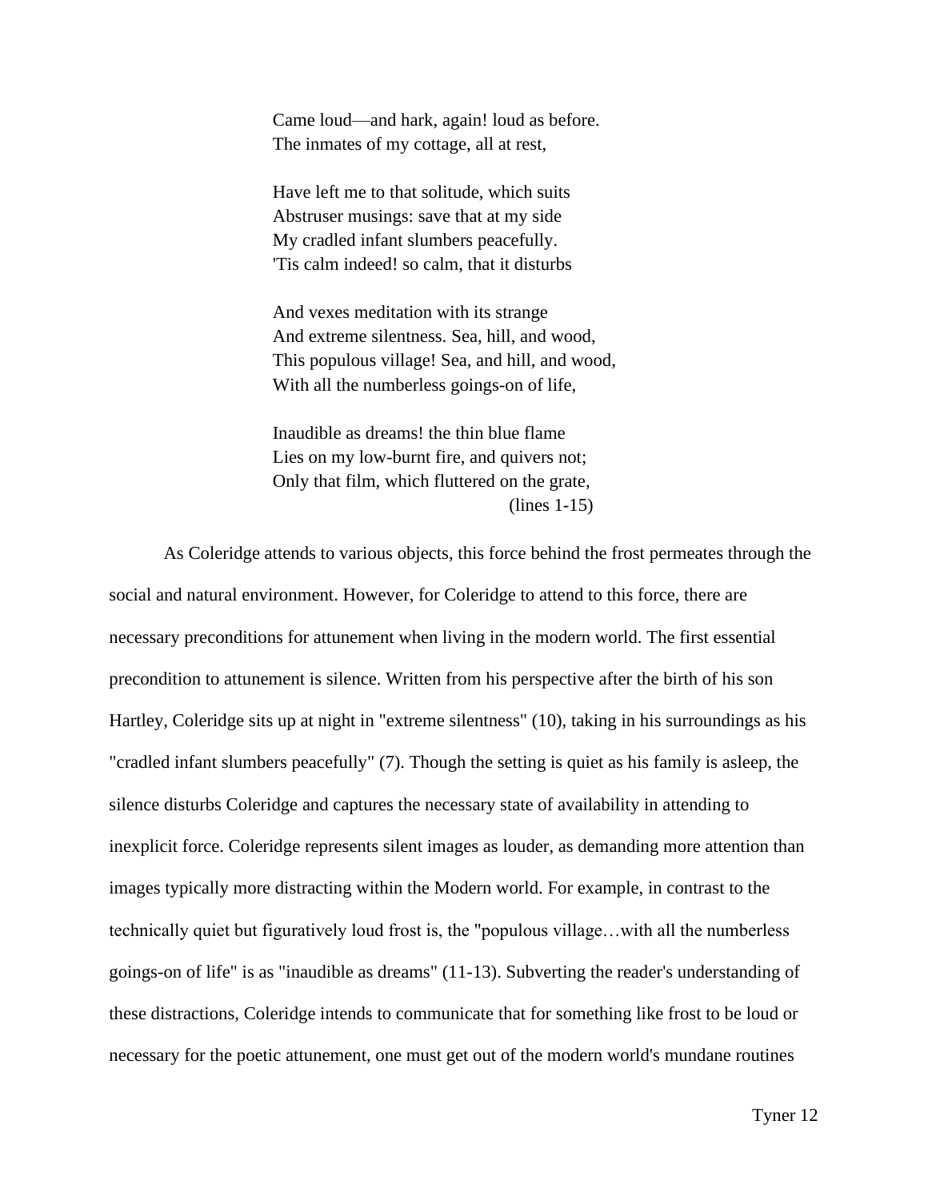> Came loud—and hark, again! loud as before.
> The inmates of my cottage, all at rest,
>
> Have left me to that solitude, which suits
> Abstruser musings: save that at my side
> My cradled infant slumbers peacefully.
> 'Tis calm indeed! so calm, that it disturbs
>
> And vexes meditation with its strange
> And extreme silentness. Sea, hill, and wood,
> This populous village! Sea, and hill, and wood,
> With all the numberless goings-on of life,
>
> Inaudible as dreams! the thin blue flame
> Lies on my low-burnt fire, and quivers not;
> Only that film, which fluttered on the grate,
> (lines 1-15)

As Coleridge attends to various objects, this force behind the frost permeates through the social and natural environment. However, for Coleridge to attend to this force, there are necessary preconditions for attunement when living in the modern world. The first essential precondition to attunement is silence. Written from his perspective after the birth of his son Hartley, Coleridge sits up at night in "extreme silentness" (10), taking in his surroundings as his "cradled infant slumbers peacefully" (7). Though the setting is quiet as his family is asleep, the silence disturbs Coleridge and captures the necessary state of availability in attending to inexplicit force. Coleridge represents silent images as louder, as demanding more attention than images typically more distracting within the Modern world. For example, in contrast to the technically quiet but figuratively loud frost is, the "populous village…with all the numberless goings-on of life" is as "inaudible as dreams" (11-13). Subverting the reader's understanding of these distractions, Coleridge intends to communicate that for something like frost to be loud or necessary for the poetic attunement, one must get out of the modern world's mundane routines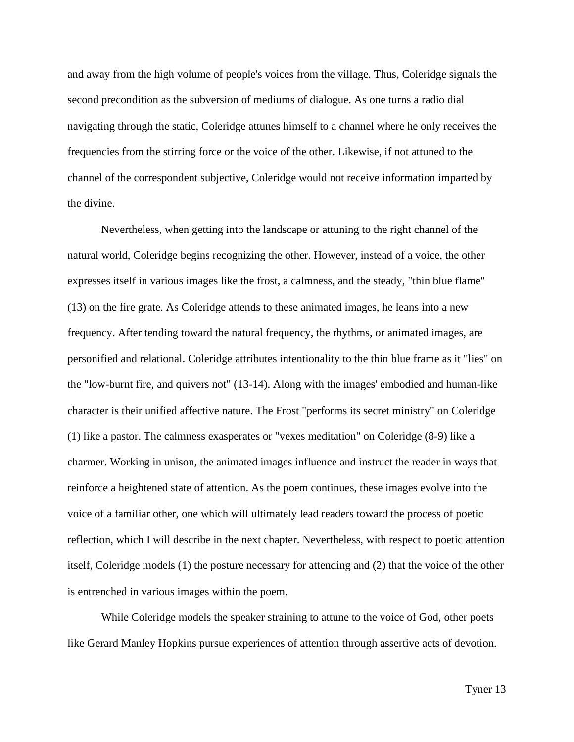and away from the high volume of people's voices from the village. Thus, Coleridge signals the second precondition as the subversion of mediums of dialogue. As one turns a radio dial navigating through the static, Coleridge attunes himself to a channel where he only receives the frequencies from the stirring force or the voice of the other. Likewise, if not attuned to the channel of the correspondent subjective, Coleridge would not receive information imparted by the divine.

Nevertheless, when getting into the landscape or attuning to the right channel of the natural world, Coleridge begins recognizing the other. However, instead of a voice, the other expresses itself in various images like the frost, a calmness, and the steady, "thin blue flame" (13) on the fire grate. As Coleridge attends to these animated images, he leans into a new frequency. After tending toward the natural frequency, the rhythms, or animated images, are personified and relational. Coleridge attributes intentionality to the thin blue frame as it "lies" on the "low-burnt fire, and quivers not" (13-14). Along with the images' embodied and human-like character is their unified affective nature. The Frost "performs its secret ministry" on Coleridge (1) like a pastor. The calmness exasperates or "vexes meditation" on Coleridge (8-9) like a charmer. Working in unison, the animated images influence and instruct the reader in ways that reinforce a heightened state of attention. As the poem continues, these images evolve into the voice of a familiar other, one which will ultimately lead readers toward the process of poetic reflection, which I will describe in the next chapter. Nevertheless, with respect to poetic attention itself, Coleridge models (1) the posture necessary for attending and (2) that the voice of the other is entrenched in various images within the poem.

While Coleridge models the speaker straining to attune to the voice of God, other poets like Gerard Manley Hopkins pursue experiences of attention through assertive acts of devotion.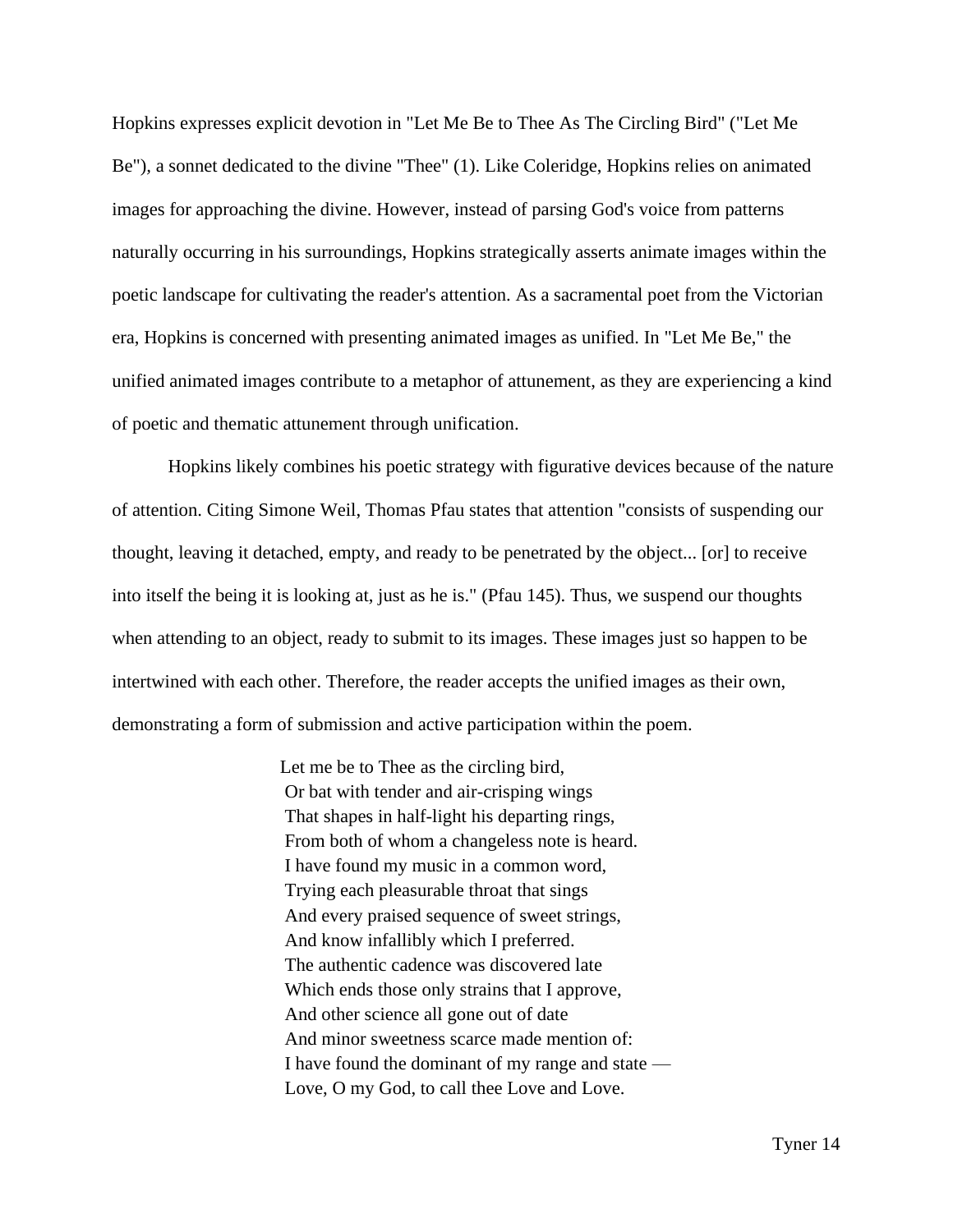Hopkins expresses explicit devotion in "Let Me Be to Thee As The Circling Bird" ("Let Me Be"), a sonnet dedicated to the divine "Thee" (1). Like Coleridge, Hopkins relies on animated images for approaching the divine. However, instead of parsing God's voice from patterns naturally occurring in his surroundings, Hopkins strategically asserts animate images within the poetic landscape for cultivating the reader's attention. As a sacramental poet from the Victorian era, Hopkins is concerned with presenting animated images as unified. In "Let Me Be," the unified animated images contribute to a metaphor of attunement, as they are experiencing a kind of poetic and thematic attunement through unification.

Hopkins likely combines his poetic strategy with figurative devices because of the nature of attention. Citing Simone Weil, Thomas Pfau states that attention "consists of suspending our thought, leaving it detached, empty, and ready to be penetrated by the object... [or] to receive into itself the being it is looking at, just as he is." (Pfau 145). Thus, we suspend our thoughts when attending to an object, ready to submit to its images. These images just so happen to be intertwined with each other. Therefore, the reader accepts the unified images as their own, demonstrating a form of submission and active participation within the poem.

> Let me be to Thee as the circling bird,
> Or bat with tender and air-crisping wings
> That shapes in half-light his departing rings,
> From both of whom a changeless note is heard.
> I have found my music in a common word,
> Trying each pleasurable throat that sings
> And every praised sequence of sweet strings,
> And know infallibly which I preferred.
> The authentic cadence was discovered late
> Which ends those only strains that I approve,
> And other science all gone out of date
> And minor sweetness scarce made mention of:
> I have found the dominant of my range and state —
> Love, O my God, to call thee Love and Love.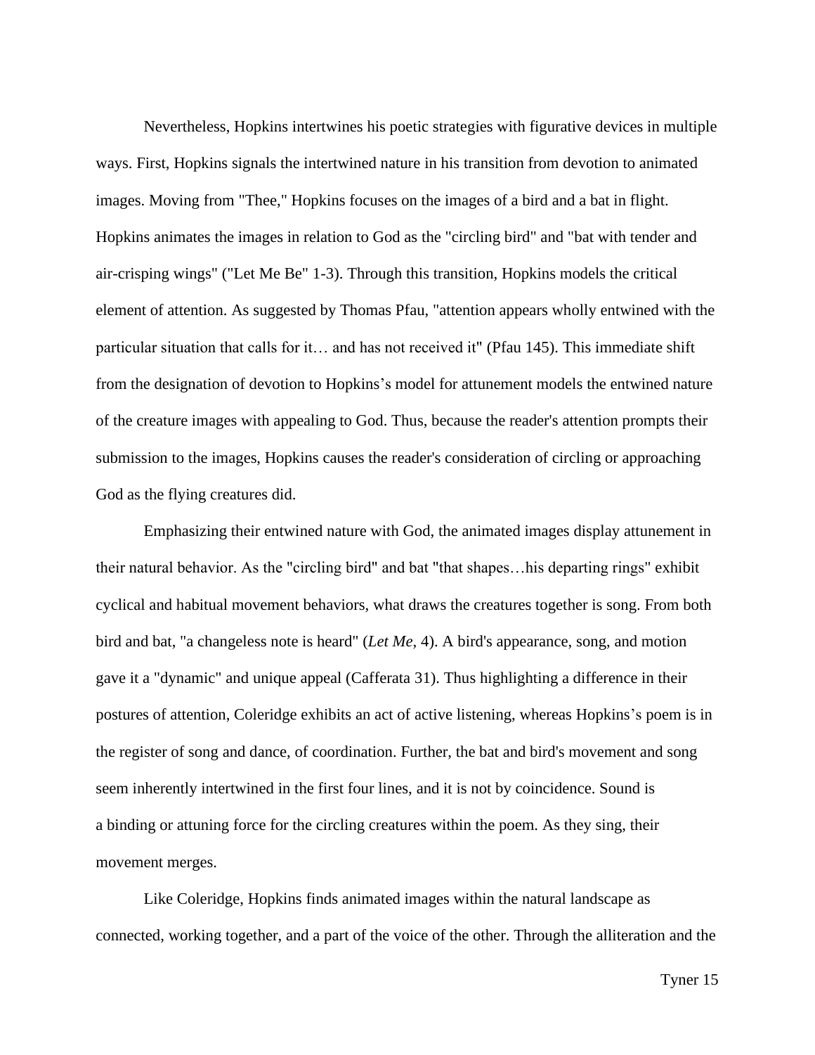Nevertheless, Hopkins intertwines his poetic strategies with figurative devices in multiple ways. First, Hopkins signals the intertwined nature in his transition from devotion to animated images. Moving from "Thee," Hopkins focuses on the images of a bird and a bat in flight. Hopkins animates the images in relation to God as the "circling bird" and "bat with tender and air-crisping wings" ("Let Me Be" 1-3). Through this transition, Hopkins models the critical element of attention. As suggested by Thomas Pfau, "attention appears wholly entwined with the particular situation that calls for it… and has not received it" (Pfau 145). This immediate shift from the designation of devotion to Hopkins's model for attunement models the entwined nature of the creature images with appealing to God. Thus, because the reader's attention prompts their submission to the images, Hopkins causes the reader's consideration of circling or approaching God as the flying creatures did.

Emphasizing their entwined nature with God, the animated images display attunement in their natural behavior. As the "circling bird" and bat "that shapes…his departing rings" exhibit cyclical and habitual movement behaviors, what draws the creatures together is song. From both bird and bat, "a changeless note is heard" (*Let Me*, 4). A bird's appearance, song, and motion gave it a "dynamic" and unique appeal (Cafferata 31). Thus highlighting a difference in their postures of attention, Coleridge exhibits an act of active listening, whereas Hopkins's poem is in the register of song and dance, of coordination. Further, the bat and bird's movement and song seem inherently intertwined in the first four lines, and it is not by coincidence. Sound is a binding or attuning force for the circling creatures within the poem. As they sing, their movement merges.

Like Coleridge, Hopkins finds animated images within the natural landscape as connected, working together, and a part of the voice of the other. Through the alliteration and the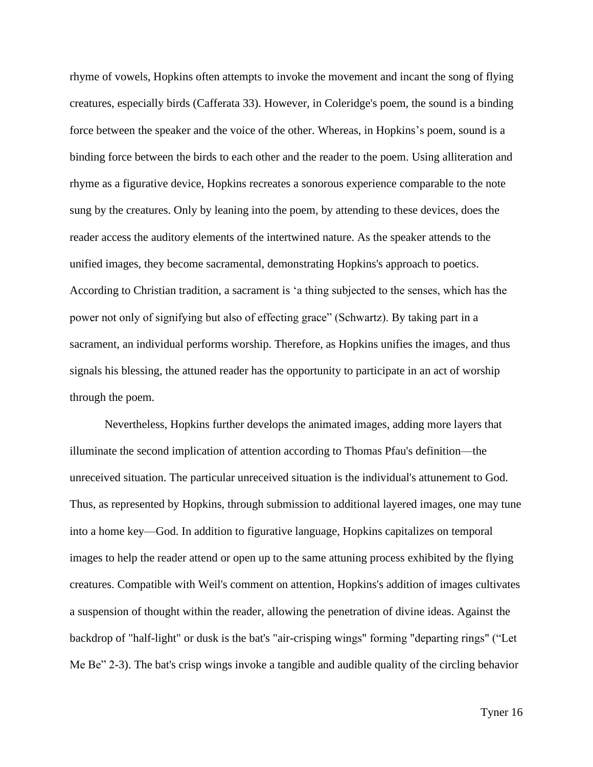rhyme of vowels, Hopkins often attempts to invoke the movement and incant the song of flying creatures, especially birds (Cafferata 33). However, in Coleridge's poem, the sound is a binding force between the speaker and the voice of the other. Whereas, in Hopkins's poem, sound is a binding force between the birds to each other and the reader to the poem. Using alliteration and rhyme as a figurative device, Hopkins recreates a sonorous experience comparable to the note sung by the creatures. Only by leaning into the poem, by attending to these devices, does the reader access the auditory elements of the intertwined nature. As the speaker attends to the unified images, they become sacramental, demonstrating Hopkins's approach to poetics. According to Christian tradition, a sacrament is 'a thing subjected to the senses, which has the power not only of signifying but also of effecting grace" (Schwartz). By taking part in a sacrament, an individual performs worship. Therefore, as Hopkins unifies the images, and thus signals his blessing, the attuned reader has the opportunity to participate in an act of worship through the poem.

Nevertheless, Hopkins further develops the animated images, adding more layers that illuminate the second implication of attention according to Thomas Pfau's definition—the unreceived situation. The particular unreceived situation is the individual's attunement to God. Thus, as represented by Hopkins, through submission to additional layered images, one may tune into a home key—God. In addition to figurative language, Hopkins capitalizes on temporal images to help the reader attend or open up to the same attuning process exhibited by the flying creatures. Compatible with Weil's comment on attention, Hopkins's addition of images cultivates a suspension of thought within the reader, allowing the penetration of divine ideas. Against the backdrop of "half-light" or dusk is the bat's "air-crisping wings" forming "departing rings" ("Let Me Be" 2-3). The bat's crisp wings invoke a tangible and audible quality of the circling behavior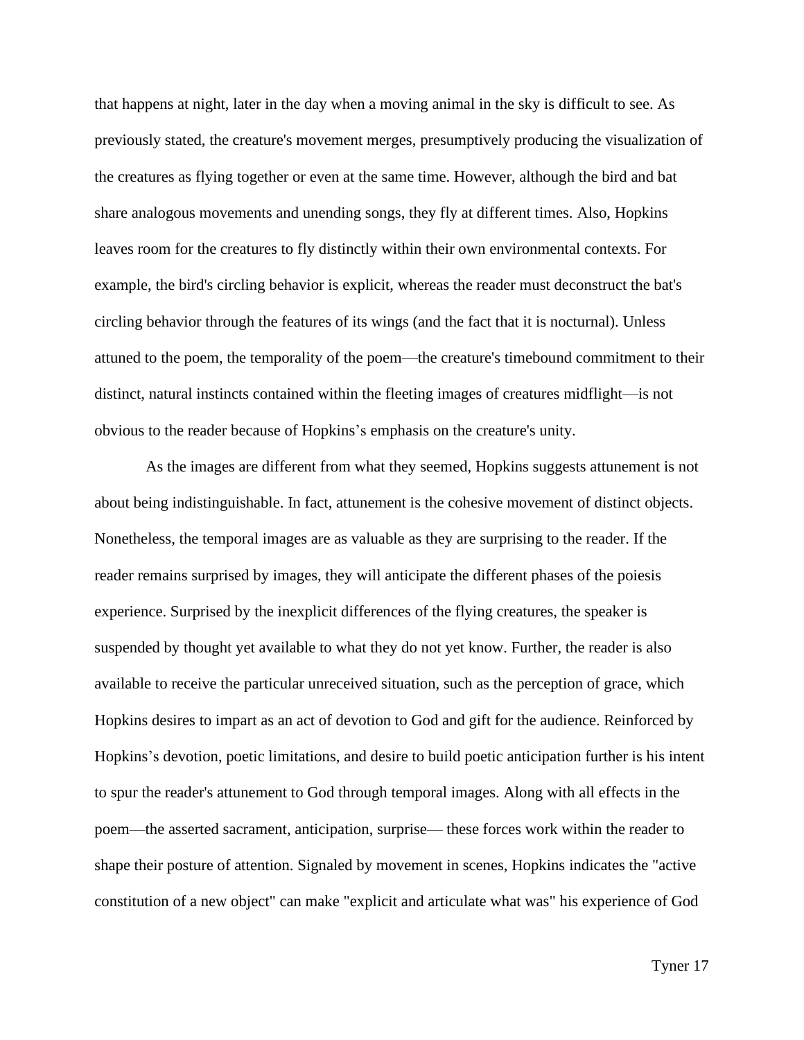that happens at night, later in the day when a moving animal in the sky is difficult to see. As previously stated, the creature's movement merges, presumptively producing the visualization of the creatures as flying together or even at the same time. However, although the bird and bat share analogous movements and unending songs, they fly at different times. Also, Hopkins leaves room for the creatures to fly distinctly within their own environmental contexts. For example, the bird's circling behavior is explicit, whereas the reader must deconstruct the bat's circling behavior through the features of its wings (and the fact that it is nocturnal). Unless attuned to the poem, the temporality of the poem—the creature's timebound commitment to their distinct, natural instincts contained within the fleeting images of creatures midflight—is not obvious to the reader because of Hopkins's emphasis on the creature's unity.

As the images are different from what they seemed, Hopkins suggests attunement is not about being indistinguishable. In fact, attunement is the cohesive movement of distinct objects. Nonetheless, the temporal images are as valuable as they are surprising to the reader. If the reader remains surprised by images, they will anticipate the different phases of the poiesis experience. Surprised by the inexplicit differences of the flying creatures, the speaker is suspended by thought yet available to what they do not yet know. Further, the reader is also available to receive the particular unreceived situation, such as the perception of grace, which Hopkins desires to impart as an act of devotion to God and gift for the audience. Reinforced by Hopkins's devotion, poetic limitations, and desire to build poetic anticipation further is his intent to spur the reader's attunement to God through temporal images. Along with all effects in the poem—the asserted sacrament, anticipation, surprise— these forces work within the reader to shape their posture of attention. Signaled by movement in scenes, Hopkins indicates the "active constitution of a new object" can make "explicit and articulate what was" his experience of God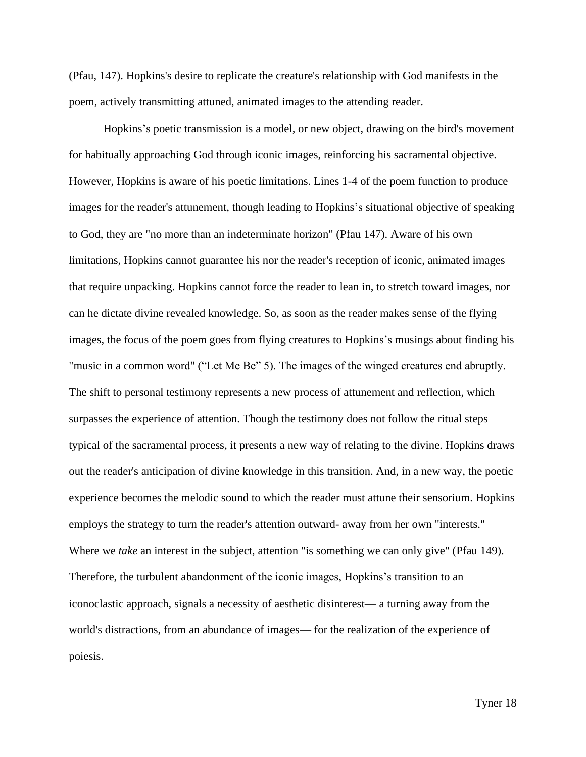(Pfau, 147). Hopkins's desire to replicate the creature's relationship with God manifests in the poem, actively transmitting attuned, animated images to the attending reader.

Hopkins’s poetic transmission is a model, or new object, drawing on the bird's movement for habitually approaching God through iconic images, reinforcing his sacramental objective. However, Hopkins is aware of his poetic limitations. Lines 1-4 of the poem function to produce images for the reader's attunement, though leading to Hopkins’s situational objective of speaking to God, they are "no more than an indeterminate horizon" (Pfau 147). Aware of his own limitations, Hopkins cannot guarantee his nor the reader's reception of iconic, animated images that require unpacking. Hopkins cannot force the reader to lean in, to stretch toward images, nor can he dictate divine revealed knowledge. So, as soon as the reader makes sense of the flying images, the focus of the poem goes from flying creatures to Hopkins’s musings about finding his "music in a common word" (“Let Me Be” 5). The images of the winged creatures end abruptly. The shift to personal testimony represents a new process of attunement and reflection, which surpasses the experience of attention. Though the testimony does not follow the ritual steps typical of the sacramental process, it presents a new way of relating to the divine. Hopkins draws out the reader's anticipation of divine knowledge in this transition. And, in a new way, the poetic experience becomes the melodic sound to which the reader must attune their sensorium. Hopkins employs the strategy to turn the reader's attention outward- away from her own "interests." Where we *take* an interest in the subject, attention "is something we can only give" (Pfau 149). Therefore, the turbulent abandonment of the iconic images, Hopkins’s transition to an iconoclastic approach, signals a necessity of aesthetic disinterest— a turning away from the world's distractions, from an abundance of images— for the realization of the experience of poiesis.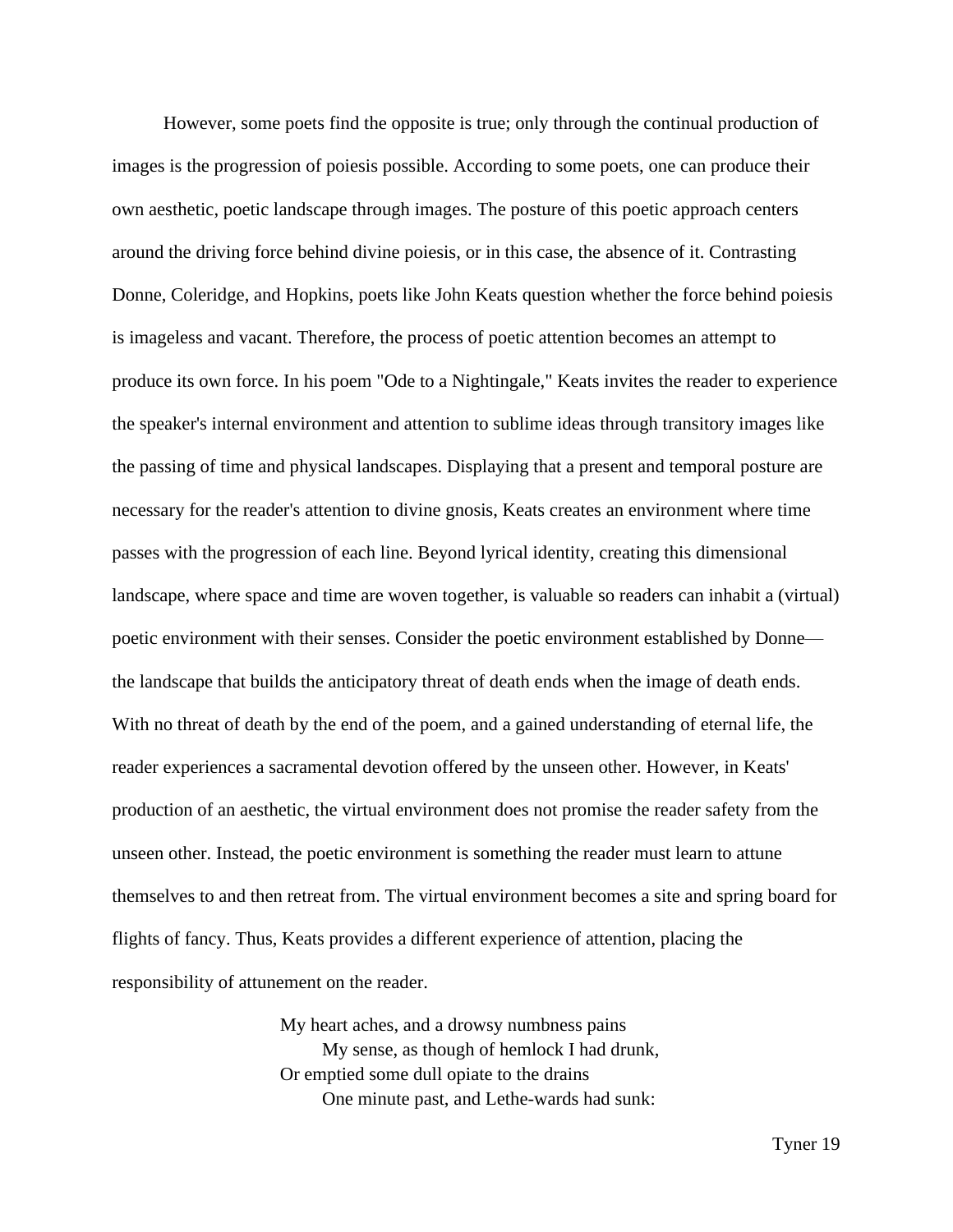However, some poets find the opposite is true; only through the continual production of images is the progression of poiesis possible. According to some poets, one can produce their own aesthetic, poetic landscape through images. The posture of this poetic approach centers around the driving force behind divine poiesis, or in this case, the absence of it. Contrasting Donne, Coleridge, and Hopkins, poets like John Keats question whether the force behind poiesis is imageless and vacant. Therefore, the process of poetic attention becomes an attempt to produce its own force. In his poem "Ode to a Nightingale," Keats invites the reader to experience the speaker's internal environment and attention to sublime ideas through transitory images like the passing of time and physical landscapes. Displaying that a present and temporal posture are necessary for the reader's attention to divine gnosis, Keats creates an environment where time passes with the progression of each line. Beyond lyrical identity, creating this dimensional landscape, where space and time are woven together, is valuable so readers can inhabit a (virtual) poetic environment with their senses. Consider the poetic environment established by Donne—the landscape that builds the anticipatory threat of death ends when the image of death ends. With no threat of death by the end of the poem, and a gained understanding of eternal life, the reader experiences a sacramental devotion offered by the unseen other. However, in Keats' production of an aesthetic, the virtual environment does not promise the reader safety from the unseen other. Instead, the poetic environment is something the reader must learn to attune themselves to and then retreat from. The virtual environment becomes a site and spring board for flights of fancy. Thus, Keats provides a different experience of attention, placing the responsibility of attunement on the reader.

> My heart aches, and a drowsy numbness pains
> &nbsp;&nbsp;&nbsp;&nbsp;My sense, as though of hemlock I had drunk,
> Or emptied some dull opiate to the drains
> &nbsp;&nbsp;&nbsp;&nbsp;One minute past, and Lethe-wards had sunk: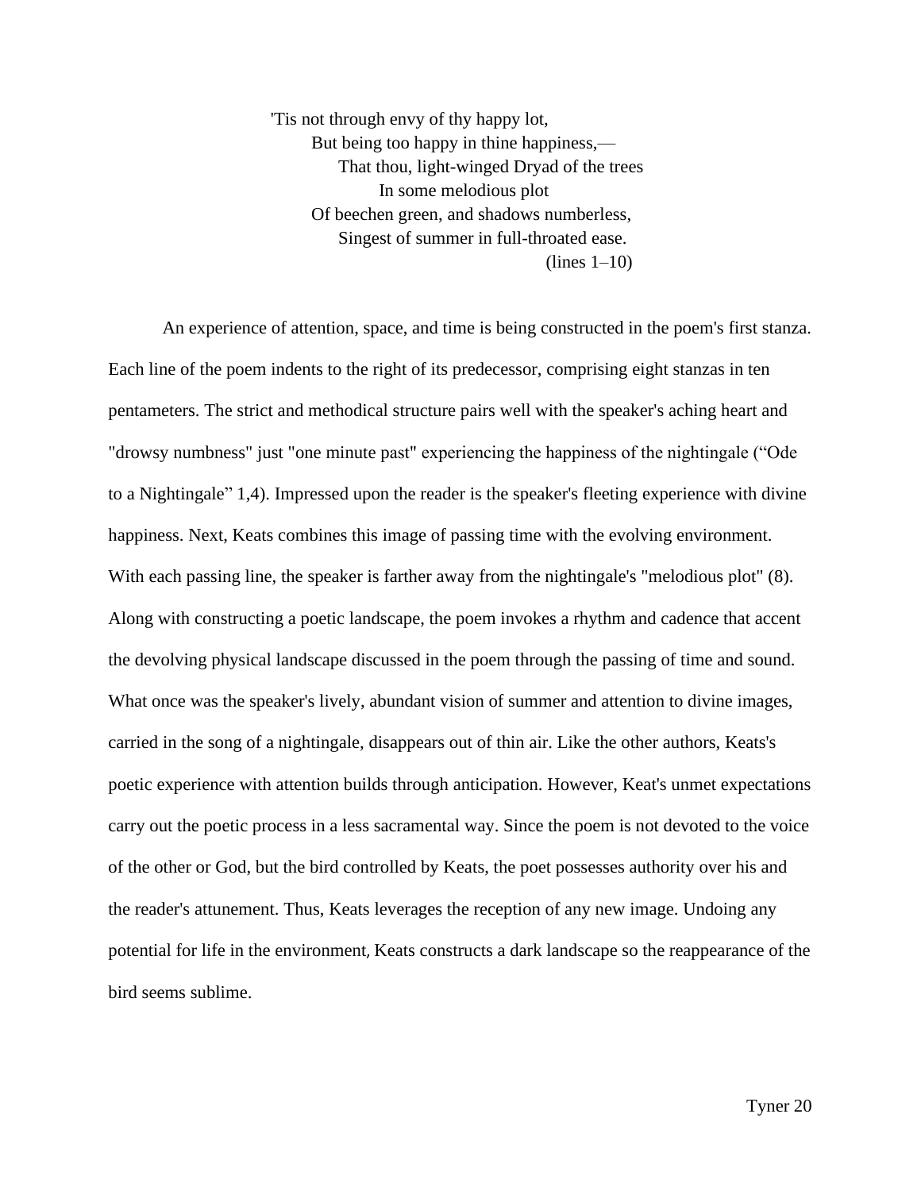> 'Tis not through envy of thy happy lot,
> But being too happy in thine happiness,—
> That thou, light-wingèd Dryad of the trees
> In some melodious plot
> Of beechen green, and shadows numberless,
> Singest of summer in full-throated ease.
> (lines 1–10)

An experience of attention, space, and time is being constructed in the poem's first stanza. Each line of the poem indents to the right of its predecessor, comprising eight stanzas in ten pentameters. The strict and methodical structure pairs well with the speaker's aching heart and "drowsy numbness" just "one minute past" experiencing the happiness of the nightingale ("Ode to a Nightingale" 1,4). Impressed upon the reader is the speaker's fleeting experience with divine happiness. Next, Keats combines this image of passing time with the evolving environment. With each passing line, the speaker is farther away from the nightingale's "melodious plot" (8). Along with constructing a poetic landscape, the poem invokes a rhythm and cadence that accent the devolving physical landscape discussed in the poem through the passing of time and sound. What once was the speaker's lively, abundant vision of summer and attention to divine images, carried in the song of a nightingale, disappears out of thin air. Like the other authors, Keats's poetic experience with attention builds through anticipation. However, Keat's unmet expectations carry out the poetic process in a less sacramental way. Since the poem is not devoted to the voice of the other or God, but the bird controlled by Keats, the poet possesses authority over his and the reader's attunement. Thus, Keats leverages the reception of any new image. Undoing any potential for life in the environment, Keats constructs a dark landscape so the reappearance of the bird seems sublime.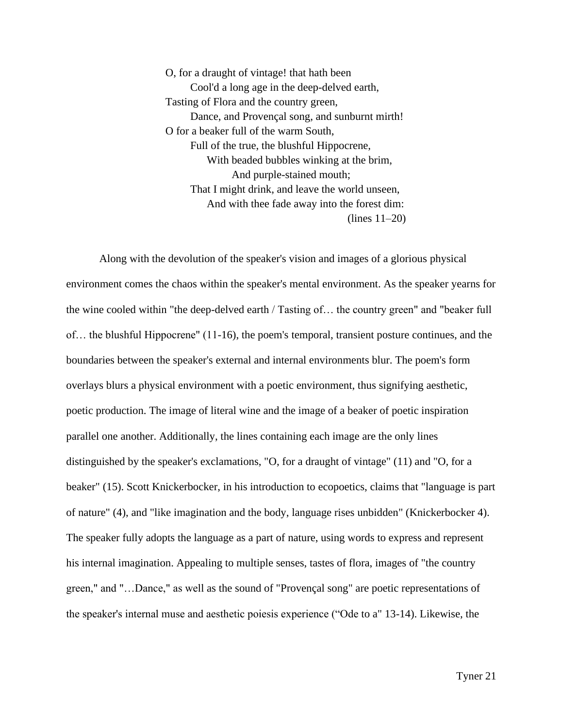> O, for a draught of vintage! that hath been
> &nbsp;&nbsp;&nbsp;&nbsp;Cool'd a long age in the deep-delved earth,
> Tasting of Flora and the country green,
> &nbsp;&nbsp;&nbsp;&nbsp;Dance, and Provençal song, and sunburnt mirth!
> O for a beaker full of the warm South,
> &nbsp;&nbsp;&nbsp;&nbsp;Full of the true, the blushful Hippocrene,
> &nbsp;&nbsp;&nbsp;&nbsp;&nbsp;&nbsp;&nbsp;&nbsp;With beaded bubbles winking at the brim,
> &nbsp;&nbsp;&nbsp;&nbsp;&nbsp;&nbsp;&nbsp;&nbsp;&nbsp;&nbsp;&nbsp;&nbsp;And purple-stained mouth;
> &nbsp;&nbsp;&nbsp;&nbsp;That I might drink, and leave the world unseen,
> &nbsp;&nbsp;&nbsp;&nbsp;&nbsp;&nbsp;&nbsp;&nbsp;And with thee fade away into the forest dim:
> (lines 11–20)

Along with the devolution of the speaker's vision and images of a glorious physical environment comes the chaos within the speaker's mental environment. As the speaker yearns for the wine cooled within "the deep-delved earth / Tasting of… the country green" and "beaker full of… the blushful Hippocrene" (11-16), the poem's temporal, transient posture continues, and the boundaries between the speaker's external and internal environments blur. The poem's form overlays blurs a physical environment with a poetic environment, thus signifying aesthetic, poetic production. The image of literal wine and the image of a beaker of poetic inspiration parallel one another. Additionally, the lines containing each image are the only lines distinguished by the speaker's exclamations, "O, for a draught of vintage" (11) and "O, for a beaker" (15). Scott Knickerbocker, in his introduction to ecopoetics, claims that "language is part of nature" (4), and "like imagination and the body, language rises unbidden" (Knickerbocker 4). The speaker fully adopts the language as a part of nature, using words to express and represent his internal imagination. Appealing to multiple senses, tastes of flora, images of "the country green," and "…Dance," as well as the sound of "Provençal song" are poetic representations of the speaker's internal muse and aesthetic poiesis experience ("Ode to a" 13-14). Likewise, the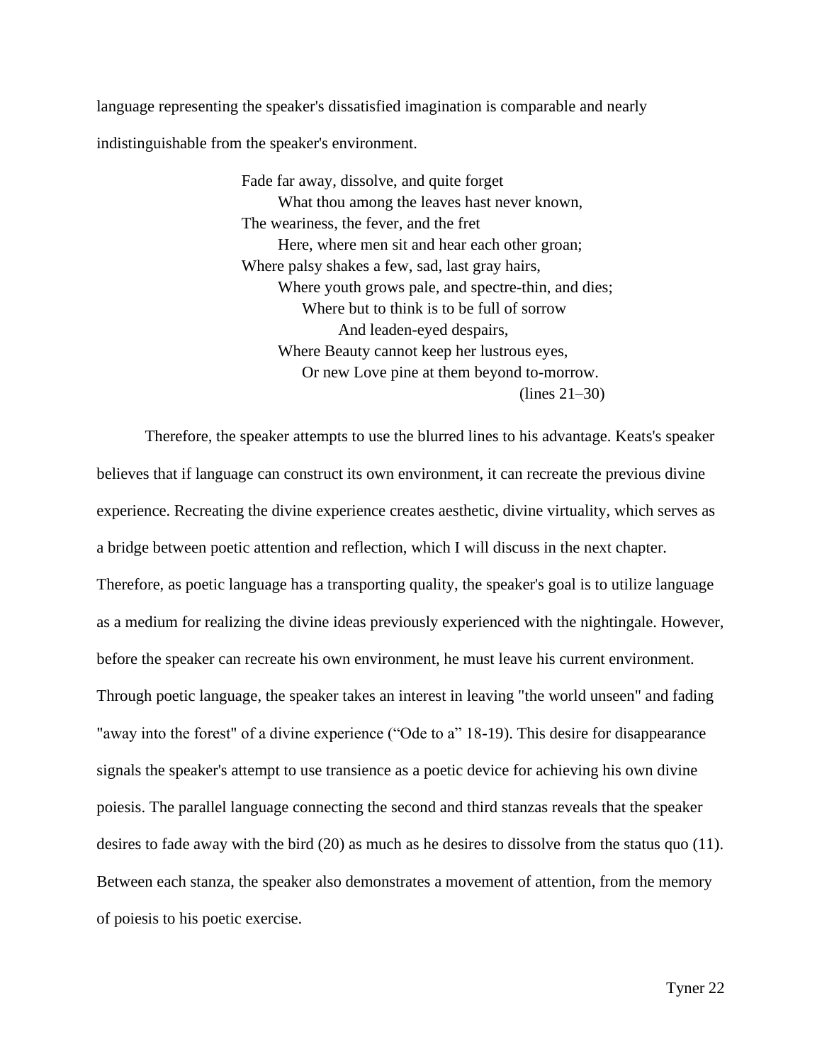language representing the speaker's dissatisfied imagination is comparable and nearly indistinguishable from the speaker's environment.

> Fade far away, dissolve, and quite forget
>     What thou among the leaves hast never known,
> The weariness, the fever, and the fret
>     Here, where men sit and hear each other groan;
> Where palsy shakes a few, sad, last gray hairs,
>     Where youth grows pale, and spectre-thin, and dies;
>         Where but to think is to be full of sorrow
>             And leaden-eyed despairs,
>     Where Beauty cannot keep her lustrous eyes,
>         Or new Love pine at them beyond to-morrow.
>                                                             (lines 21–30)

Therefore, the speaker attempts to use the blurred lines to his advantage. Keats's speaker believes that if language can construct its own environment, it can recreate the previous divine experience. Recreating the divine experience creates aesthetic, divine virtuality, which serves as a bridge between poetic attention and reflection, which I will discuss in the next chapter. Therefore, as poetic language has a transporting quality, the speaker's goal is to utilize language as a medium for realizing the divine ideas previously experienced with the nightingale. However, before the speaker can recreate his own environment, he must leave his current environment. Through poetic language, the speaker takes an interest in leaving "the world unseen" and fading "away into the forest" of a divine experience ("Ode to a" 18-19). This desire for disappearance signals the speaker's attempt to use transience as a poetic device for achieving his own divine poiesis. The parallel language connecting the second and third stanzas reveals that the speaker desires to fade away with the bird (20) as much as he desires to dissolve from the status quo (11). Between each stanza, the speaker also demonstrates a movement of attention, from the memory of poiesis to his poetic exercise.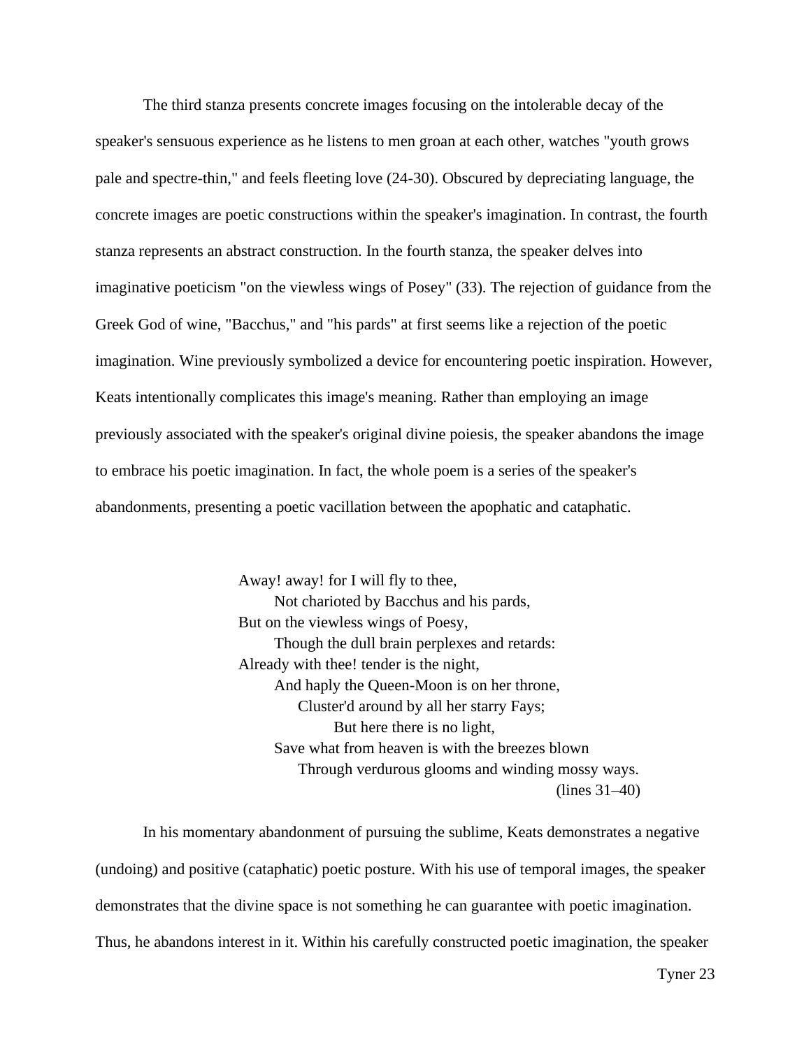The third stanza presents concrete images focusing on the intolerable decay of the speaker's sensuous experience as he listens to men groan at each other, watches "youth grows pale and spectre-thin," and feels fleeting love (24-30). Obscured by depreciating language, the concrete images are poetic constructions within the speaker's imagination. In contrast, the fourth stanza represents an abstract construction. In the fourth stanza, the speaker delves into imaginative poeticism "on the viewless wings of Posey" (33). The rejection of guidance from the Greek God of wine, "Bacchus," and "his pards" at first seems like a rejection of the poetic imagination. Wine previously symbolized a device for encountering poetic inspiration. However, Keats intentionally complicates this image's meaning. Rather than employing an image previously associated with the speaker's original divine poiesis, the speaker abandons the image to embrace his poetic imagination. In fact, the whole poem is a series of the speaker's abandonments, presenting a poetic vacillation between the apophatic and cataphatic.

> Away! away! for I will fly to thee,
> Not charioted by Bacchus and his pards,
> But on the viewless wings of Poesy,
> Though the dull brain perplexes and retards:
> Already with thee! tender is the night,
> And haply the Queen-Moon is on her throne,
> Cluster'd around by all her starry Fays;
> But here there is no light,
> Save what from heaven is with the breezes blown
> Through verdurous glooms and winding mossy ways.
> (lines 31–40)

In his momentary abandonment of pursuing the sublime, Keats demonstrates a negative (undoing) and positive (cataphatic) poetic posture. With his use of temporal images, the speaker demonstrates that the divine space is not something he can guarantee with poetic imagination. Thus, he abandons interest in it. Within his carefully constructed poetic imagination, the speaker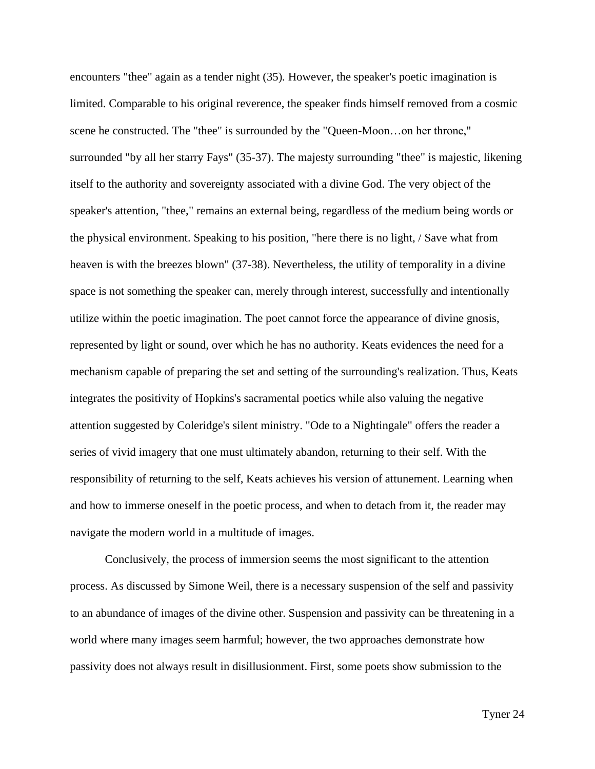encounters "thee" again as a tender night (35). However, the speaker's poetic imagination is limited. Comparable to his original reverence, the speaker finds himself removed from a cosmic scene he constructed. The "thee" is surrounded by the "Queen-Moon…on her throne," surrounded "by all her starry Fays" (35-37). The majesty surrounding "thee" is majestic, likening itself to the authority and sovereignty associated with a divine God. The very object of the speaker's attention, "thee," remains an external being, regardless of the medium being words or the physical environment. Speaking to his position, "here there is no light, / Save what from heaven is with the breezes blown" (37-38). Nevertheless, the utility of temporality in a divine space is not something the speaker can, merely through interest, successfully and intentionally utilize within the poetic imagination. The poet cannot force the appearance of divine gnosis, represented by light or sound, over which he has no authority. Keats evidences the need for a mechanism capable of preparing the set and setting of the surrounding's realization. Thus, Keats integrates the positivity of Hopkins's sacramental poetics while also valuing the negative attention suggested by Coleridge's silent ministry. "Ode to a Nightingale" offers the reader a series of vivid imagery that one must ultimately abandon, returning to their self. With the responsibility of returning to the self, Keats achieves his version of attunement. Learning when and how to immerse oneself in the poetic process, and when to detach from it, the reader may navigate the modern world in a multitude of images.

Conclusively, the process of immersion seems the most significant to the attention process. As discussed by Simone Weil, there is a necessary suspension of the self and passivity to an abundance of images of the divine other. Suspension and passivity can be threatening in a world where many images seem harmful; however, the two approaches demonstrate how passivity does not always result in disillusionment. First, some poets show submission to the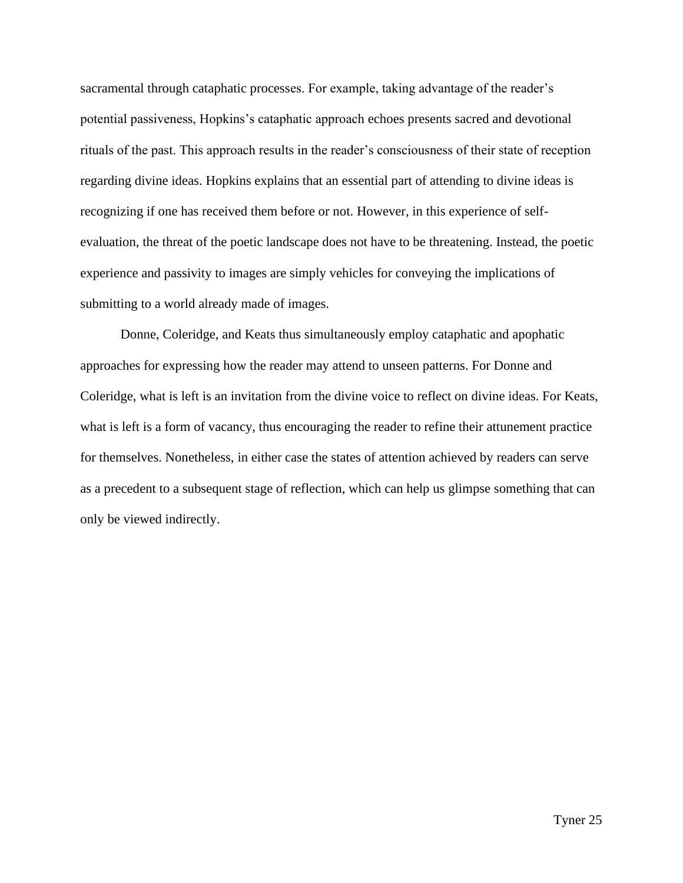sacramental through cataphatic processes. For example, taking advantage of the reader's potential passiveness, Hopkins's cataphatic approach echoes presents sacred and devotional rituals of the past. This approach results in the reader's consciousness of their state of reception regarding divine ideas. Hopkins explains that an essential part of attending to divine ideas is recognizing if one has received them before or not. However, in this experience of self-evaluation, the threat of the poetic landscape does not have to be threatening. Instead, the poetic experience and passivity to images are simply vehicles for conveying the implications of submitting to a world already made of images.

Donne, Coleridge, and Keats thus simultaneously employ cataphatic and apophatic approaches for expressing how the reader may attend to unseen patterns. For Donne and Coleridge, what is left is an invitation from the divine voice to reflect on divine ideas. For Keats, what is left is a form of vacancy, thus encouraging the reader to refine their attunement practice for themselves. Nonetheless, in either case the states of attention achieved by readers can serve as a precedent to a subsequent stage of reflection, which can help us glimpse something that can only be viewed indirectly.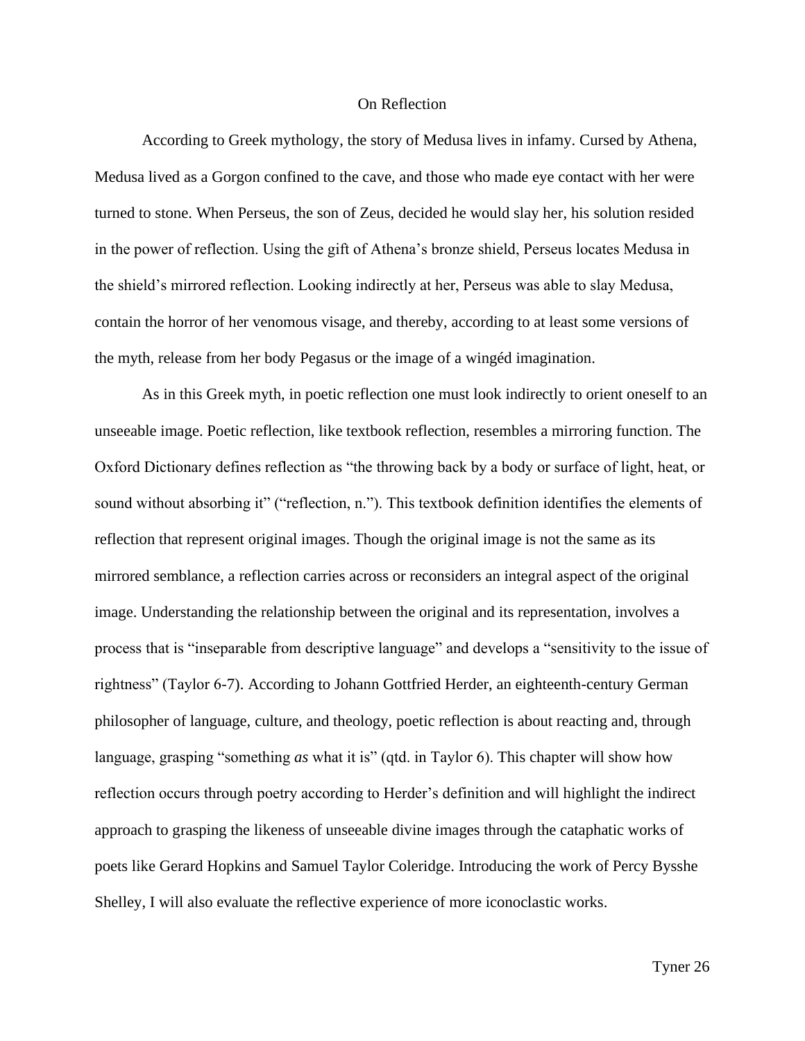# On Reflection

According to Greek mythology, the story of Medusa lives in infamy. Cursed by Athena, Medusa lived as a Gorgon confined to the cave, and those who made eye contact with her were turned to stone. When Perseus, the son of Zeus, decided he would slay her, his solution resided in the power of reflection. Using the gift of Athena's bronze shield, Perseus locates Medusa in the shield's mirrored reflection. Looking indirectly at her, Perseus was able to slay Medusa, contain the horror of her venomous visage, and thereby, according to at least some versions of the myth, release from her body Pegasus or the image of a wingéd imagination.

As in this Greek myth, in poetic reflection one must look indirectly to orient oneself to an unseeable image. Poetic reflection, like textbook reflection, resembles a mirroring function. The Oxford Dictionary defines reflection as "the throwing back by a body or surface of light, heat, or sound without absorbing it" ("reflection, n."). This textbook definition identifies the elements of reflection that represent original images. Though the original image is not the same as its mirrored semblance, a reflection carries across or reconsiders an integral aspect of the original image. Understanding the relationship between the original and its representation, involves a process that is "inseparable from descriptive language" and develops a "sensitivity to the issue of rightness" (Taylor 6-7). According to Johann Gottfried Herder, an eighteenth-century German philosopher of language, culture, and theology, poetic reflection is about reacting and, through language, grasping "something *as* what it is" (qtd. in Taylor 6). This chapter will show how reflection occurs through poetry according to Herder's definition and will highlight the indirect approach to grasping the likeness of unseeable divine images through the cataphatic works of poets like Gerard Hopkins and Samuel Taylor Coleridge. Introducing the work of Percy Bysshe Shelley, I will also evaluate the reflective experience of more iconoclastic works.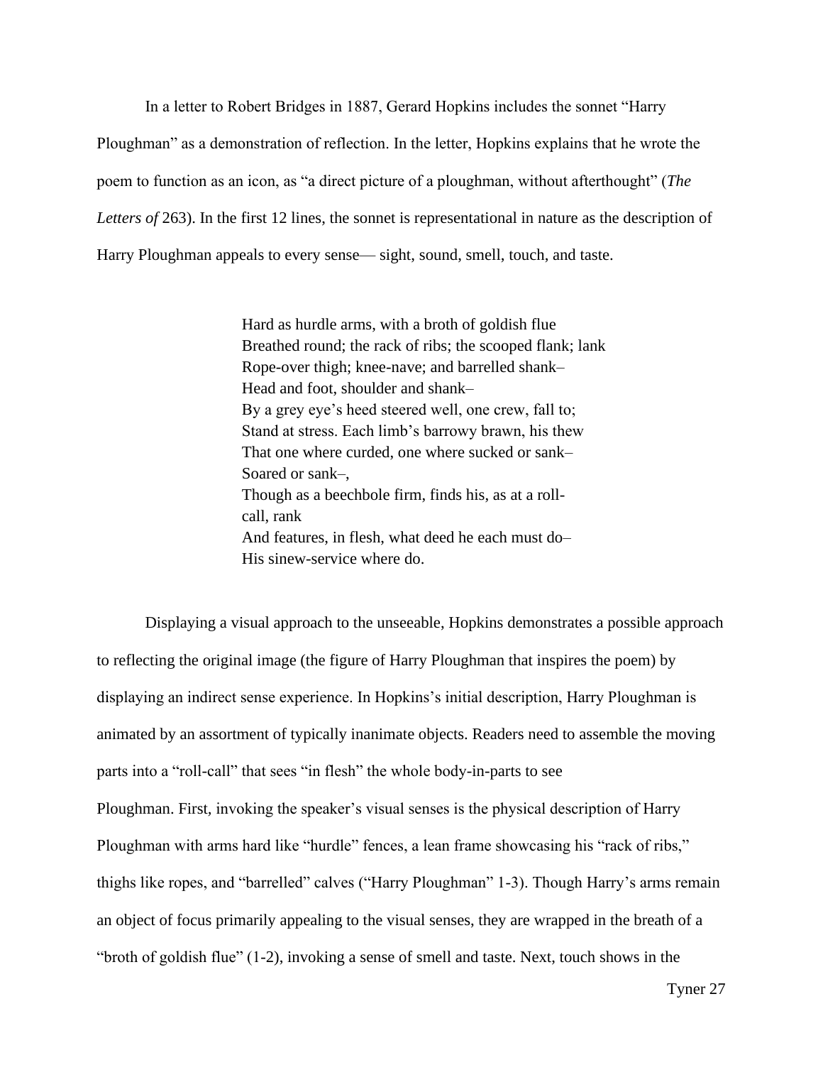In a letter to Robert Bridges in 1887, Gerard Hopkins includes the sonnet "Harry Ploughman" as a demonstration of reflection. In the letter, Hopkins explains that he wrote the poem to function as an icon, as "a direct picture of a ploughman, without afterthought" (*The Letters of* 263). In the first 12 lines, the sonnet is representational in nature as the description of Harry Ploughman appeals to every sense— sight, sound, smell, touch, and taste.

> Hard as hurdle arms, with a broth of goldish flue
> Breathed round; the rack of ribs; the scooped flank; lank
> Rope-over thigh; knee-nave; and barrelled shank–
> Head and foot, shoulder and shank–
> By a grey eye's heed steered well, one crew, fall to;
> Stand at stress. Each limb's barrowy brawn, his thew
> That one where curded, one where sucked or sank–
> Soared or sank–,
> Though as a beechbole firm, finds his, as at a roll-
> call, rank
> And features, in flesh, what deed he each must do–
> His sinew-service where do.

Displaying a visual approach to the unseeable, Hopkins demonstrates a possible approach to reflecting the original image (the figure of Harry Ploughman that inspires the poem) by displaying an indirect sense experience. In Hopkins's initial description, Harry Ploughman is animated by an assortment of typically inanimate objects. Readers need to assemble the moving parts into a "roll-call" that sees "in flesh" the whole body-in-parts to see Ploughman. First, invoking the speaker's visual senses is the physical description of Harry Ploughman with arms hard like "hurdle" fences, a lean frame showcasing his "rack of ribs," thighs like ropes, and "barrelled" calves ("Harry Ploughman" 1-3). Though Harry's arms remain an object of focus primarily appealing to the visual senses, they are wrapped in the breath of a "broth of goldish flue" (1-2), invoking a sense of smell and taste. Next, touch shows in the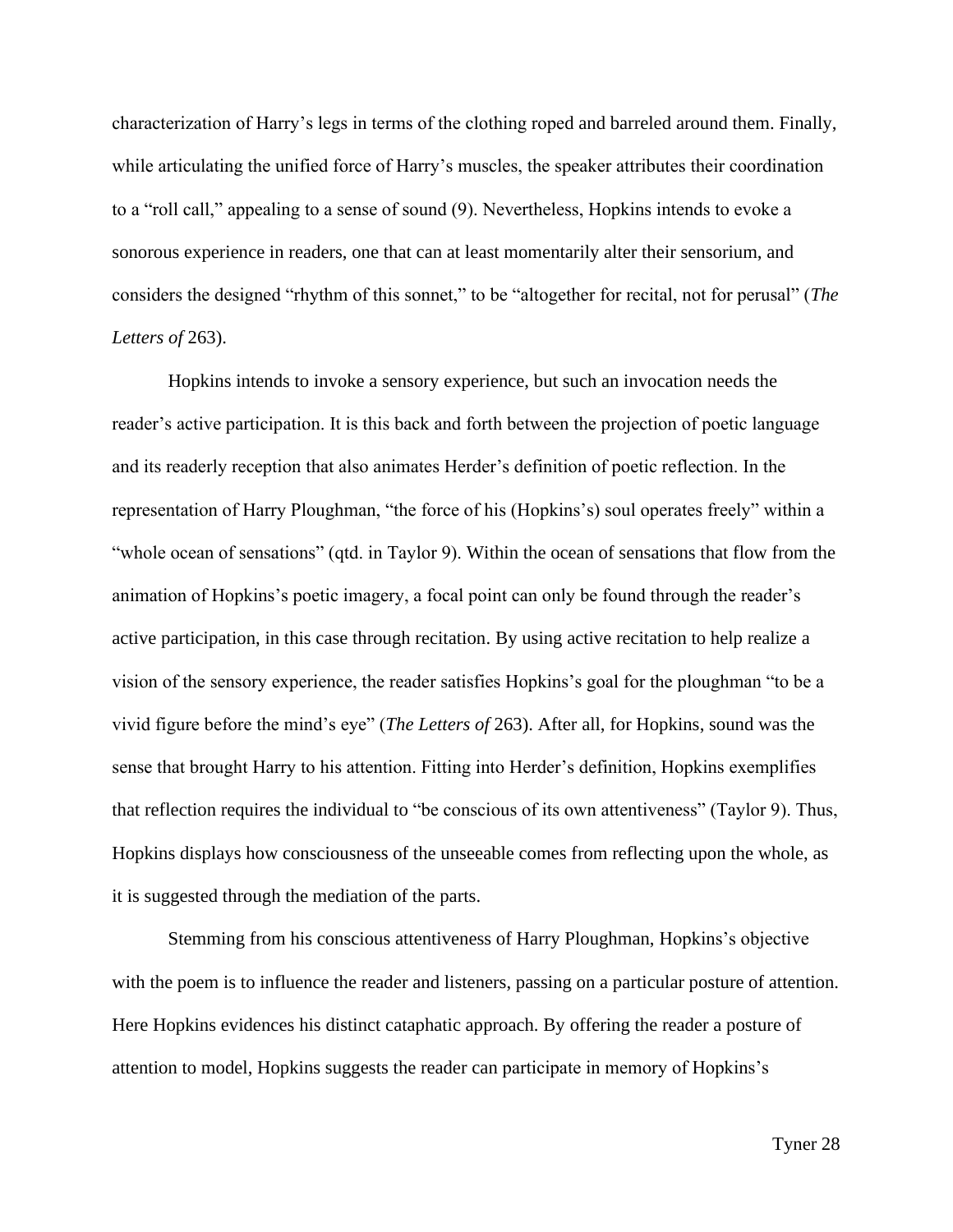characterization of Harry's legs in terms of the clothing roped and barreled around them. Finally, while articulating the unified force of Harry's muscles, the speaker attributes their coordination to a "roll call," appealing to a sense of sound (9). Nevertheless, Hopkins intends to evoke a sonorous experience in readers, one that can at least momentarily alter their sensorium, and considers the designed "rhythm of this sonnet," to be "altogether for recital, not for perusal" (*The Letters of* 263).

Hopkins intends to invoke a sensory experience, but such an invocation needs the reader's active participation. It is this back and forth between the projection of poetic language and its readerly reception that also animates Herder's definition of poetic reflection. In the representation of Harry Ploughman, "the force of his (Hopkins's) soul operates freely" within a "whole ocean of sensations" (qtd. in Taylor 9). Within the ocean of sensations that flow from the animation of Hopkins's poetic imagery, a focal point can only be found through the reader's active participation, in this case through recitation. By using active recitation to help realize a vision of the sensory experience, the reader satisfies Hopkins's goal for the ploughman "to be a vivid figure before the mind's eye" (*The Letters of* 263). After all, for Hopkins, sound was the sense that brought Harry to his attention. Fitting into Herder's definition, Hopkins exemplifies that reflection requires the individual to "be conscious of its own attentiveness" (Taylor 9). Thus, Hopkins displays how consciousness of the unseeable comes from reflecting upon the whole, as it is suggested through the mediation of the parts.

Stemming from his conscious attentiveness of Harry Ploughman, Hopkins's objective with the poem is to influence the reader and listeners, passing on a particular posture of attention. Here Hopkins evidences his distinct cataphatic approach. By offering the reader a posture of attention to model, Hopkins suggests the reader can participate in memory of Hopkins's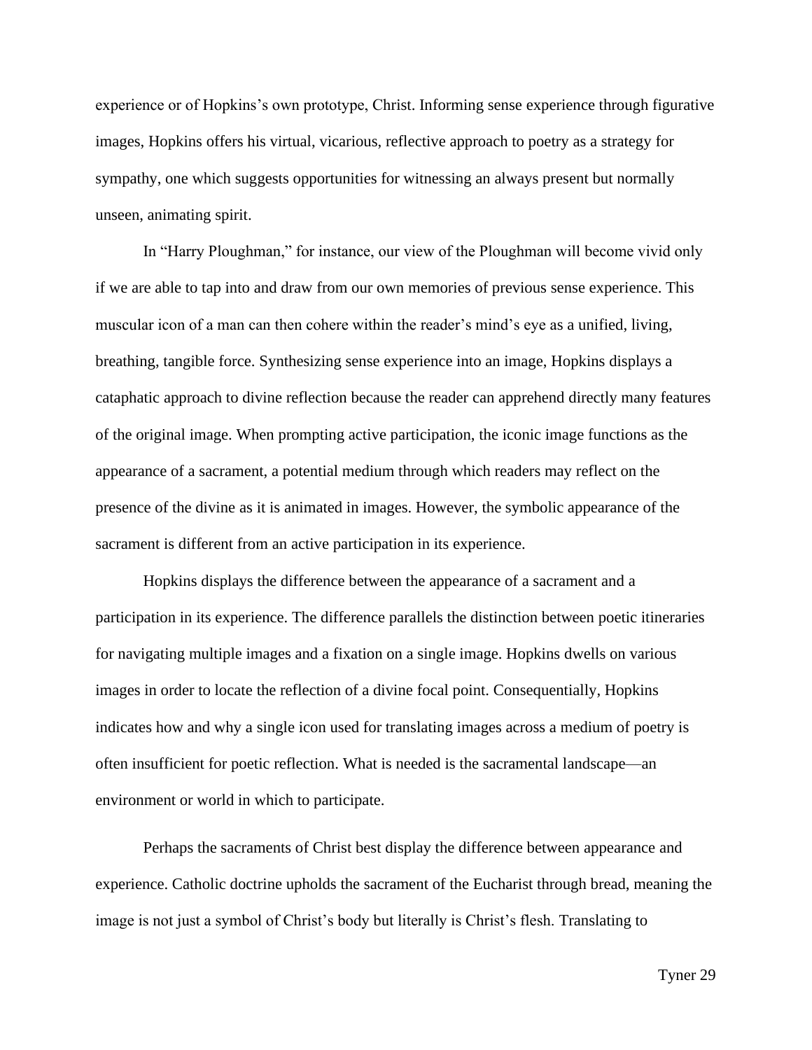experience or of Hopkins's own prototype, Christ. Informing sense experience through figurative images, Hopkins offers his virtual, vicarious, reflective approach to poetry as a strategy for sympathy, one which suggests opportunities for witnessing an always present but normally unseen, animating spirit.

In "Harry Ploughman," for instance, our view of the Ploughman will become vivid only if we are able to tap into and draw from our own memories of previous sense experience. This muscular icon of a man can then cohere within the reader's mind's eye as a unified, living, breathing, tangible force. Synthesizing sense experience into an image, Hopkins displays a cataphatic approach to divine reflection because the reader can apprehend directly many features of the original image. When prompting active participation, the iconic image functions as the appearance of a sacrament, a potential medium through which readers may reflect on the presence of the divine as it is animated in images. However, the symbolic appearance of the sacrament is different from an active participation in its experience.

Hopkins displays the difference between the appearance of a sacrament and a participation in its experience. The difference parallels the distinction between poetic itineraries for navigating multiple images and a fixation on a single image. Hopkins dwells on various images in order to locate the reflection of a divine focal point. Consequentially, Hopkins indicates how and why a single icon used for translating images across a medium of poetry is often insufficient for poetic reflection. What is needed is the sacramental landscape—an environment or world in which to participate.

Perhaps the sacraments of Christ best display the difference between appearance and experience. Catholic doctrine upholds the sacrament of the Eucharist through bread, meaning the image is not just a symbol of Christ's body but literally is Christ's flesh. Translating to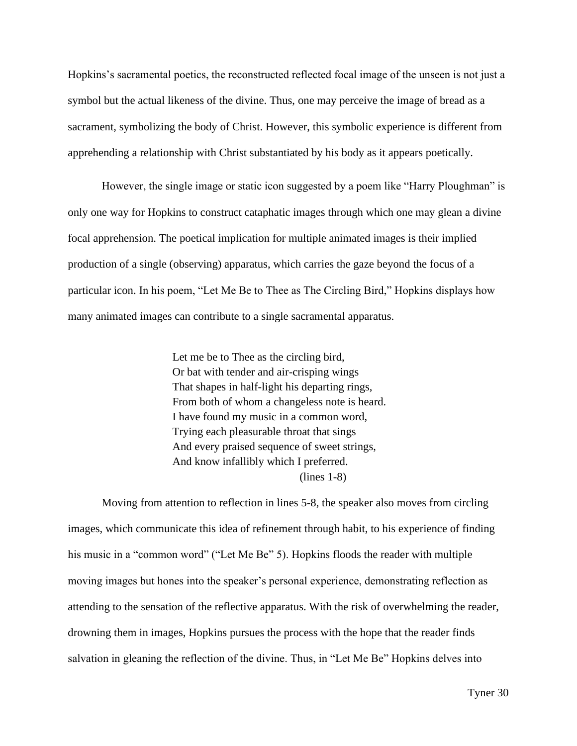Hopkins's sacramental poetics, the reconstructed reflected focal image of the unseen is not just a symbol but the actual likeness of the divine. Thus, one may perceive the image of bread as a sacrament, symbolizing the body of Christ. However, this symbolic experience is different from apprehending a relationship with Christ substantiated by his body as it appears poetically.

However, the single image or static icon suggested by a poem like "Harry Ploughman" is only one way for Hopkins to construct cataphatic images through which one may glean a divine focal apprehension. The poetical implication for multiple animated images is their implied production of a single (observing) apparatus, which carries the gaze beyond the focus of a particular icon. In his poem, "Let Me Be to Thee as The Circling Bird," Hopkins displays how many animated images can contribute to a single sacramental apparatus.

> Let me be to Thee as the circling bird,
> Or bat with tender and air-crisping wings
> That shapes in half-light his departing rings,
> From both of whom a changeless note is heard.
> I have found my music in a common word,
> Trying each pleasurable throat that sings
> And every praised sequence of sweet strings,
> And know infallibly which I preferred.
> (lines 1-8)

Moving from attention to reflection in lines 5-8, the speaker also moves from circling images, which communicate this idea of refinement through habit, to his experience of finding his music in a "common word" ("Let Me Be" 5). Hopkins floods the reader with multiple moving images but hones into the speaker's personal experience, demonstrating reflection as attending to the sensation of the reflective apparatus. With the risk of overwhelming the reader, drowning them in images, Hopkins pursues the process with the hope that the reader finds salvation in gleaning the reflection of the divine. Thus, in "Let Me Be" Hopkins delves into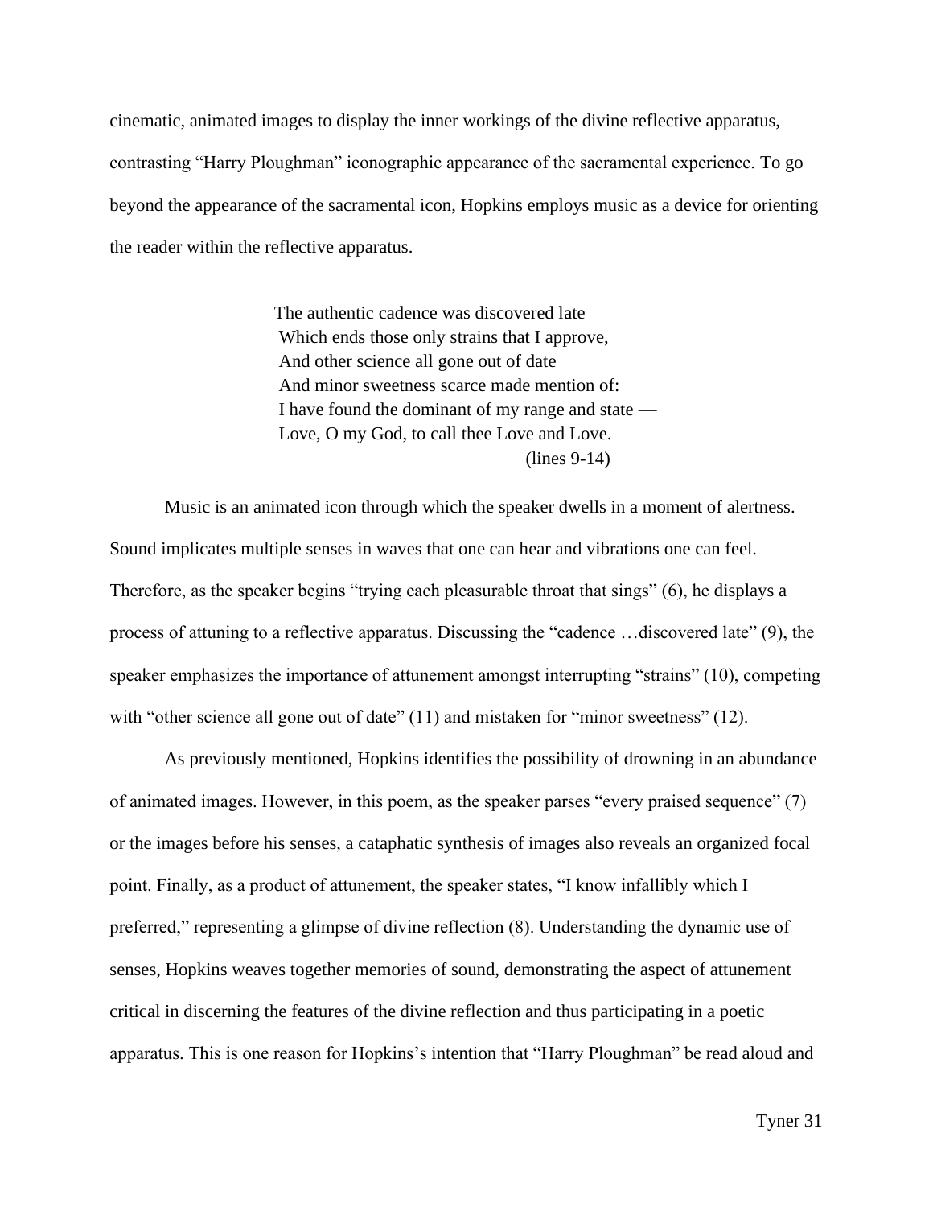cinematic, animated images to display the inner workings of the divine reflective apparatus, contrasting "Harry Ploughman" iconographic appearance of the sacramental experience. To go beyond the appearance of the sacramental icon, Hopkins employs music as a device for orienting the reader within the reflective apparatus.

> The authentic cadence was discovered late
> Which ends those only strains that I approve,
> And other science all gone out of date
> And minor sweetness scarce made mention of:
> I have found the dominant of my range and state —
> Love, O my God, to call thee Love and Love.
>
> (lines 9-14)

Music is an animated icon through which the speaker dwells in a moment of alertness. Sound implicates multiple senses in waves that one can hear and vibrations one can feel. Therefore, as the speaker begins "trying each pleasurable throat that sings" (6), he displays a process of attuning to a reflective apparatus. Discussing the "cadence …discovered late" (9), the speaker emphasizes the importance of attunement amongst interrupting "strains" (10), competing with "other science all gone out of date" (11) and mistaken for "minor sweetness" (12).

As previously mentioned, Hopkins identifies the possibility of drowning in an abundance of animated images. However, in this poem, as the speaker parses "every praised sequence" (7) or the images before his senses, a cataphatic synthesis of images also reveals an organized focal point. Finally, as a product of attunement, the speaker states, "I know infallibly which I preferred," representing a glimpse of divine reflection (8). Understanding the dynamic use of senses, Hopkins weaves together memories of sound, demonstrating the aspect of attunement critical in discerning the features of the divine reflection and thus participating in a poetic apparatus. This is one reason for Hopkins's intention that "Harry Ploughman" be read aloud and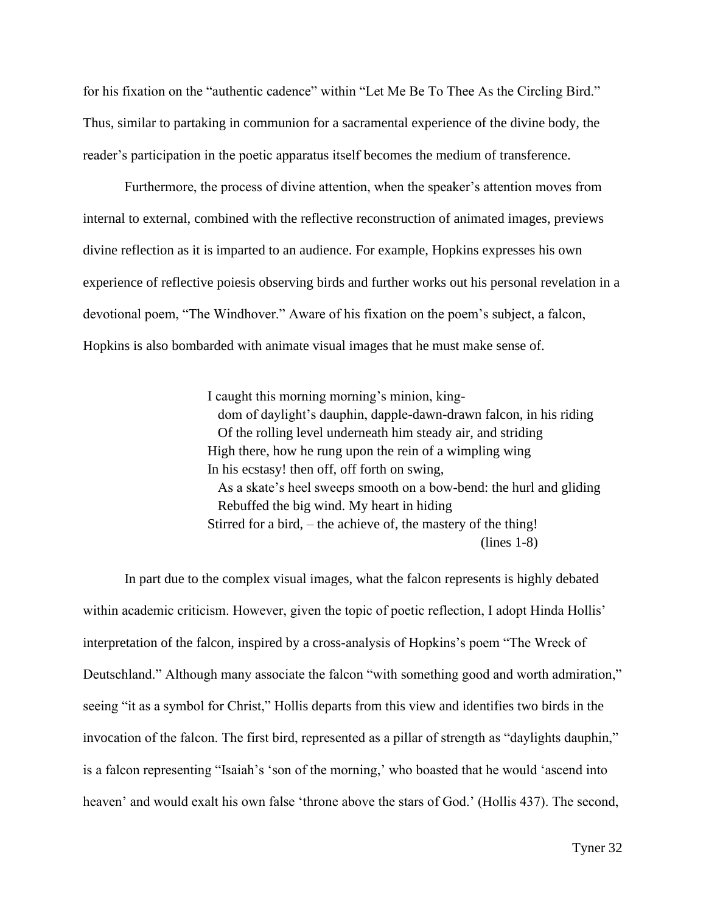for his fixation on the “authentic cadence” within “Let Me Be To Thee As the Circling Bird.” Thus, similar to partaking in communion for a sacramental experience of the divine body, the reader’s participation in the poetic apparatus itself becomes the medium of transference.

Furthermore, the process of divine attention, when the speaker’s attention moves from internal to external, combined with the reflective reconstruction of animated images, previews divine reflection as it is imparted to an audience. For example, Hopkins expresses his own experience of reflective poiesis observing birds and further works out his personal revelation in a devotional poem, “The Windhover.” Aware of his fixation on the poem’s subject, a falcon, Hopkins is also bombarded with animate visual images that he must make sense of.

> I caught this morning morning’s minion, king-
> dom of daylight’s dauphin, dapple-dawn-drawn falcon, in his riding
> Of the rolling level underneath him steady air, and striding
> High there, how he rung upon the rein of a wimpling wing
> In his ecstasy! then off, off forth on swing,
> As a skate’s heel sweeps smooth on a bow-bend: the hurl and gliding
> Rebuffed the big wind. My heart in hiding
> Stirred for a bird, – the achieve of, the mastery of the thing!
> (lines 1-8)

In part due to the complex visual images, what the falcon represents is highly debated within academic criticism. However, given the topic of poetic reflection, I adopt Hinda Hollis’ interpretation of the falcon, inspired by a cross-analysis of Hopkins’s poem “The Wreck of Deutschland.” Although many associate the falcon “with something good and worth admiration,” seeing “it as a symbol for Christ,” Hollis departs from this view and identifies two birds in the invocation of the falcon. The first bird, represented as a pillar of strength as “daylights dauphin,” is a falcon representing “Isaiah’s ‘son of the morning,’ who boasted that he would ‘ascend into heaven’ and would exalt his own false ‘throne above the stars of God.’ (Hollis 437). The second,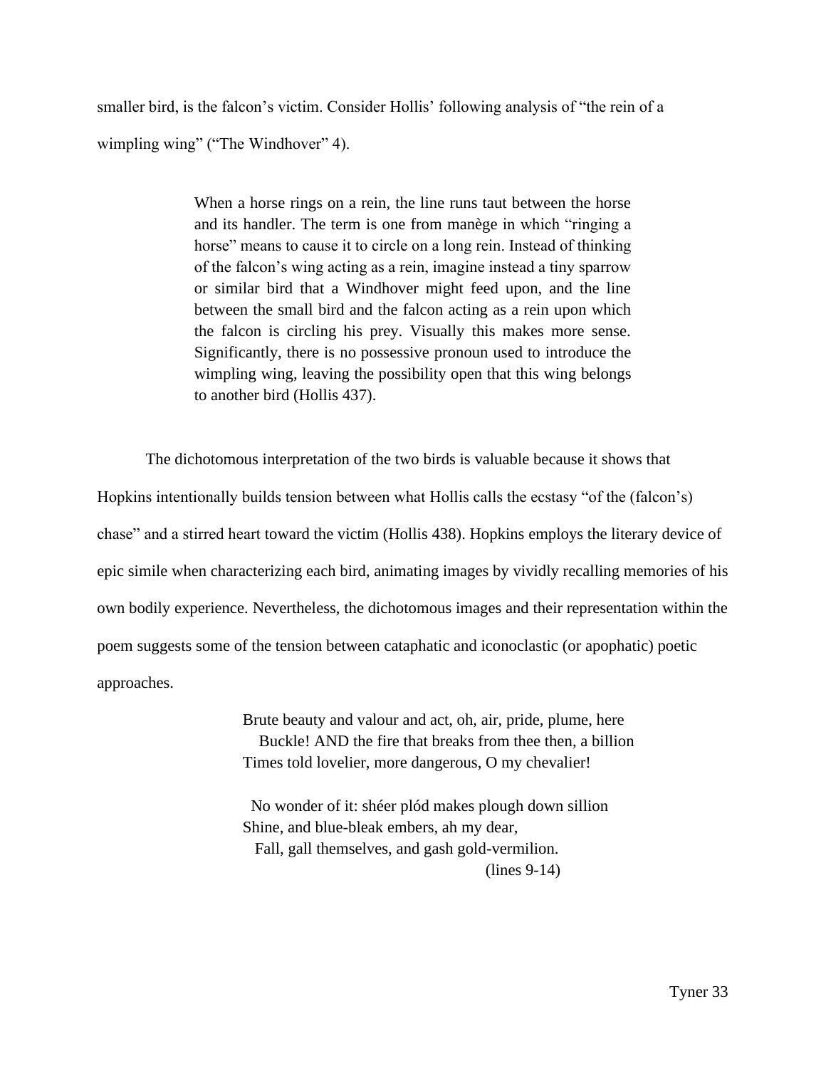smaller bird, is the falcon's victim. Consider Hollis' following analysis of "the rein of a wimpling wing" ("The Windhover" 4).

> When a horse rings on a rein, the line runs taut between the horse and its handler. The term is one from manège in which "ringing a horse" means to cause it to circle on a long rein. Instead of thinking of the falcon's wing acting as a rein, imagine instead a tiny sparrow or similar bird that a Windhover might feed upon, and the line between the small bird and the falcon acting as a rein upon which the falcon is circling his prey. Visually this makes more sense. Significantly, there is no possessive pronoun used to introduce the wimpling wing, leaving the possibility open that this wing belongs to another bird (Hollis 437).

The dichotomous interpretation of the two birds is valuable because it shows that Hopkins intentionally builds tension between what Hollis calls the ecstasy "of the (falcon's) chase" and a stirred heart toward the victim (Hollis 438). Hopkins employs the literary device of epic simile when characterizing each bird, animating images by vividly recalling memories of his own bodily experience. Nevertheless, the dichotomous images and their representation within the poem suggests some of the tension between cataphatic and iconoclastic (or apophatic) poetic approaches.

> Brute beauty and valour and act, oh, air, pride, plume, here
> Buckle! AND the fire that breaks from thee then, a billion
> Times told lovelier, more dangerous, O my chevalier!
>
> No wonder of it: shéer plód makes plough down sillion
> Shine, and blue-bleak embers, ah my dear,
> Fall, gall themselves, and gash gold-vermilion.
>
> (lines 9-14)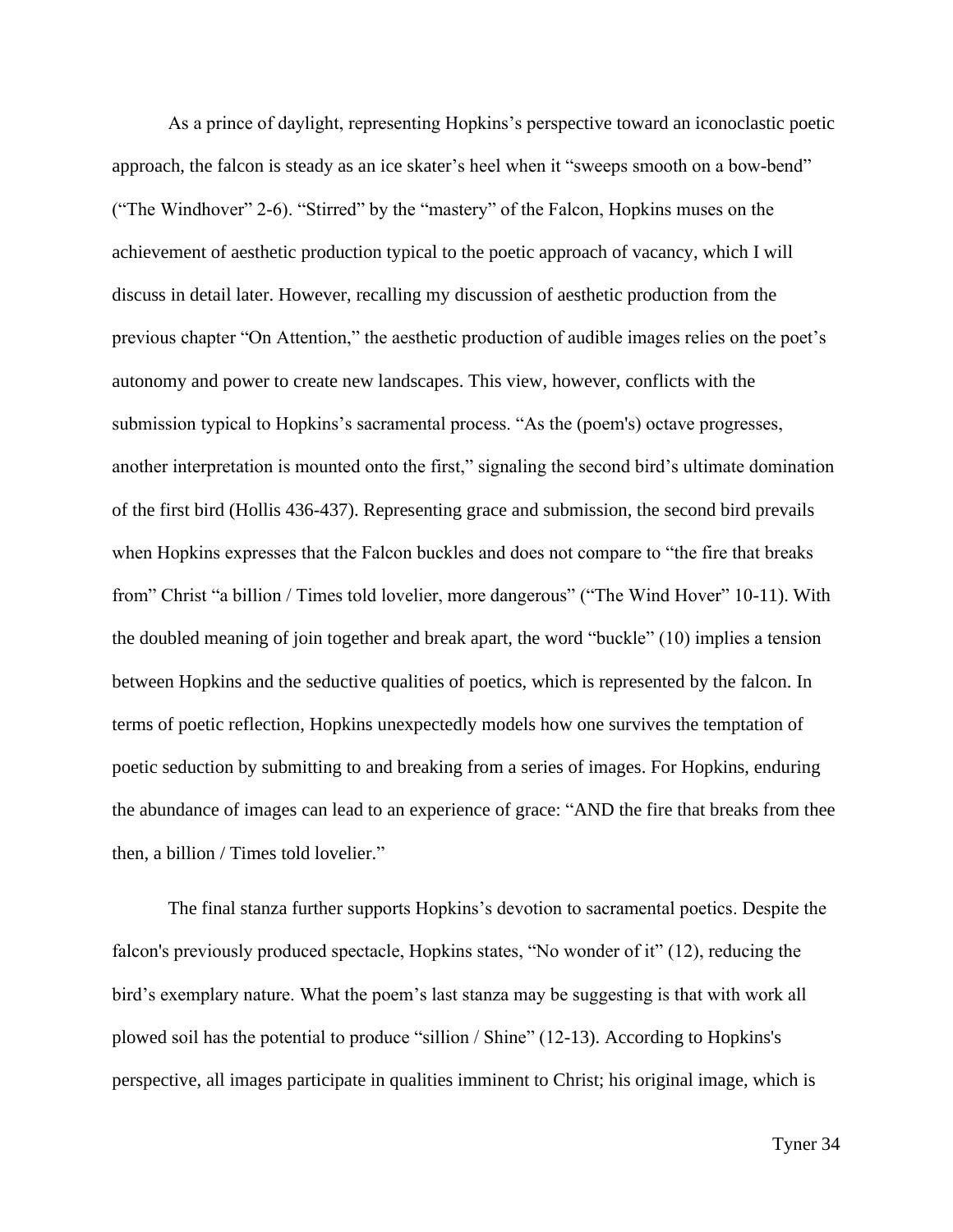As a prince of daylight, representing Hopkins's perspective toward an iconoclastic poetic approach, the falcon is steady as an ice skater's heel when it "sweeps smooth on a bow-bend" ("The Windhover" 2-6). "Stirred" by the "mastery" of the Falcon, Hopkins muses on the achievement of aesthetic production typical to the poetic approach of vacancy, which I will discuss in detail later. However, recalling my discussion of aesthetic production from the previous chapter "On Attention," the aesthetic production of audible images relies on the poet's autonomy and power to create new landscapes. This view, however, conflicts with the submission typical to Hopkins's sacramental process. "As the (poem's) octave progresses, another interpretation is mounted onto the first," signaling the second bird's ultimate domination of the first bird (Hollis 436-437). Representing grace and submission, the second bird prevails when Hopkins expresses that the Falcon buckles and does not compare to "the fire that breaks from" Christ "a billion / Times told lovelier, more dangerous" ("The Wind Hover" 10-11). With the doubled meaning of join together and break apart, the word "buckle" (10) implies a tension between Hopkins and the seductive qualities of poetics, which is represented by the falcon. In terms of poetic reflection, Hopkins unexpectedly models how one survives the temptation of poetic seduction by submitting to and breaking from a series of images. For Hopkins, enduring the abundance of images can lead to an experience of grace: "AND the fire that breaks from thee then, a billion / Times told lovelier."

The final stanza further supports Hopkins's devotion to sacramental poetics. Despite the falcon's previously produced spectacle, Hopkins states, "No wonder of it" (12), reducing the bird's exemplary nature. What the poem's last stanza may be suggesting is that with work all plowed soil has the potential to produce "sillion / Shine" (12-13). According to Hopkins's perspective, all images participate in qualities imminent to Christ; his original image, which is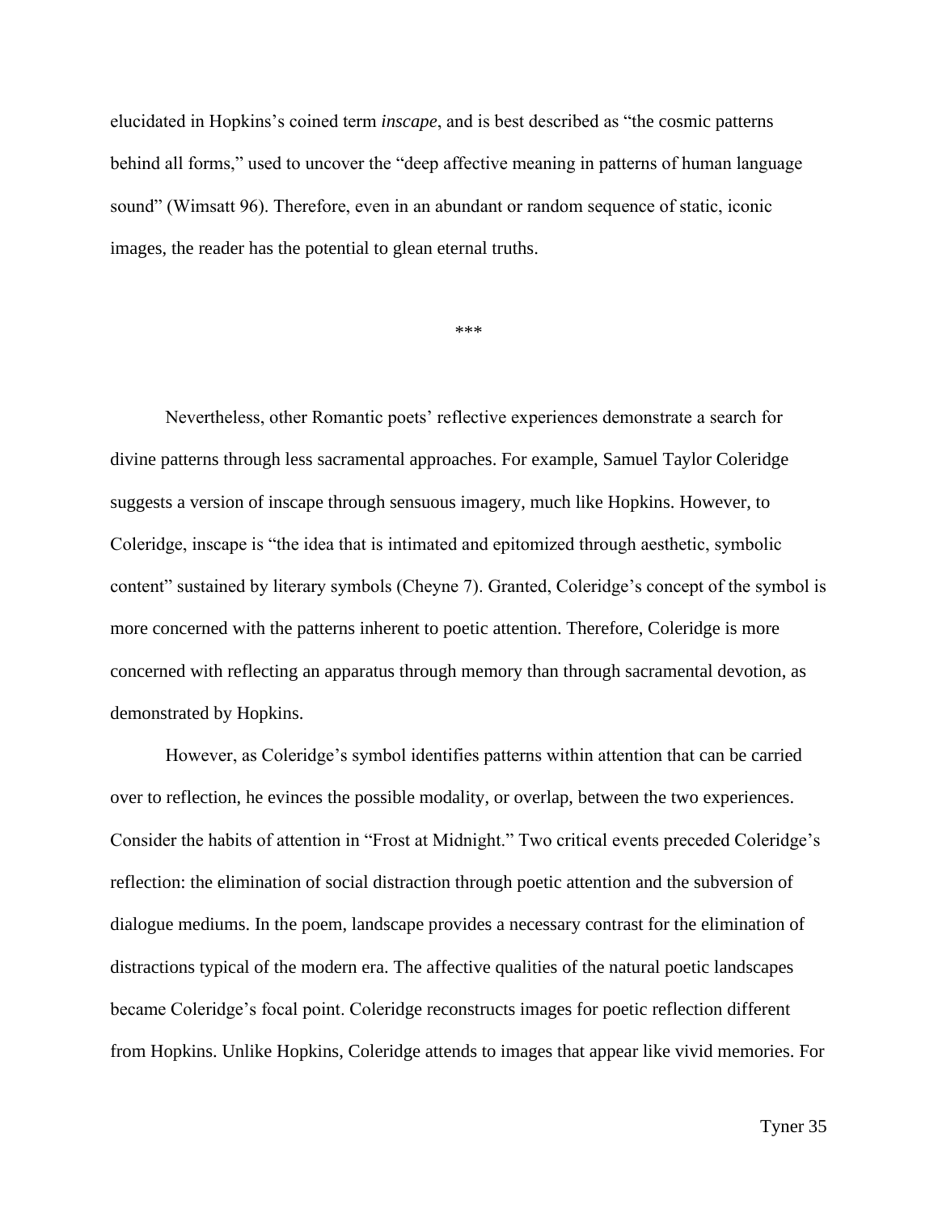elucidated in Hopkins's coined term *inscape*, and is best described as "the cosmic patterns behind all forms," used to uncover the "deep affective meaning in patterns of human language sound" (Wimsatt 96). Therefore, even in an abundant or random sequence of static, iconic images, the reader has the potential to glean eternal truths.

***

Nevertheless, other Romantic poets' reflective experiences demonstrate a search for divine patterns through less sacramental approaches. For example, Samuel Taylor Coleridge suggests a version of inscape through sensuous imagery, much like Hopkins. However, to Coleridge, inscape is "the idea that is intimated and epitomized through aesthetic, symbolic content" sustained by literary symbols (Cheyne 7). Granted, Coleridge's concept of the symbol is more concerned with the patterns inherent to poetic attention. Therefore, Coleridge is more concerned with reflecting an apparatus through memory than through sacramental devotion, as demonstrated by Hopkins.

However, as Coleridge's symbol identifies patterns within attention that can be carried over to reflection, he evinces the possible modality, or overlap, between the two experiences. Consider the habits of attention in "Frost at Midnight." Two critical events preceded Coleridge's reflection: the elimination of social distraction through poetic attention and the subversion of dialogue mediums. In the poem, landscape provides a necessary contrast for the elimination of distractions typical of the modern era. The affective qualities of the natural poetic landscapes became Coleridge's focal point. Coleridge reconstructs images for poetic reflection different from Hopkins. Unlike Hopkins, Coleridge attends to images that appear like vivid memories. For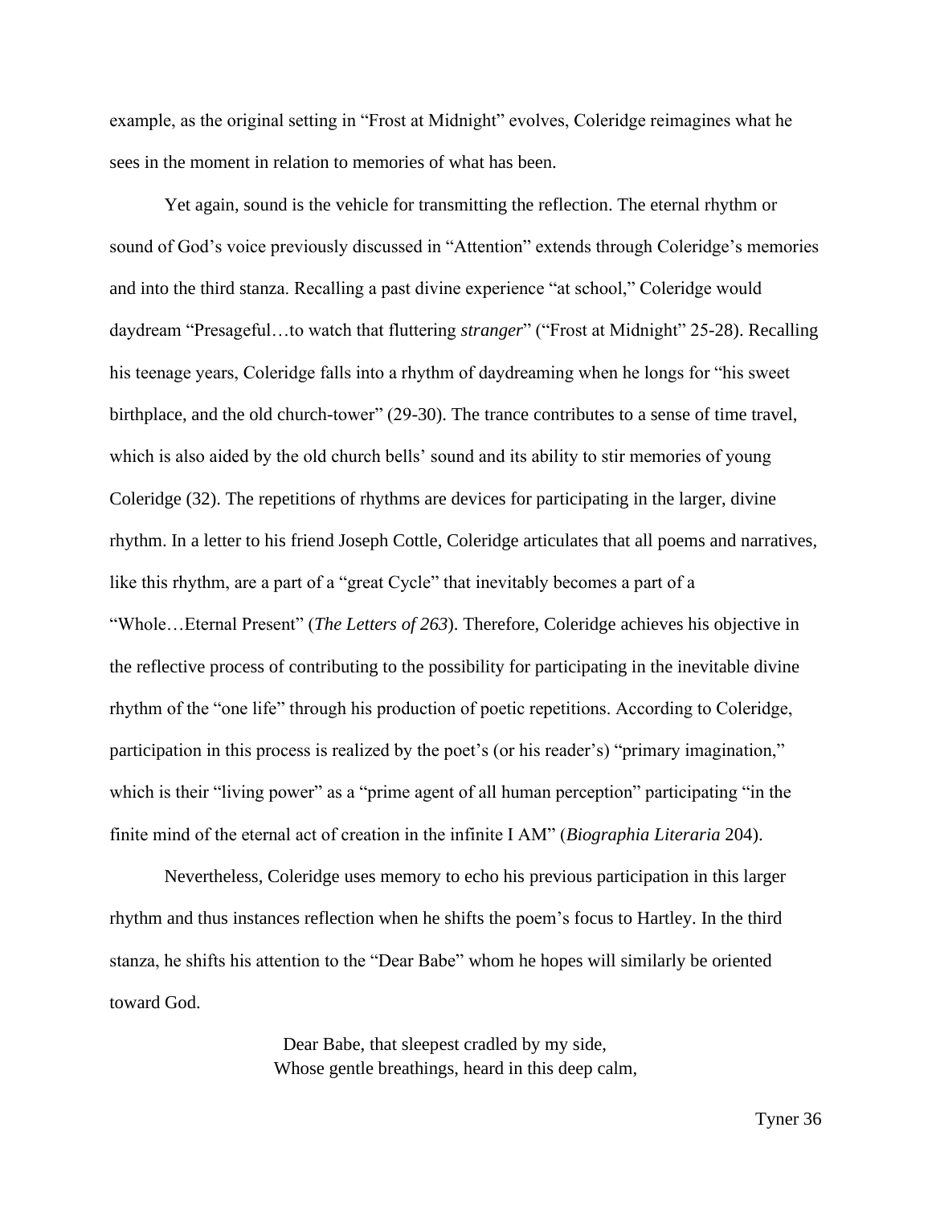example, as the original setting in "Frost at Midnight" evolves, Coleridge reimagines what he sees in the moment in relation to memories of what has been.

Yet again, sound is the vehicle for transmitting the reflection. The eternal rhythm or sound of God's voice previously discussed in "Attention" extends through Coleridge's memories and into the third stanza. Recalling a past divine experience "at school," Coleridge would daydream "Presageful…to watch that fluttering *stranger*" ("Frost at Midnight" 25-28). Recalling his teenage years, Coleridge falls into a rhythm of daydreaming when he longs for "his sweet birthplace, and the old church-tower" (29-30). The trance contributes to a sense of time travel, which is also aided by the old church bells' sound and its ability to stir memories of young Coleridge (32). The repetitions of rhythms are devices for participating in the larger, divine rhythm. In a letter to his friend Joseph Cottle, Coleridge articulates that all poems and narratives, like this rhythm, are a part of a "great Cycle" that inevitably becomes a part of a "Whole…Eternal Present" (*The Letters of 263*). Therefore, Coleridge achieves his objective in the reflective process of contributing to the possibility for participating in the inevitable divine rhythm of the "one life" through his production of poetic repetitions. According to Coleridge, participation in this process is realized by the poet's (or his reader's) "primary imagination," which is their "living power" as a "prime agent of all human perception" participating "in the finite mind of the eternal act of creation in the infinite I AM" (*Biographia Literaria* 204).

Nevertheless, Coleridge uses memory to echo his previous participation in this larger rhythm and thus instances reflection when he shifts the poem's focus to Hartley. In the third stanza, he shifts his attention to the "Dear Babe" whom he hopes will similarly be oriented toward God.

> Dear Babe, that sleepest cradled by my side,
> Whose gentle breathings, heard in this deep calm,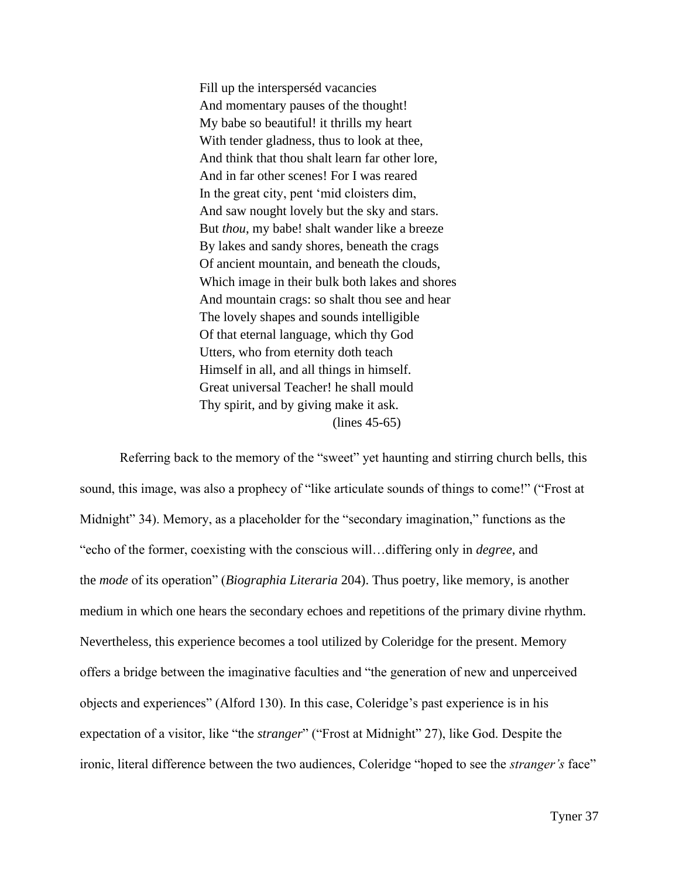> Fill up the interspersèd vacancies
> And momentary pauses of the thought!
> My babe so beautiful! it thrills my heart
> With tender gladness, thus to look at thee,
> And think that thou shalt learn far other lore,
> And in far other scenes! For I was reared
> In the great city, pent 'mid cloisters dim,
> And saw nought lovely but the sky and stars.
> But *thou*, my babe! shalt wander like a breeze
> By lakes and sandy shores, beneath the crags
> Of ancient mountain, and beneath the clouds,
> Which image in their bulk both lakes and shores
> And mountain crags: so shalt thou see and hear
> The lovely shapes and sounds intelligible
> Of that eternal language, which thy God
> Utters, who from eternity doth teach
> Himself in all, and all things in himself.
> Great universal Teacher! he shall mould
> Thy spirit, and by giving make it ask.
>
> (lines 45-65)

Referring back to the memory of the "sweet" yet haunting and stirring church bells, this sound, this image, was also a prophecy of "like articulate sounds of things to come!" ("Frost at Midnight" 34). Memory, as a placeholder for the "secondary imagination," functions as the "echo of the former, coexisting with the conscious will…differing only in *degree*, and the *mode* of its operation" (*Biographia Literaria* 204). Thus poetry, like memory, is another medium in which one hears the secondary echoes and repetitions of the primary divine rhythm. Nevertheless, this experience becomes a tool utilized by Coleridge for the present. Memory offers a bridge between the imaginative faculties and "the generation of new and unperceived objects and experiences" (Alford 130). In this case, Coleridge's past experience is in his expectation of a visitor, like "the *stranger*" ("Frost at Midnight" 27), like God. Despite the ironic, literal difference between the two audiences, Coleridge "hoped to see the *stranger's* face"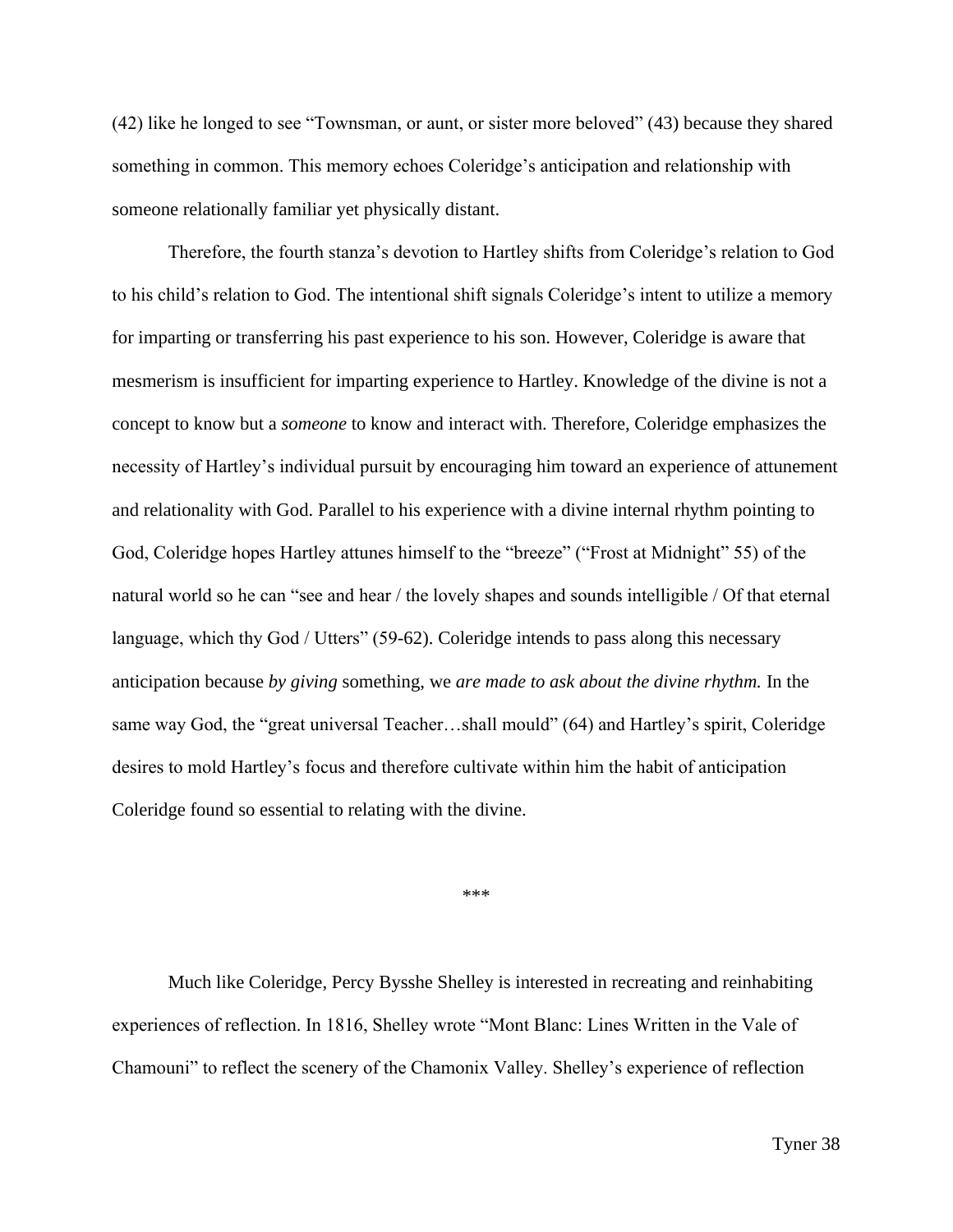(42) like he longed to see "Townsman, or aunt, or sister more beloved" (43) because they shared something in common. This memory echoes Coleridge's anticipation and relationship with someone relationally familiar yet physically distant.

Therefore, the fourth stanza's devotion to Hartley shifts from Coleridge's relation to God to his child's relation to God. The intentional shift signals Coleridge's intent to utilize a memory for imparting or transferring his past experience to his son. However, Coleridge is aware that mesmerism is insufficient for imparting experience to Hartley. Knowledge of the divine is not a concept to know but a *someone* to know and interact with. Therefore, Coleridge emphasizes the necessity of Hartley's individual pursuit by encouraging him toward an experience of attunement and relationality with God. Parallel to his experience with a divine internal rhythm pointing to God, Coleridge hopes Hartley attunes himself to the "breeze" ("Frost at Midnight" 55) of the natural world so he can "see and hear / the lovely shapes and sounds intelligible / Of that eternal language, which thy God / Utters" (59-62). Coleridge intends to pass along this necessary anticipation because *by giving* something, we *are made to ask about the divine rhythm.* In the same way God, the "great universal Teacher…shall mould" (64) and Hartley's spirit, Coleridge desires to mold Hartley's focus and therefore cultivate within him the habit of anticipation Coleridge found so essential to relating with the divine.

***

Much like Coleridge, Percy Bysshe Shelley is interested in recreating and reinhabiting experiences of reflection. In 1816, Shelley wrote "Mont Blanc: Lines Written in the Vale of Chamouni" to reflect the scenery of the Chamonix Valley. Shelley's experience of reflection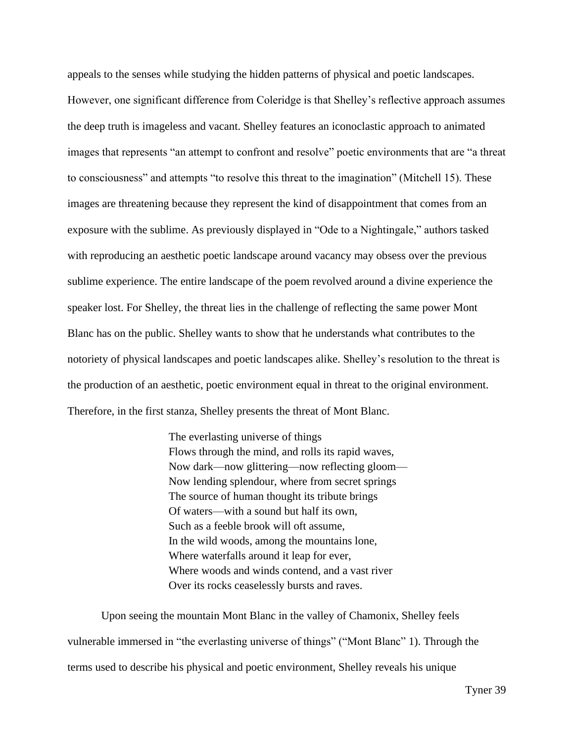appeals to the senses while studying the hidden patterns of physical and poetic landscapes. However, one significant difference from Coleridge is that Shelley's reflective approach assumes the deep truth is imageless and vacant. Shelley features an iconoclastic approach to animated images that represents "an attempt to confront and resolve" poetic environments that are "a threat to consciousness" and attempts "to resolve this threat to the imagination" (Mitchell 15). These images are threatening because they represent the kind of disappointment that comes from an exposure with the sublime. As previously displayed in "Ode to a Nightingale," authors tasked with reproducing an aesthetic poetic landscape around vacancy may obsess over the previous sublime experience. The entire landscape of the poem revolved around a divine experience the speaker lost. For Shelley, the threat lies in the challenge of reflecting the same power Mont Blanc has on the public. Shelley wants to show that he understands what contributes to the notoriety of physical landscapes and poetic landscapes alike. Shelley's resolution to the threat is the production of an aesthetic, poetic environment equal in threat to the original environment. Therefore, in the first stanza, Shelley presents the threat of Mont Blanc.

> The everlasting universe of things  
> Flows through the mind, and rolls its rapid waves,  
> Now dark—now glittering—now reflecting gloom—  
> Now lending splendour, where from secret springs  
> The source of human thought its tribute brings  
> Of waters—with a sound but half its own,  
> Such as a feeble brook will oft assume,  
> In the wild woods, among the mountains lone,  
> Where waterfalls around it leap for ever,  
> Where woods and winds contend, and a vast river  
> Over its rocks ceaselessly bursts and raves.

Upon seeing the mountain Mont Blanc in the valley of Chamonix, Shelley feels vulnerable immersed in "the everlasting universe of things" ("Mont Blanc" 1). Through the terms used to describe his physical and poetic environment, Shelley reveals his unique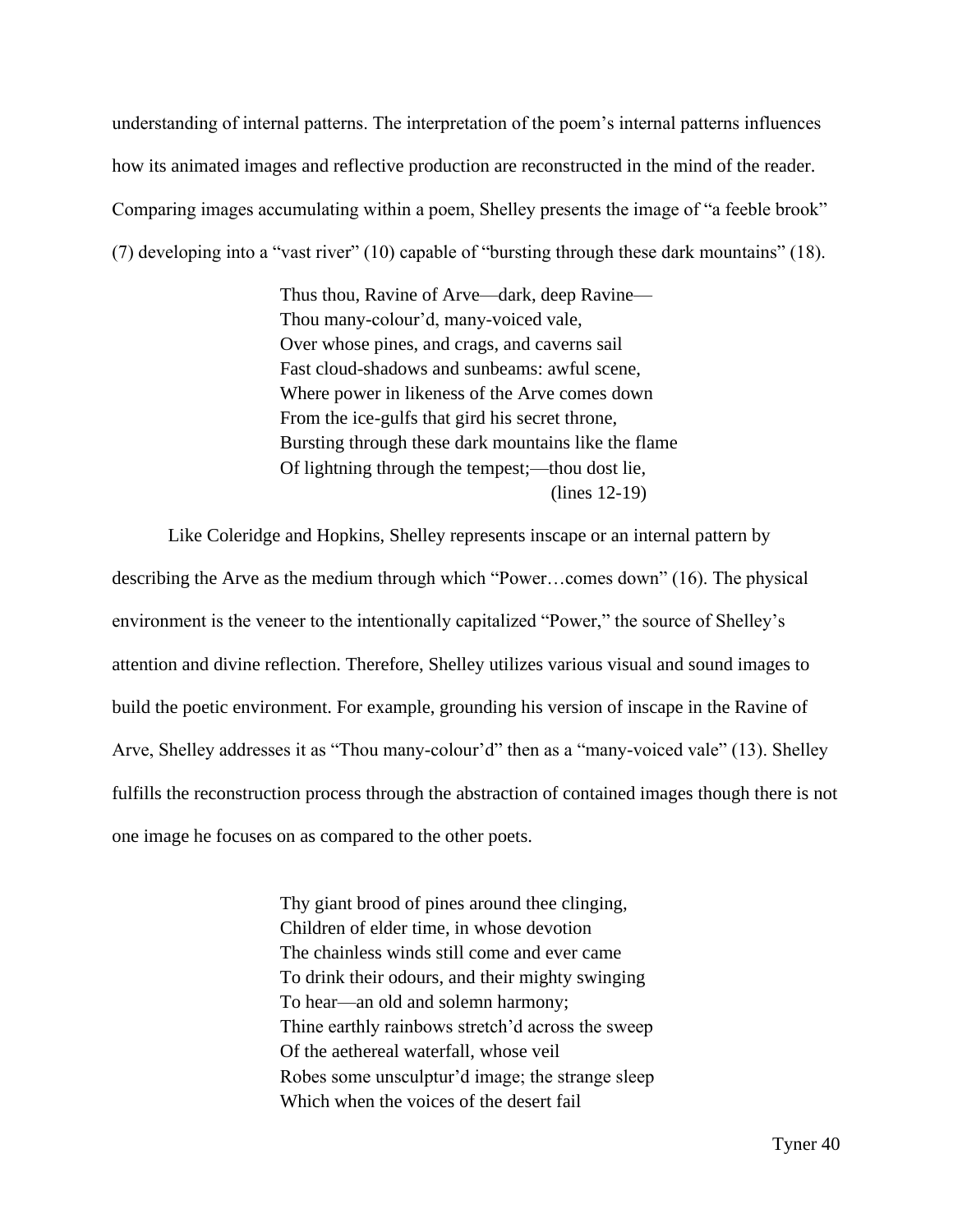understanding of internal patterns. The interpretation of the poem's internal patterns influences how its animated images and reflective production are reconstructed in the mind of the reader. Comparing images accumulating within a poem, Shelley presents the image of "a feeble brook" (7) developing into a "vast river" (10) capable of "bursting through these dark mountains" (18).

> Thus thou, Ravine of Arve—dark, deep Ravine—  
> Thou many-colour'd, many-voiced vale,  
> Over whose pines, and crags, and caverns sail  
> Fast cloud-shadows and sunbeams: awful scene,  
> Where power in likeness of the Arve comes down  
> From the ice-gulfs that gird his secret throne,  
> Bursting through these dark mountains like the flame  
> Of lightning through the tempest;—thou dost lie,  
> (lines 12-19)

Like Coleridge and Hopkins, Shelley represents inscape or an internal pattern by describing the Arve as the medium through which "Power…comes down" (16). The physical environment is the veneer to the intentionally capitalized "Power," the source of Shelley's attention and divine reflection. Therefore, Shelley utilizes various visual and sound images to build the poetic environment. For example, grounding his version of inscape in the Ravine of Arve, Shelley addresses it as "Thou many-colour'd" then as a "many-voiced vale" (13). Shelley fulfills the reconstruction process through the abstraction of contained images though there is not one image he focuses on as compared to the other poets.

> Thy giant brood of pines around thee clinging,  
> Children of elder time, in whose devotion  
> The chainless winds still come and ever came  
> To drink their odours, and their mighty swinging  
> To hear—an old and solemn harmony;  
> Thine earthly rainbows stretch'd across the sweep  
> Of the aethereal waterfall, whose veil  
> Robes some unsculptur'd image; the strange sleep  
> Which when the voices of the desert fail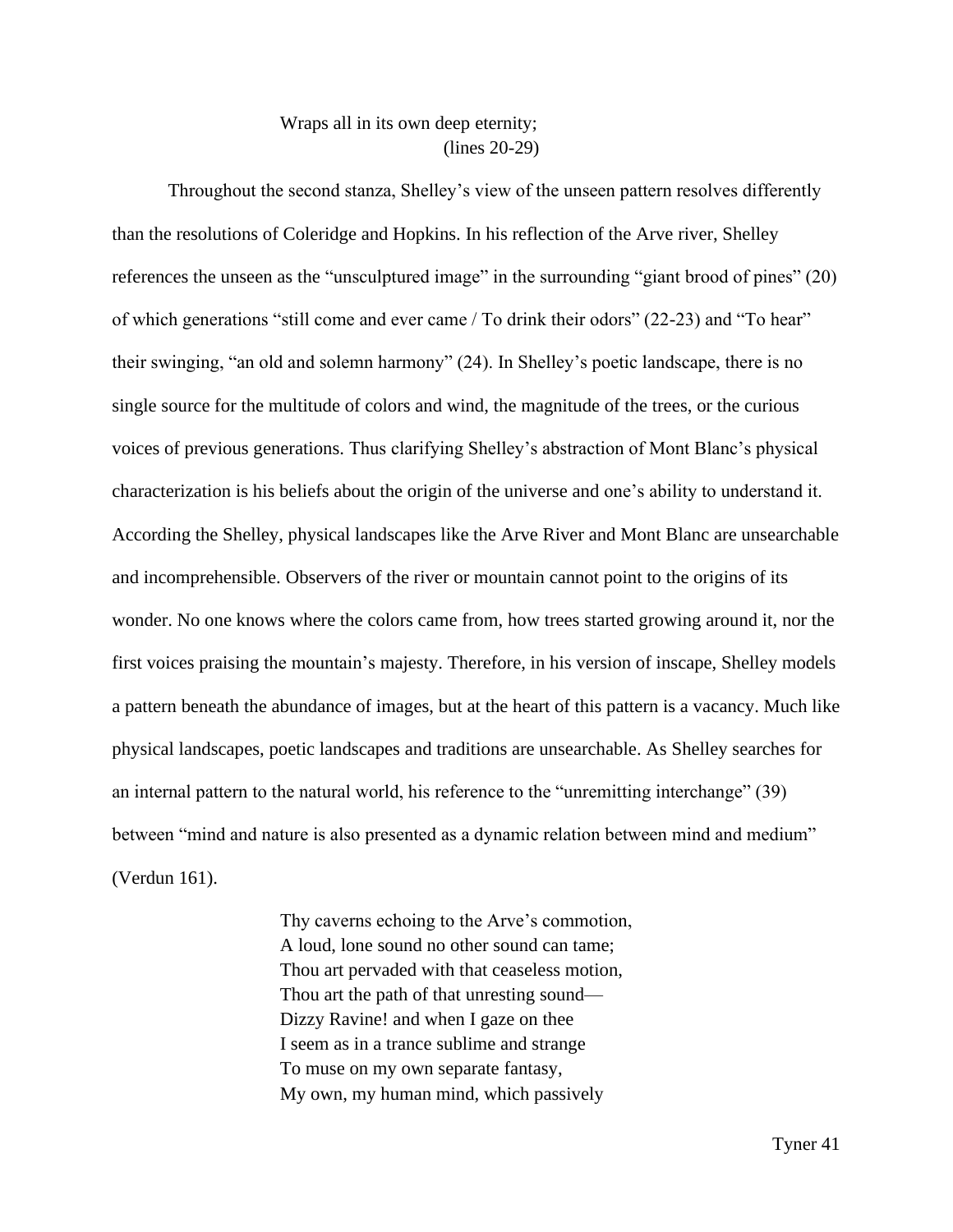> Wraps all in its own deep eternity;
> (lines 20-29)

Throughout the second stanza, Shelley's view of the unseen pattern resolves differently than the resolutions of Coleridge and Hopkins. In his reflection of the Arve river, Shelley references the unseen as the "unsculptured image" in the surrounding "giant brood of pines" (20) of which generations "still come and ever came / To drink their odors" (22-23) and "To hear" their swinging, "an old and solemn harmony" (24). In Shelley's poetic landscape, there is no single source for the multitude of colors and wind, the magnitude of the trees, or the curious voices of previous generations. Thus clarifying Shelley's abstraction of Mont Blanc's physical characterization is his beliefs about the origin of the universe and one's ability to understand it. According the Shelley, physical landscapes like the Arve River and Mont Blanc are unsearchable and incomprehensible. Observers of the river or mountain cannot point to the origins of its wonder. No one knows where the colors came from, how trees started growing around it, nor the first voices praising the mountain's majesty. Therefore, in his version of inscape, Shelley models a pattern beneath the abundance of images, but at the heart of this pattern is a vacancy. Much like physical landscapes, poetic landscapes and traditions are unsearchable. As Shelley searches for an internal pattern to the natural world, his reference to the "unremitting interchange" (39) between "mind and nature is also presented as a dynamic relation between mind and medium" (Verdun 161).

> Thy caverns echoing to the Arve's commotion,
> A loud, lone sound no other sound can tame;
> Thou art pervaded with that ceaseless motion,
> Thou art the path of that unresting sound—
> Dizzy Ravine! and when I gaze on thee
> I seem as in a trance sublime and strange
> To muse on my own separate fantasy,
> My own, my human mind, which passively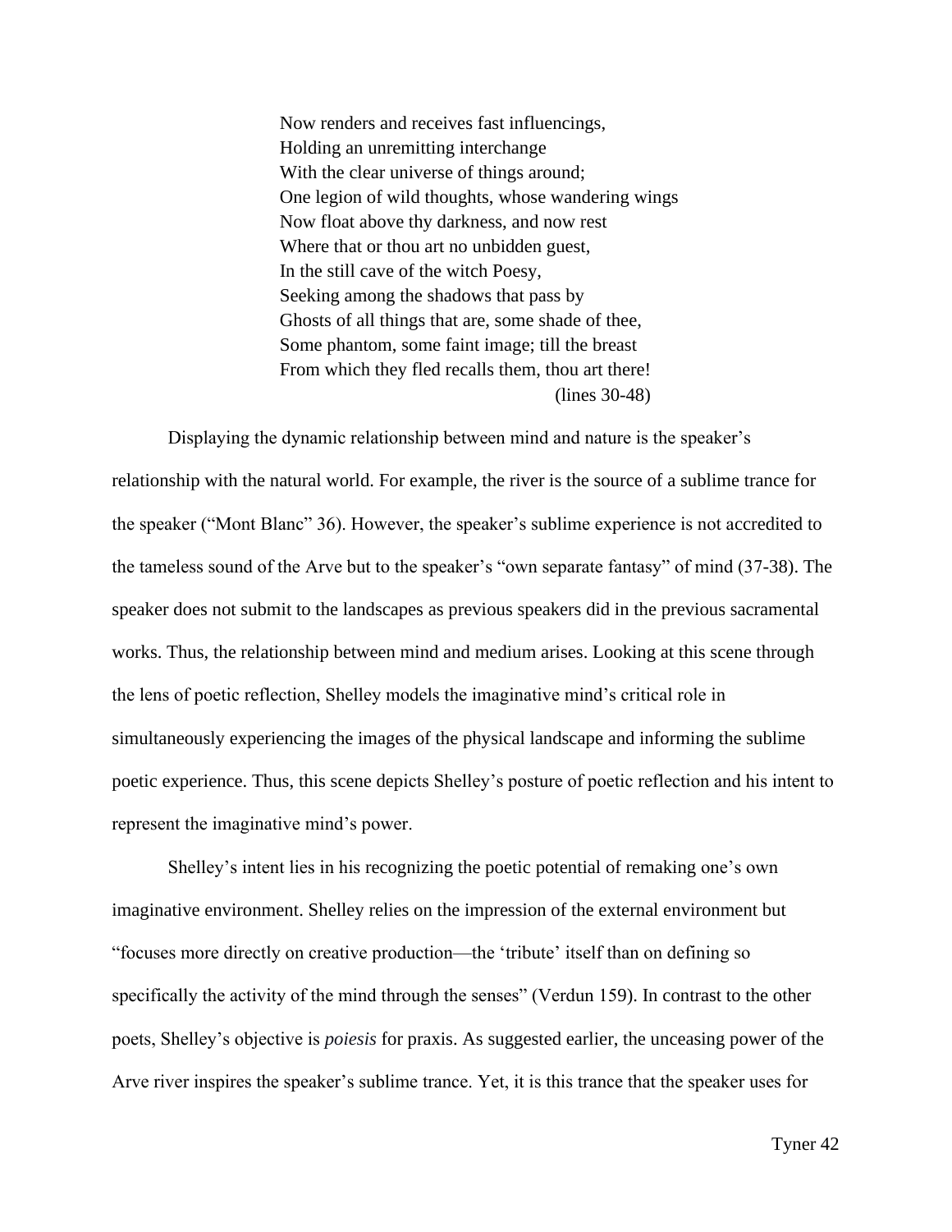> Now renders and receives fast influencings,
> Holding an unremitting interchange
> With the clear universe of things around;
> One legion of wild thoughts, whose wandering wings
> Now float above thy darkness, and now rest
> Where that or thou art no unbidden guest,
> In the still cave of the witch Poesy,
> Seeking among the shadows that pass by
> Ghosts of all things that are, some shade of thee,
> Some phantom, some faint image; till the breast
> From which they fled recalls them, thou art there!
> (lines 30-48)

Displaying the dynamic relationship between mind and nature is the speaker's relationship with the natural world. For example, the river is the source of a sublime trance for the speaker ("Mont Blanc" 36). However, the speaker's sublime experience is not accredited to the tameless sound of the Arve but to the speaker's "own separate fantasy" of mind (37-38). The speaker does not submit to the landscapes as previous speakers did in the previous sacramental works. Thus, the relationship between mind and medium arises. Looking at this scene through the lens of poetic reflection, Shelley models the imaginative mind's critical role in simultaneously experiencing the images of the physical landscape and informing the sublime poetic experience. Thus, this scene depicts Shelley's posture of poetic reflection and his intent to represent the imaginative mind's power.

Shelley's intent lies in his recognizing the poetic potential of remaking one's own imaginative environment. Shelley relies on the impression of the external environment but "focuses more directly on creative production—the 'tribute' itself than on defining so specifically the activity of the mind through the senses" (Verdun 159). In contrast to the other poets, Shelley's objective is *poiesis* for praxis. As suggested earlier, the unceasing power of the Arve river inspires the speaker's sublime trance. Yet, it is this trance that the speaker uses for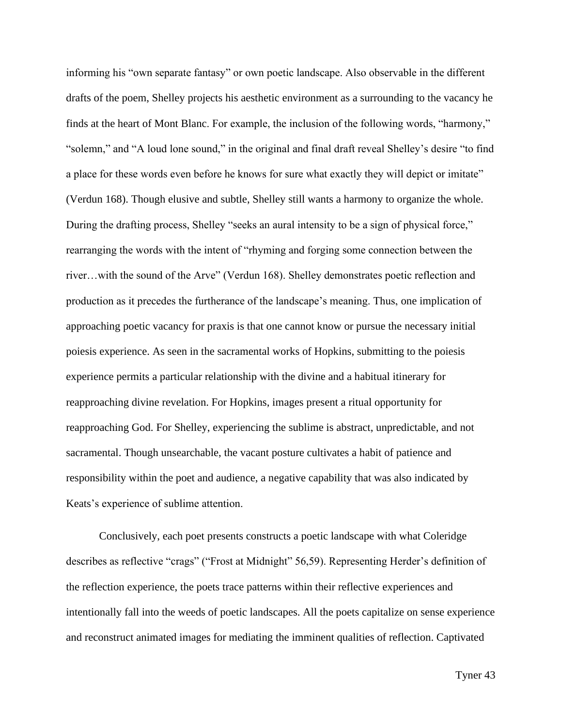informing his "own separate fantasy" or own poetic landscape. Also observable in the different drafts of the poem, Shelley projects his aesthetic environment as a surrounding to the vacancy he finds at the heart of Mont Blanc. For example, the inclusion of the following words, "harmony," "solemn," and "A loud lone sound," in the original and final draft reveal Shelley's desire "to find a place for these words even before he knows for sure what exactly they will depict or imitate" (Verdun 168). Though elusive and subtle, Shelley still wants a harmony to organize the whole. During the drafting process, Shelley "seeks an aural intensity to be a sign of physical force," rearranging the words with the intent of "rhyming and forging some connection between the river…with the sound of the Arve" (Verdun 168). Shelley demonstrates poetic reflection and production as it precedes the furtherance of the landscape's meaning. Thus, one implication of approaching poetic vacancy for praxis is that one cannot know or pursue the necessary initial poiesis experience. As seen in the sacramental works of Hopkins, submitting to the poiesis experience permits a particular relationship with the divine and a habitual itinerary for reapproaching divine revelation. For Hopkins, images present a ritual opportunity for reapproaching God. For Shelley, experiencing the sublime is abstract, unpredictable, and not sacramental. Though unsearchable, the vacant posture cultivates a habit of patience and responsibility within the poet and audience, a negative capability that was also indicated by Keats's experience of sublime attention.

Conclusively, each poet presents constructs a poetic landscape with what Coleridge describes as reflective "crags" ("Frost at Midnight" 56,59). Representing Herder's definition of the reflection experience, the poets trace patterns within their reflective experiences and intentionally fall into the weeds of poetic landscapes. All the poets capitalize on sense experience and reconstruct animated images for mediating the imminent qualities of reflection. Captivated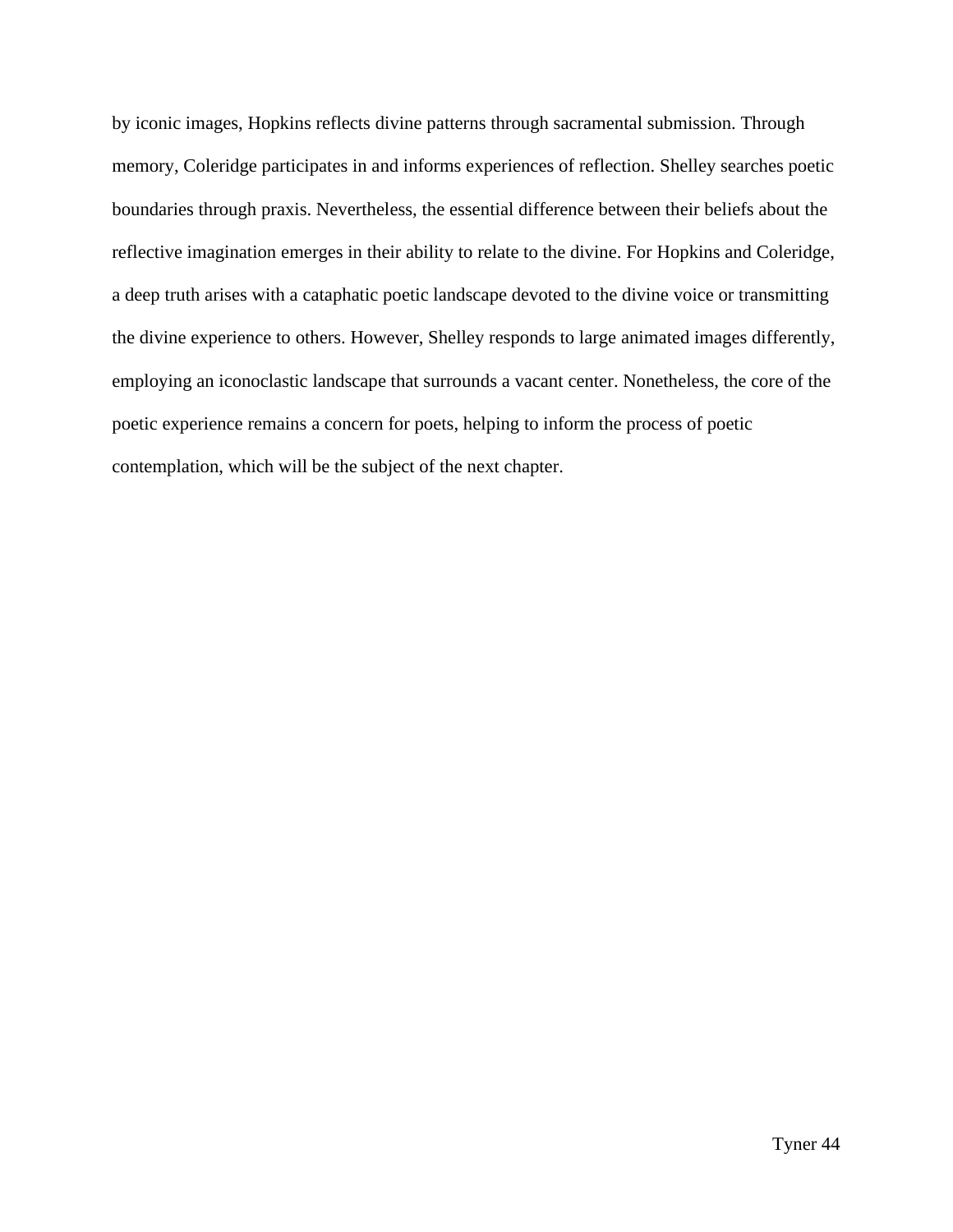by iconic images, Hopkins reflects divine patterns through sacramental submission. Through memory, Coleridge participates in and informs experiences of reflection. Shelley searches poetic boundaries through praxis. Nevertheless, the essential difference between their beliefs about the reflective imagination emerges in their ability to relate to the divine. For Hopkins and Coleridge, a deep truth arises with a cataphatic poetic landscape devoted to the divine voice or transmitting the divine experience to others. However, Shelley responds to large animated images differently, employing an iconoclastic landscape that surrounds a vacant center. Nonetheless, the core of the poetic experience remains a concern for poets, helping to inform the process of poetic contemplation, which will be the subject of the next chapter.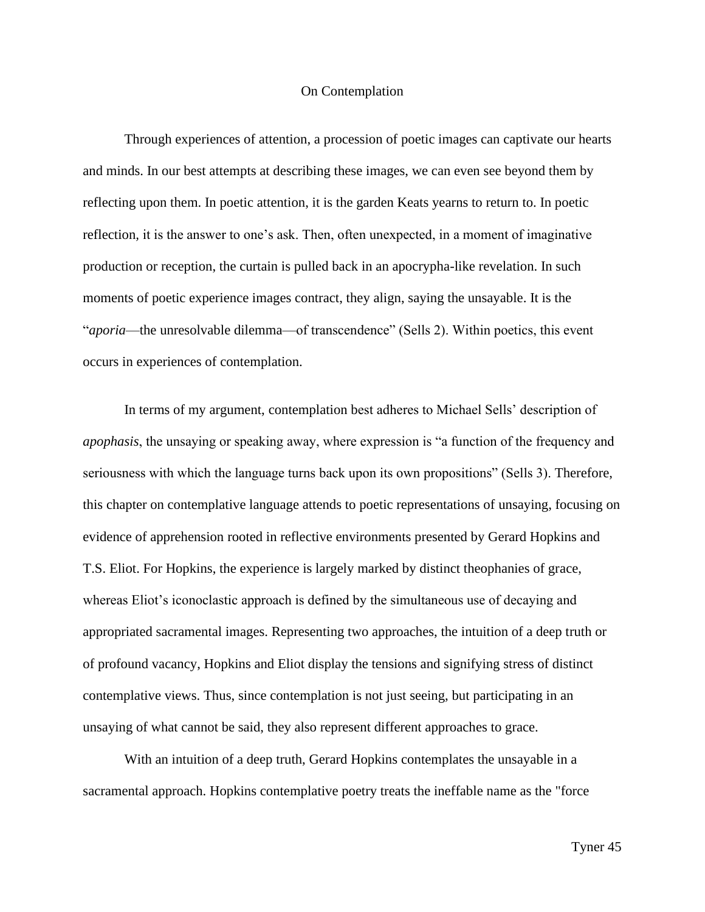# On Contemplation

Through experiences of attention, a procession of poetic images can captivate our hearts and minds. In our best attempts at describing these images, we can even see beyond them by reflecting upon them. In poetic attention, it is the garden Keats yearns to return to. In poetic reflection, it is the answer to one's ask. Then, often unexpected, in a moment of imaginative production or reception, the curtain is pulled back in an apocrypha-like revelation. In such moments of poetic experience images contract, they align, saying the unsayable. It is the "*aporia*—the unresolvable dilemma—of transcendence" (Sells 2). Within poetics, this event occurs in experiences of contemplation.

In terms of my argument, contemplation best adheres to Michael Sells' description of *apophasis*, the unsaying or speaking away, where expression is "a function of the frequency and seriousness with which the language turns back upon its own propositions" (Sells 3). Therefore, this chapter on contemplative language attends to poetic representations of unsaying, focusing on evidence of apprehension rooted in reflective environments presented by Gerard Hopkins and T.S. Eliot. For Hopkins, the experience is largely marked by distinct theophanies of grace, whereas Eliot's iconoclastic approach is defined by the simultaneous use of decaying and appropriated sacramental images. Representing two approaches, the intuition of a deep truth or of profound vacancy, Hopkins and Eliot display the tensions and signifying stress of distinct contemplative views. Thus, since contemplation is not just seeing, but participating in an unsaying of what cannot be said, they also represent different approaches to grace.

With an intuition of a deep truth, Gerard Hopkins contemplates the unsayable in a sacramental approach. Hopkins contemplative poetry treats the ineffable name as the "force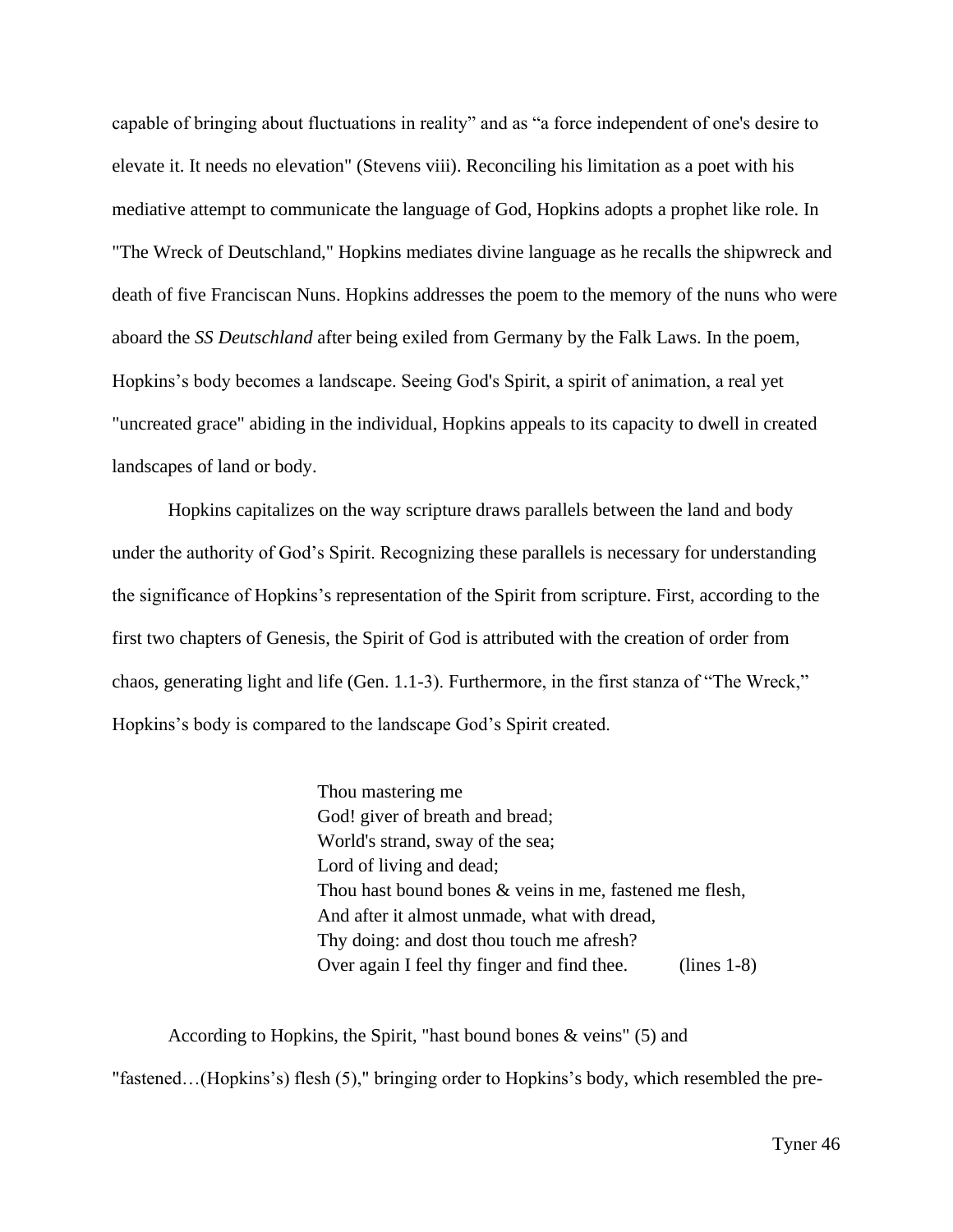capable of bringing about fluctuations in reality" and as "a force independent of one's desire to elevate it. It needs no elevation" (Stevens viii). Reconciling his limitation as a poet with his mediative attempt to communicate the language of God, Hopkins adopts a prophet like role. In "The Wreck of Deutschland," Hopkins mediates divine language as he recalls the shipwreck and death of five Franciscan Nuns. Hopkins addresses the poem to the memory of the nuns who were aboard the *SS Deutschland* after being exiled from Germany by the Falk Laws. In the poem, Hopkins's body becomes a landscape. Seeing God's Spirit, a spirit of animation, a real yet "uncreated grace" abiding in the individual, Hopkins appeals to its capacity to dwell in created landscapes of land or body.

Hopkins capitalizes on the way scripture draws parallels between the land and body under the authority of God's Spirit. Recognizing these parallels is necessary for understanding the significance of Hopkins's representation of the Spirit from scripture. First, according to the first two chapters of Genesis, the Spirit of God is attributed with the creation of order from chaos, generating light and life (Gen. 1.1-3). Furthermore, in the first stanza of "The Wreck," Hopkins's body is compared to the landscape God's Spirit created.

> Thou mastering me
> God! giver of breath and bread;
> World's strand, sway of the sea;
> Lord of living and dead;
> Thou hast bound bones & veins in me, fastened me flesh,
> And after it almost unmade, what with dread,
> Thy doing: and dost thou touch me afresh?
> Over again I feel thy finger and find thee. (lines 1-8)

According to Hopkins, the Spirit, "hast bound bones & veins" (5) and "fastened…(Hopkins's) flesh (5)," bringing order to Hopkins's body, which resembled the pre-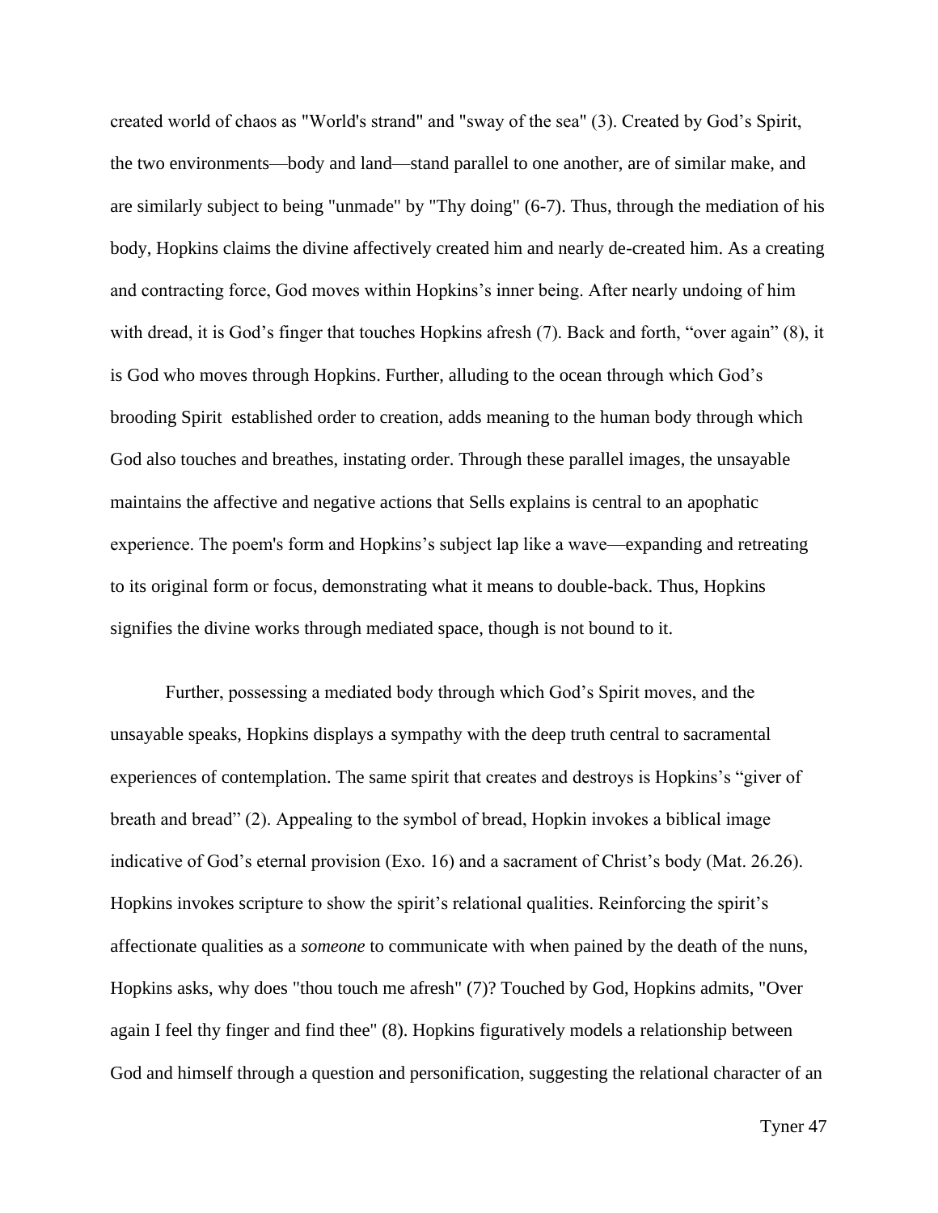created world of chaos as "World's strand" and "sway of the sea" (3). Created by God's Spirit, the two environments—body and land—stand parallel to one another, are of similar make, and are similarly subject to being "unmade" by "Thy doing" (6-7). Thus, through the mediation of his body, Hopkins claims the divine affectively created him and nearly de-created him. As a creating and contracting force, God moves within Hopkins's inner being. After nearly undoing of him with dread, it is God's finger that touches Hopkins afresh (7). Back and forth, "over again" (8), it is God who moves through Hopkins. Further, alluding to the ocean through which God's brooding Spirit  established order to creation, adds meaning to the human body through which God also touches and breathes, instating order. Through these parallel images, the unsayable maintains the affective and negative actions that Sells explains is central to an apophatic experience. The poem's form and Hopkins's subject lap like a wave—expanding and retreating to its original form or focus, demonstrating what it means to double-back. Thus, Hopkins signifies the divine works through mediated space, though is not bound to it.

Further, possessing a mediated body through which God's Spirit moves, and the unsayable speaks, Hopkins displays a sympathy with the deep truth central to sacramental experiences of contemplation. The same spirit that creates and destroys is Hopkins's "giver of breath and bread" (2). Appealing to the symbol of bread, Hopkin invokes a biblical image indicative of God's eternal provision (Exo. 16) and a sacrament of Christ's body (Mat. 26.26). Hopkins invokes scripture to show the spirit's relational qualities. Reinforcing the spirit's affectionate qualities as a *someone* to communicate with when pained by the death of the nuns, Hopkins asks, why does "thou touch me afresh" (7)? Touched by God, Hopkins admits, "Over again I feel thy finger and find thee" (8). Hopkins figuratively models a relationship between God and himself through a question and personification, suggesting the relational character of an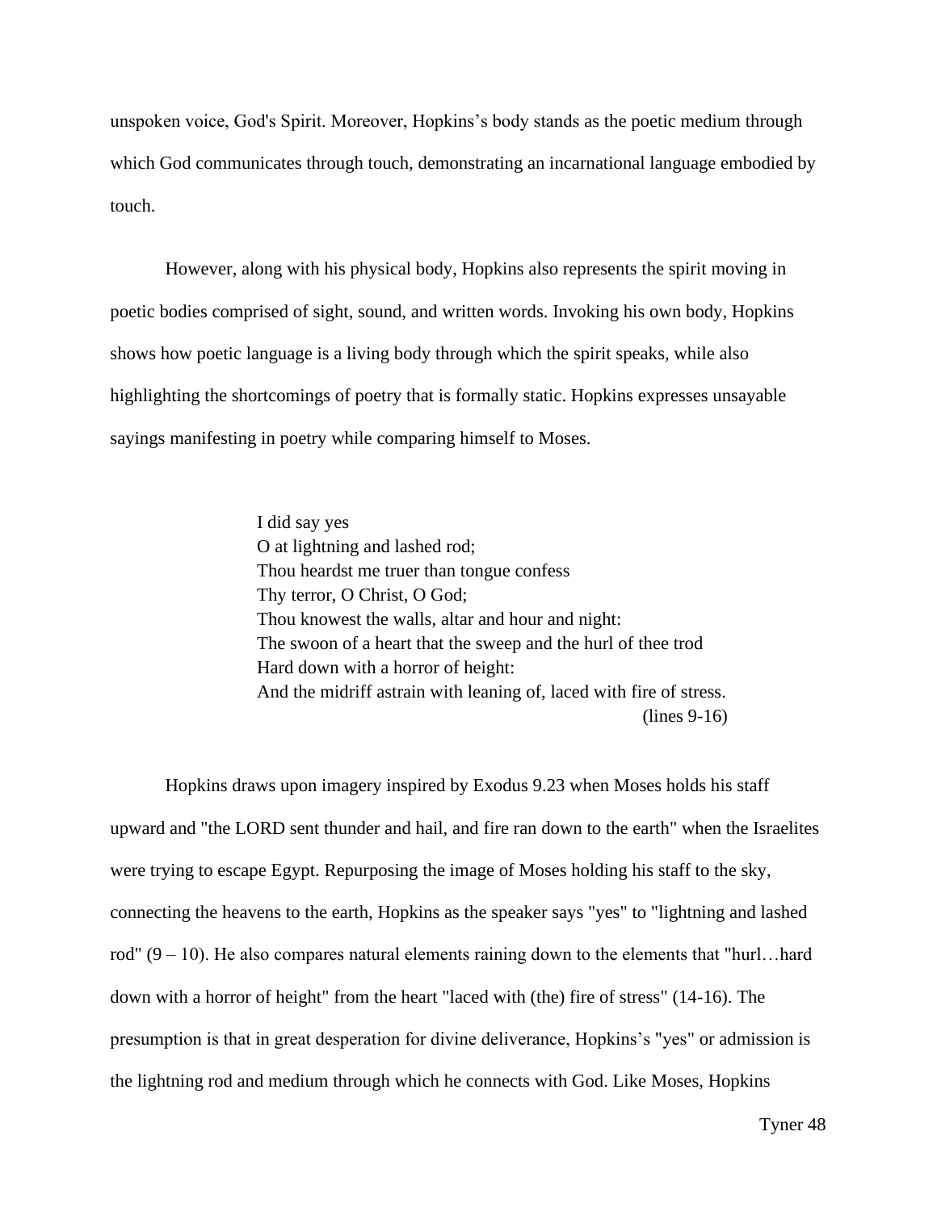unspoken voice, God's Spirit. Moreover, Hopkins's body stands as the poetic medium through which God communicates through touch, demonstrating an incarnational language embodied by touch.

However, along with his physical body, Hopkins also represents the spirit moving in poetic bodies comprised of sight, sound, and written words. Invoking his own body, Hopkins shows how poetic language is a living body through which the spirit speaks, while also highlighting the shortcomings of poetry that is formally static. Hopkins expresses unsayable sayings manifesting in poetry while comparing himself to Moses.

> I did say yes  
> O at lightning and lashed rod;  
> Thou heardst me truer than tongue confess  
> Thy terror, O Christ, O God;  
> Thou knowest the walls, altar and hour and night:  
> The swoon of a heart that the sweep and the hurl of thee trod  
> Hard down with a horror of height:  
> And the midriff astrain with leaning of, laced with fire of stress.  
> (lines 9-16)

Hopkins draws upon imagery inspired by Exodus 9.23 when Moses holds his staff upward and "the LORD sent thunder and hail, and fire ran down to the earth" when the Israelites were trying to escape Egypt. Repurposing the image of Moses holding his staff to the sky, connecting the heavens to the earth, Hopkins as the speaker says "yes" to "lightning and lashed rod" (9 – 10). He also compares natural elements raining down to the elements that "hurl…hard down with a horror of height" from the heart "laced with (the) fire of stress" (14-16). The presumption is that in great desperation for divine deliverance, Hopkins's "yes" or admission is the lightning rod and medium through which he connects with God. Like Moses, Hopkins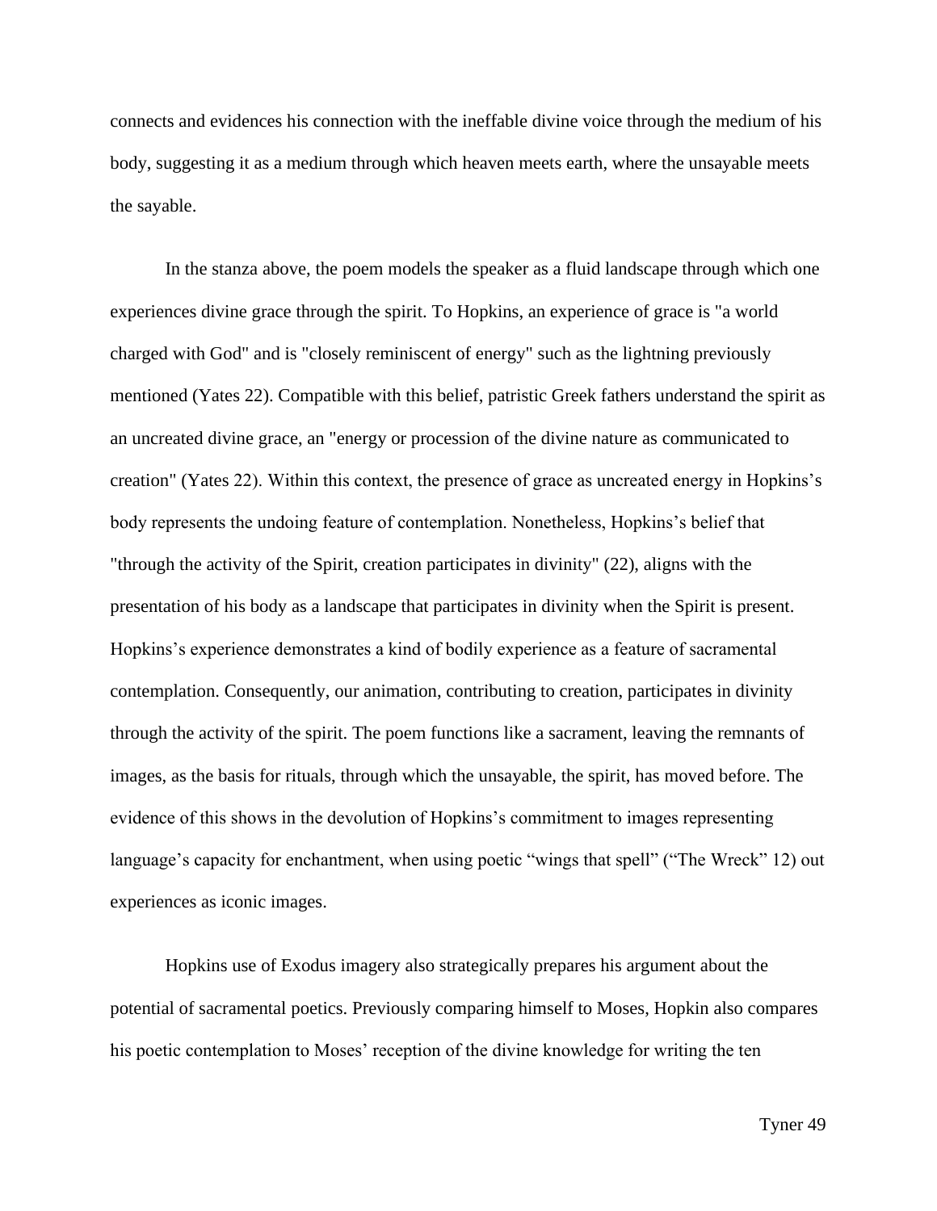connects and evidences his connection with the ineffable divine voice through the medium of his body, suggesting it as a medium through which heaven meets earth, where the unsayable meets the sayable.

In the stanza above, the poem models the speaker as a fluid landscape through which one experiences divine grace through the spirit. To Hopkins, an experience of grace is "a world charged with God" and is "closely reminiscent of energy" such as the lightning previously mentioned (Yates 22). Compatible with this belief, patristic Greek fathers understand the spirit as an uncreated divine grace, an "energy or procession of the divine nature as communicated to creation" (Yates 22). Within this context, the presence of grace as uncreated energy in Hopkins's body represents the undoing feature of contemplation. Nonetheless, Hopkins's belief that "through the activity of the Spirit, creation participates in divinity" (22), aligns with the presentation of his body as a landscape that participates in divinity when the Spirit is present. Hopkins's experience demonstrates a kind of bodily experience as a feature of sacramental contemplation. Consequently, our animation, contributing to creation, participates in divinity through the activity of the spirit. The poem functions like a sacrament, leaving the remnants of images, as the basis for rituals, through which the unsayable, the spirit, has moved before. The evidence of this shows in the devolution of Hopkins's commitment to images representing language's capacity for enchantment, when using poetic "wings that spell" ("The Wreck" 12) out experiences as iconic images.

Hopkins use of Exodus imagery also strategically prepares his argument about the potential of sacramental poetics. Previously comparing himself to Moses, Hopkin also compares his poetic contemplation to Moses' reception of the divine knowledge for writing the ten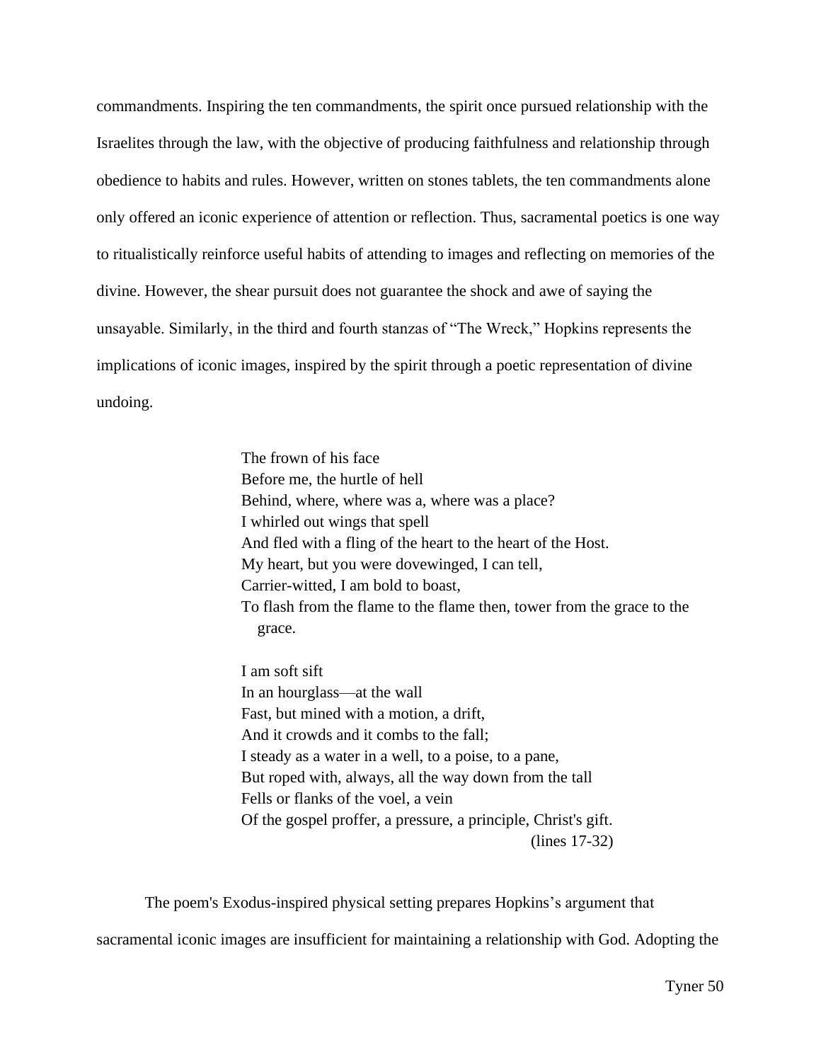commandments. Inspiring the ten commandments, the spirit once pursued relationship with the Israelites through the law, with the objective of producing faithfulness and relationship through obedience to habits and rules. However, written on stones tablets, the ten commandments alone only offered an iconic experience of attention or reflection. Thus, sacramental poetics is one way to ritualistically reinforce useful habits of attending to images and reflecting on memories of the divine. However, the shear pursuit does not guarantee the shock and awe of saying the unsayable. Similarly, in the third and fourth stanzas of "The Wreck," Hopkins represents the implications of iconic images, inspired by the spirit through a poetic representation of divine undoing.

> The frown of his face
> Before me, the hurtle of hell
> Behind, where, where was a, where was a place?
> I whirled out wings that spell
> And fled with a fling of the heart to the heart of the Host.
> My heart, but you were dovewinged, I can tell,
> Carrier-witted, I am bold to boast,
> To flash from the flame to the flame then, tower from the grace to the grace.
>
> I am soft sift
> In an hourglass—at the wall
> Fast, but mined with a motion, a drift,
> And it crowds and it combs to the fall;
> I steady as a water in a well, to a poise, to a pane,
> But roped with, always, all the way down from the tall
> Fells or flanks of the voel, a vein
> Of the gospel proffer, a pressure, a principle, Christ's gift.
>
> (lines 17-32)

The poem's Exodus-inspired physical setting prepares Hopkins's argument that sacramental iconic images are insufficient for maintaining a relationship with God. Adopting the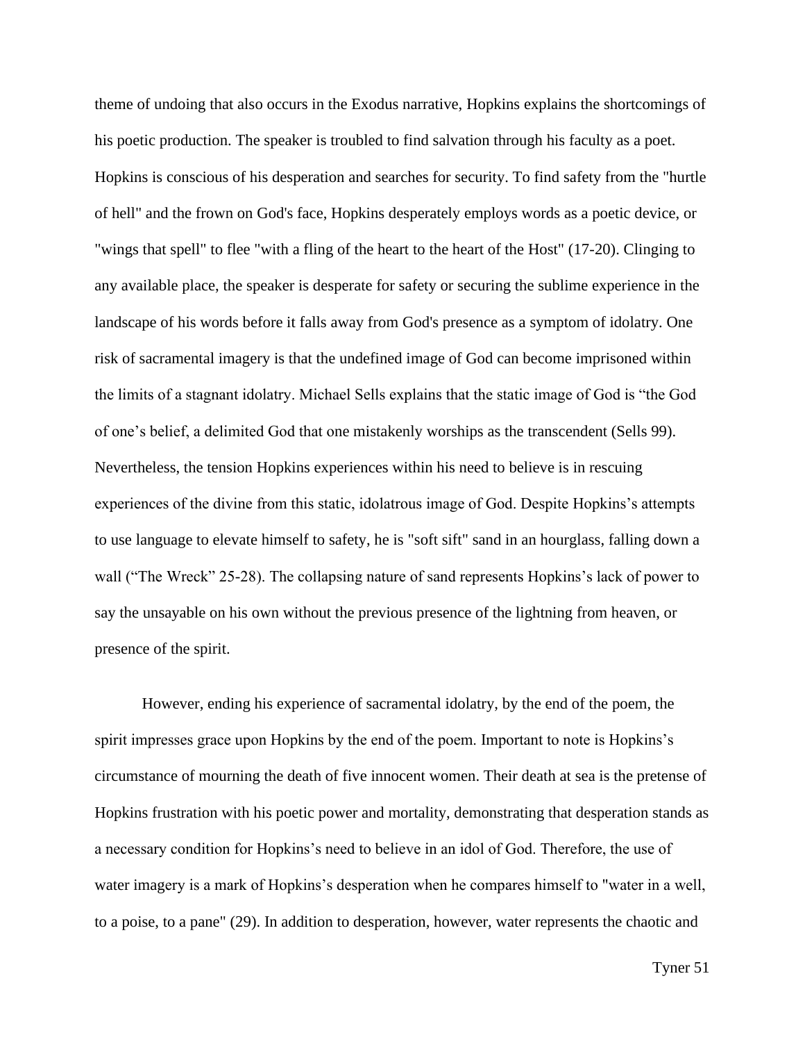theme of undoing that also occurs in the Exodus narrative, Hopkins explains the shortcomings of his poetic production. The speaker is troubled to find salvation through his faculty as a poet. Hopkins is conscious of his desperation and searches for security. To find safety from the "hurtle of hell" and the frown on God's face, Hopkins desperately employs words as a poetic device, or "wings that spell" to flee "with a fling of the heart to the heart of the Host" (17-20). Clinging to any available place, the speaker is desperate for safety or securing the sublime experience in the landscape of his words before it falls away from God's presence as a symptom of idolatry. One risk of sacramental imagery is that the undefined image of God can become imprisoned within the limits of a stagnant idolatry. Michael Sells explains that the static image of God is "the God of one's belief, a delimited God that one mistakenly worships as the transcendent (Sells 99). Nevertheless, the tension Hopkins experiences within his need to believe is in rescuing experiences of the divine from this static, idolatrous image of God. Despite Hopkins's attempts to use language to elevate himself to safety, he is "soft sift" sand in an hourglass, falling down a wall ("The Wreck" 25-28). The collapsing nature of sand represents Hopkins's lack of power to say the unsayable on his own without the previous presence of the lightning from heaven, or presence of the spirit.

However, ending his experience of sacramental idolatry, by the end of the poem, the spirit impresses grace upon Hopkins by the end of the poem. Important to note is Hopkins's circumstance of mourning the death of five innocent women. Their death at sea is the pretense of Hopkins frustration with his poetic power and mortality, demonstrating that desperation stands as a necessary condition for Hopkins's need to believe in an idol of God. Therefore, the use of water imagery is a mark of Hopkins's desperation when he compares himself to "water in a well, to a poise, to a pane" (29). In addition to desperation, however, water represents the chaotic and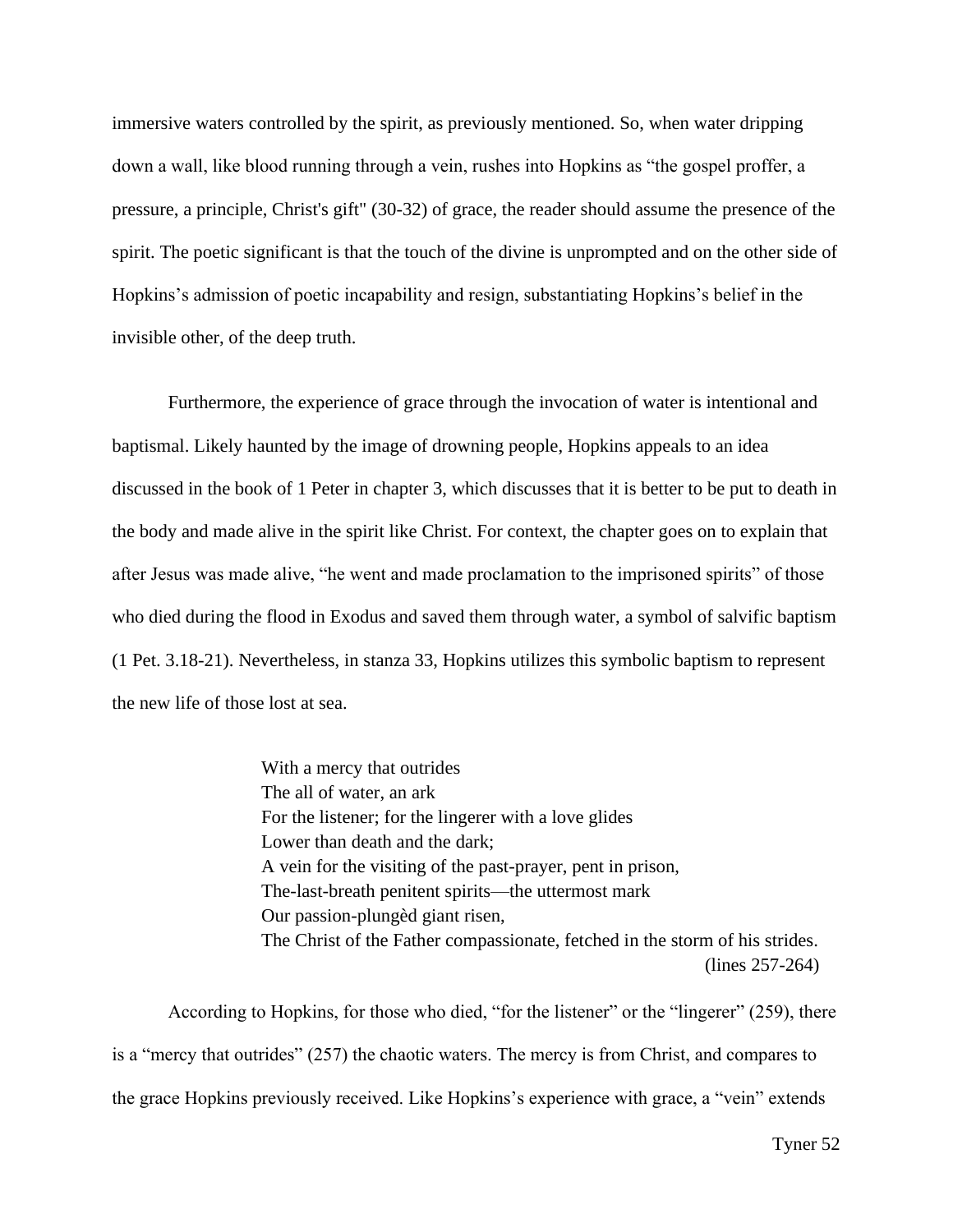immersive waters controlled by the spirit, as previously mentioned. So, when water dripping down a wall, like blood running through a vein, rushes into Hopkins as "the gospel proffer, a pressure, a principle, Christ's gift" (30-32) of grace, the reader should assume the presence of the spirit. The poetic significant is that the touch of the divine is unprompted and on the other side of Hopkins's admission of poetic incapability and resign, substantiating Hopkins's belief in the invisible other, of the deep truth.

Furthermore, the experience of grace through the invocation of water is intentional and baptismal. Likely haunted by the image of drowning people, Hopkins appeals to an idea discussed in the book of 1 Peter in chapter 3, which discusses that it is better to be put to death in the body and made alive in the spirit like Christ. For context, the chapter goes on to explain that after Jesus was made alive, "he went and made proclamation to the imprisoned spirits" of those who died during the flood in Exodus and saved them through water, a symbol of salvific baptism (1 Pet. 3.18-21). Nevertheless, in stanza 33, Hopkins utilizes this symbolic baptism to represent the new life of those lost at sea.

> With a mercy that outrides
> The all of water, an ark
> For the listener; for the lingerer with a love glides
> Lower than death and the dark;
> A vein for the visiting of the past-prayer, pent in prison,
> The-last-breath penitent spirits—the uttermost mark
> Our passion-plungèd giant risen,
> The Christ of the Father compassionate, fetched in the storm of his strides.
>
> (lines 257-264)

According to Hopkins, for those who died, "for the listener" or the "lingerer" (259), there is a "mercy that outrides" (257) the chaotic waters. The mercy is from Christ, and compares to the grace Hopkins previously received. Like Hopkins's experience with grace, a "vein" extends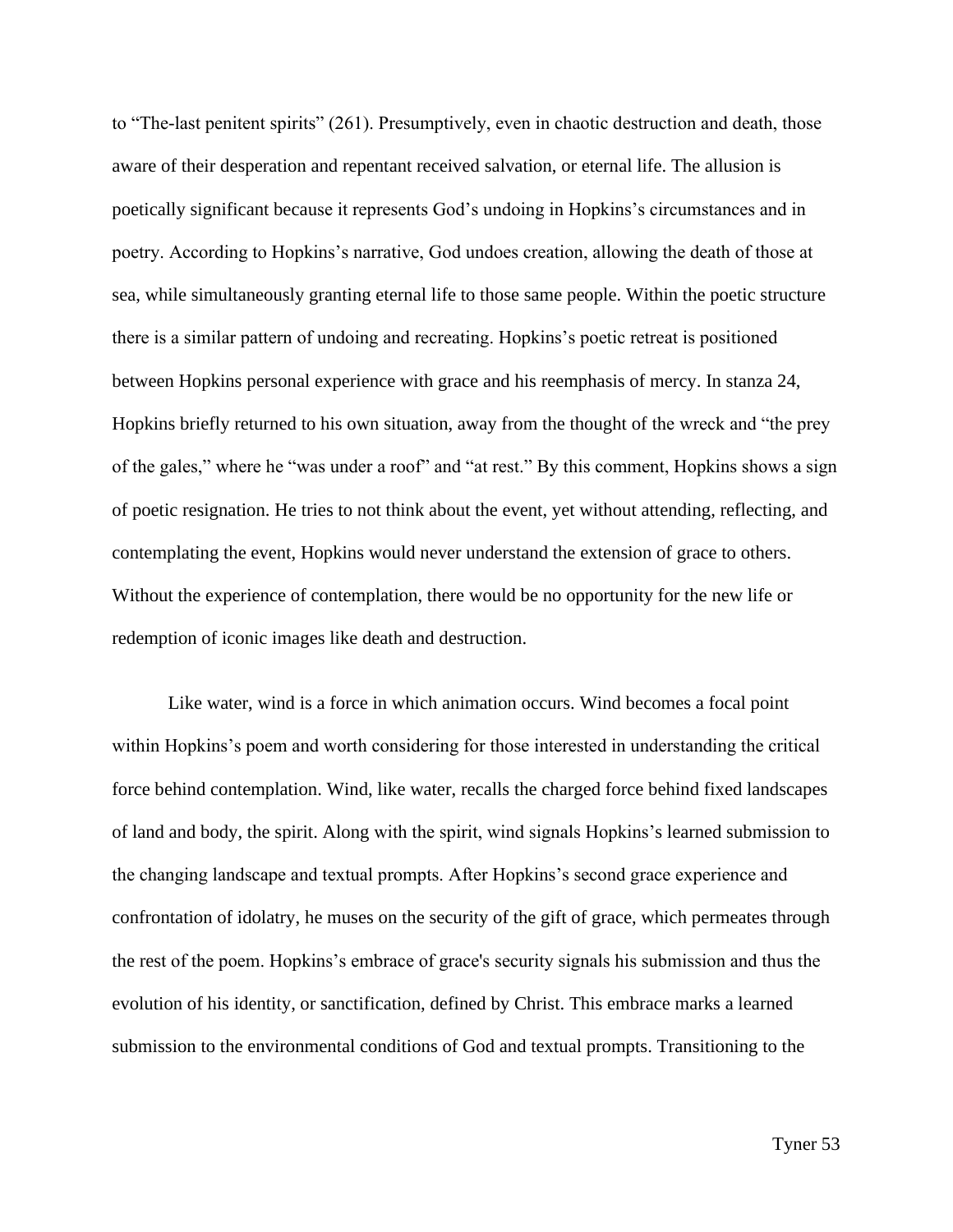to "The-last penitent spirits" (261). Presumptively, even in chaotic destruction and death, those aware of their desperation and repentant received salvation, or eternal life. The allusion is poetically significant because it represents God's undoing in Hopkins's circumstances and in poetry. According to Hopkins's narrative, God undoes creation, allowing the death of those at sea, while simultaneously granting eternal life to those same people. Within the poetic structure there is a similar pattern of undoing and recreating. Hopkins's poetic retreat is positioned between Hopkins personal experience with grace and his reemphasis of mercy. In stanza 24, Hopkins briefly returned to his own situation, away from the thought of the wreck and "the prey of the gales," where he "was under a roof" and "at rest." By this comment, Hopkins shows a sign of poetic resignation. He tries to not think about the event, yet without attending, reflecting, and contemplating the event, Hopkins would never understand the extension of grace to others. Without the experience of contemplation, there would be no opportunity for the new life or redemption of iconic images like death and destruction.

Like water, wind is a force in which animation occurs. Wind becomes a focal point within Hopkins's poem and worth considering for those interested in understanding the critical force behind contemplation. Wind, like water, recalls the charged force behind fixed landscapes of land and body, the spirit. Along with the spirit, wind signals Hopkins's learned submission to the changing landscape and textual prompts. After Hopkins's second grace experience and confrontation of idolatry, he muses on the security of the gift of grace, which permeates through the rest of the poem. Hopkins's embrace of grace's security signals his submission and thus the evolution of his identity, or sanctification, defined by Christ. This embrace marks a learned submission to the environmental conditions of God and textual prompts. Transitioning to the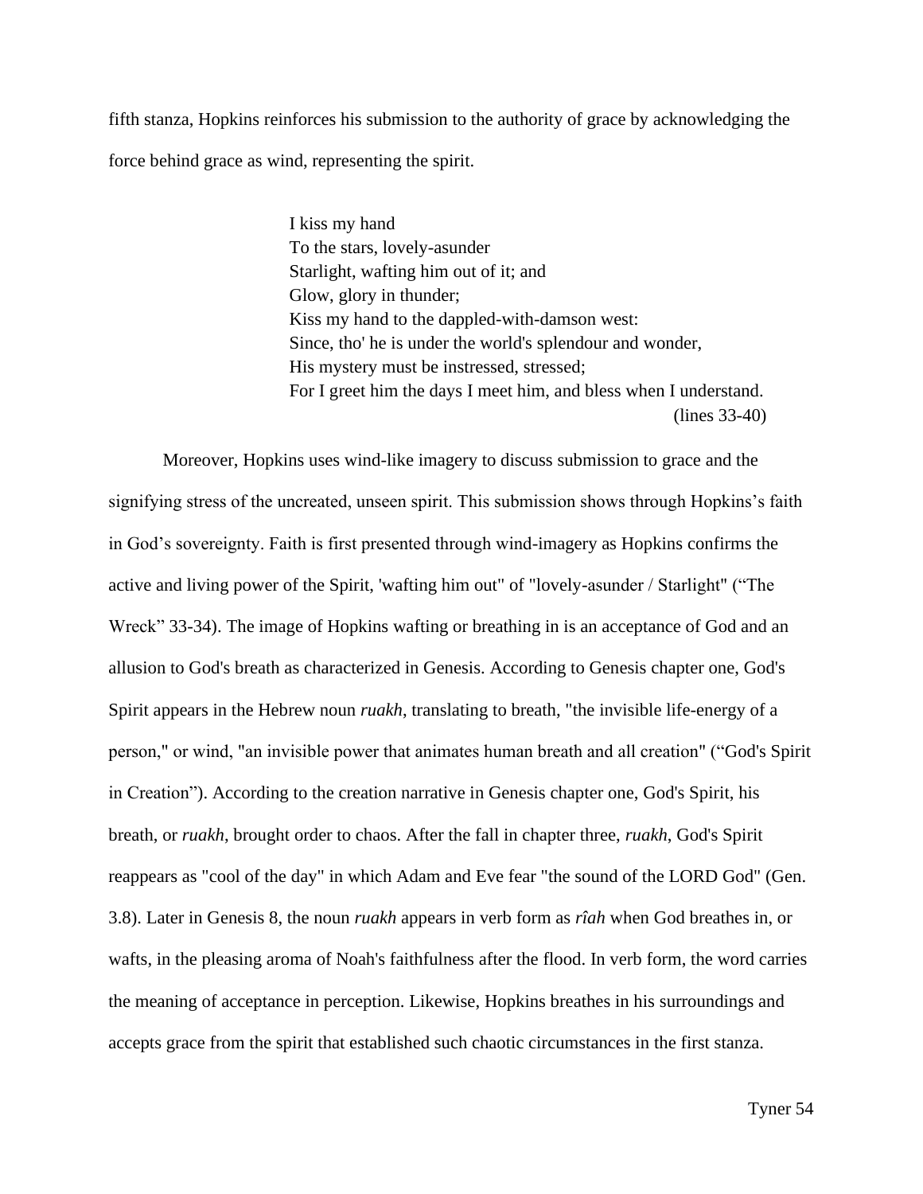fifth stanza, Hopkins reinforces his submission to the authority of grace by acknowledging the force behind grace as wind, representing the spirit.

> I kiss my hand
> To the stars, lovely-asunder
> Starlight, wafting him out of it; and
> Glow, glory in thunder;
> Kiss my hand to the dappled-with-damson west:
> Since, tho' he is under the world's splendour and wonder,
> His mystery must be instressed, stressed;
> For I greet him the days I meet him, and bless when I understand.
> (lines 33-40)

Moreover, Hopkins uses wind-like imagery to discuss submission to grace and the signifying stress of the uncreated, unseen spirit. This submission shows through Hopkins's faith in God's sovereignty. Faith is first presented through wind-imagery as Hopkins confirms the active and living power of the Spirit, 'wafting him out" of "lovely-asunder / Starlight" ("The Wreck" 33-34). The image of Hopkins wafting or breathing in is an acceptance of God and an allusion to God's breath as characterized in Genesis. According to Genesis chapter one, God's Spirit appears in the Hebrew noun *ruakh*, translating to breath, "the invisible life-energy of a person," or wind, "an invisible power that animates human breath and all creation" ("God's Spirit in Creation"). According to the creation narrative in Genesis chapter one, God's Spirit, his breath, or *ruakh*, brought order to chaos. After the fall in chapter three, *ruakh*, God's Spirit reappears as "cool of the day" in which Adam and Eve fear "the sound of the LORD God" (Gen. 3.8). Later in Genesis 8, the noun *ruakh* appears in verb form as *rîah* when God breathes in, or wafts, in the pleasing aroma of Noah's faithfulness after the flood. In verb form, the word carries the meaning of acceptance in perception. Likewise, Hopkins breathes in his surroundings and accepts grace from the spirit that established such chaotic circumstances in the first stanza.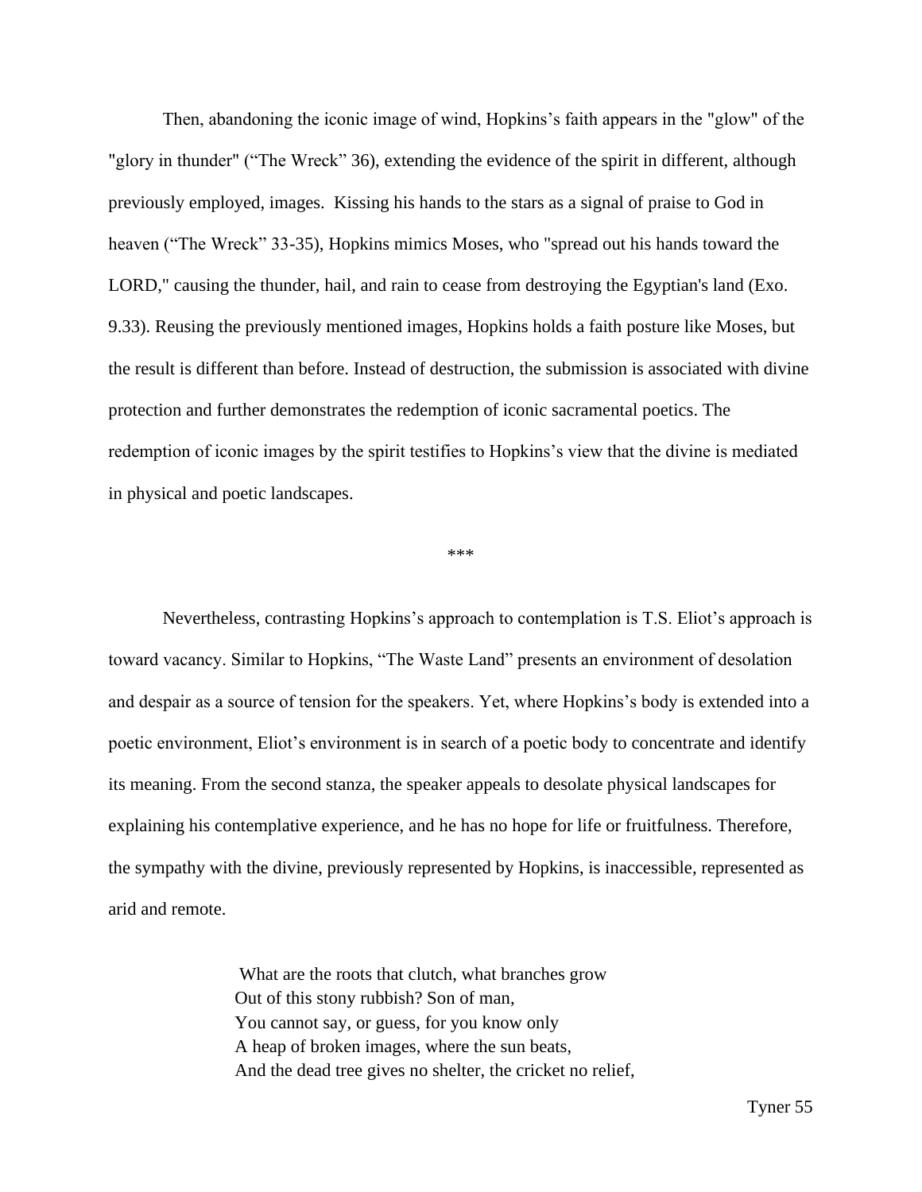Then, abandoning the iconic image of wind, Hopkins's faith appears in the "glow" of the "glory in thunder" ("The Wreck" 36), extending the evidence of the spirit in different, although previously employed, images. Kissing his hands to the stars as a signal of praise to God in heaven ("The Wreck" 33-35), Hopkins mimics Moses, who "spread out his hands toward the LORD," causing the thunder, hail, and rain to cease from destroying the Egyptian's land (Exo. 9.33). Reusing the previously mentioned images, Hopkins holds a faith posture like Moses, but the result is different than before. Instead of destruction, the submission is associated with divine protection and further demonstrates the redemption of iconic sacramental poetics. The redemption of iconic images by the spirit testifies to Hopkins's view that the divine is mediated in physical and poetic landscapes.

***

Nevertheless, contrasting Hopkins's approach to contemplation is T.S. Eliot's approach is toward vacancy. Similar to Hopkins, "The Waste Land" presents an environment of desolation and despair as a source of tension for the speakers. Yet, where Hopkins's body is extended into a poetic environment, Eliot's environment is in search of a poetic body to concentrate and identify its meaning. From the second stanza, the speaker appeals to desolate physical landscapes for explaining his contemplative experience, and he has no hope for life or fruitfulness. Therefore, the sympathy with the divine, previously represented by Hopkins, is inaccessible, represented as arid and remote.

> What are the roots that clutch, what branches grow
> Out of this stony rubbish? Son of man,
> You cannot say, or guess, for you know only
> A heap of broken images, where the sun beats,
> And the dead tree gives no shelter, the cricket no relief,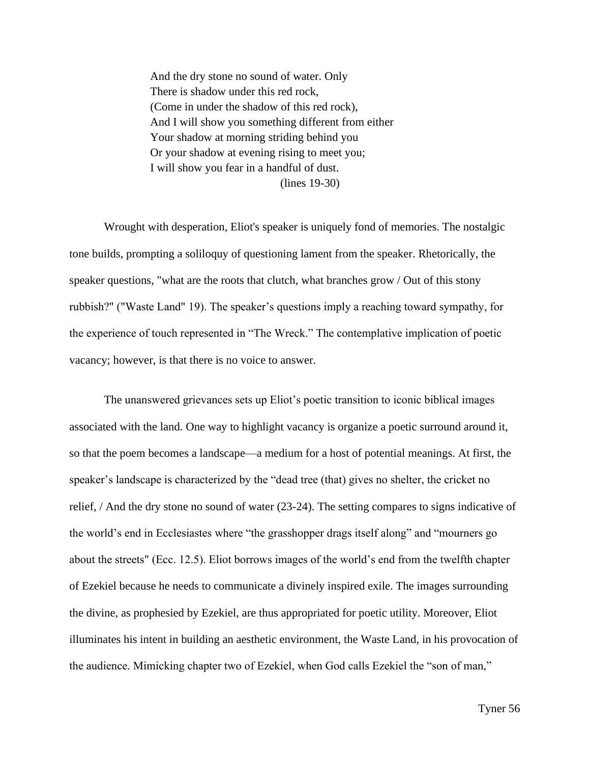> And the dry stone no sound of water. Only
> There is shadow under this red rock,
> (Come in under the shadow of this red rock),
> And I will show you something different from either
> Your shadow at morning striding behind you
> Or your shadow at evening rising to meet you;
> I will show you fear in a handful of dust.
>
> (lines 19-30)

Wrought with desperation, Eliot's speaker is uniquely fond of memories. The nostalgic tone builds, prompting a soliloquy of questioning lament from the speaker. Rhetorically, the speaker questions, "what are the roots that clutch, what branches grow / Out of this stony rubbish?" ("Waste Land" 19). The speaker's questions imply a reaching toward sympathy, for the experience of touch represented in "The Wreck." The contemplative implication of poetic vacancy; however, is that there is no voice to answer.

The unanswered grievances sets up Eliot's poetic transition to iconic biblical images associated with the land. One way to highlight vacancy is organize a poetic surround around it, so that the poem becomes a landscape—a medium for a host of potential meanings. At first, the speaker's landscape is characterized by the "dead tree (that) gives no shelter, the cricket no relief, / And the dry stone no sound of water (23-24). The setting compares to signs indicative of the world's end in Ecclesiastes where "the grasshopper drags itself along" and "mourners go about the streets" (Ecc. 12.5). Eliot borrows images of the world's end from the twelfth chapter of Ezekiel because he needs to communicate a divinely inspired exile. The images surrounding the divine, as prophesied by Ezekiel, are thus appropriated for poetic utility. Moreover, Eliot illuminates his intent in building an aesthetic environment, the Waste Land, in his provocation of the audience. Mimicking chapter two of Ezekiel, when God calls Ezekiel the "son of man,"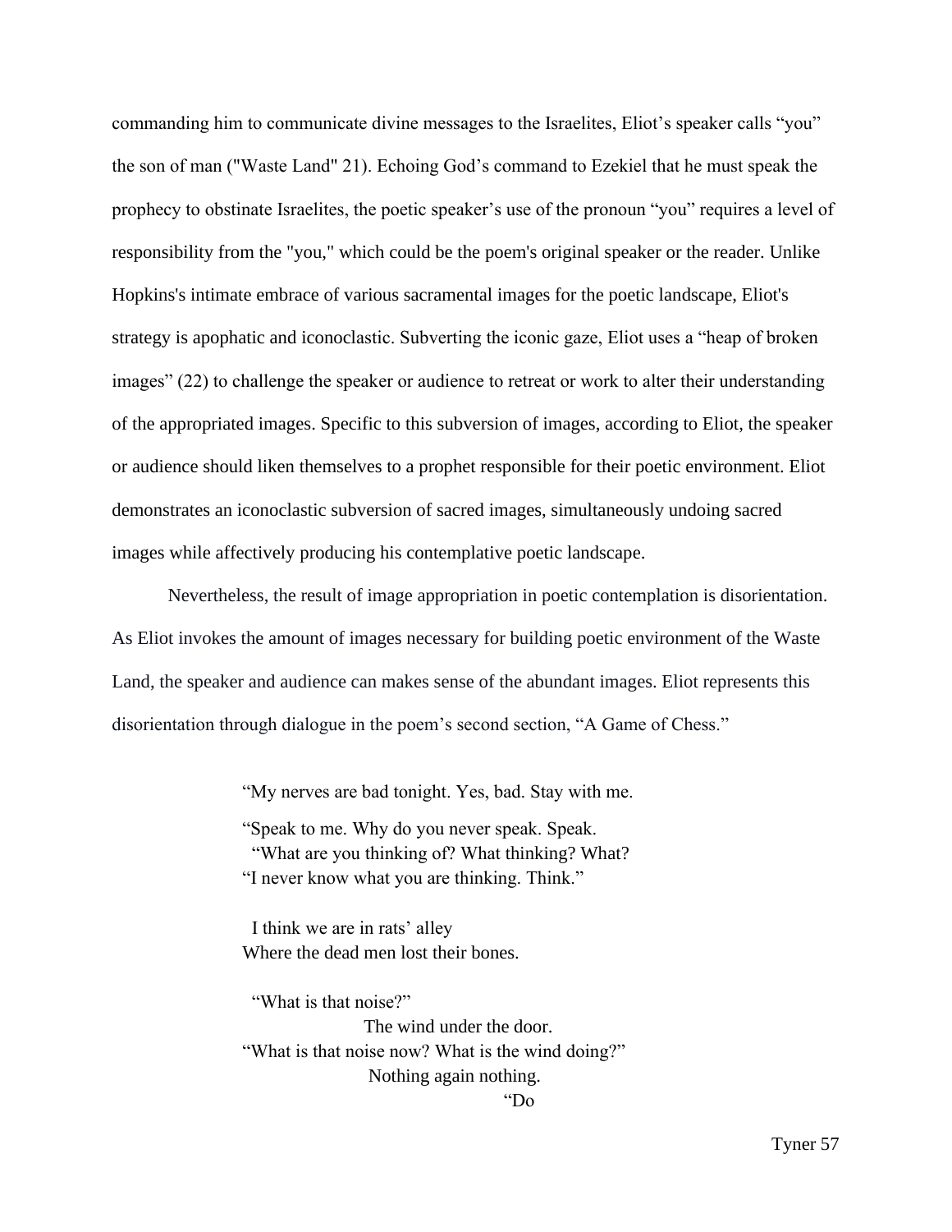commanding him to communicate divine messages to the Israelites, Eliot's speaker calls "you" the son of man ("Waste Land" 21). Echoing God's command to Ezekiel that he must speak the prophecy to obstinate Israelites, the poetic speaker's use of the pronoun "you" requires a level of responsibility from the "you," which could be the poem's original speaker or the reader. Unlike Hopkins's intimate embrace of various sacramental images for the poetic landscape, Eliot's strategy is apophatic and iconoclastic. Subverting the iconic gaze, Eliot uses a "heap of broken images" (22) to challenge the speaker or audience to retreat or work to alter their understanding of the appropriated images. Specific to this subversion of images, according to Eliot, the speaker or audience should liken themselves to a prophet responsible for their poetic environment. Eliot demonstrates an iconoclastic subversion of sacred images, simultaneously undoing sacred images while affectively producing his contemplative poetic landscape.

Nevertheless, the result of image appropriation in poetic contemplation is disorientation. As Eliot invokes the amount of images necessary for building poetic environment of the Waste Land, the speaker and audience can makes sense of the abundant images. Eliot represents this disorientation through dialogue in the poem's second section, "A Game of Chess."

> "My nerves are bad tonight. Yes, bad. Stay with me.
>
> "Speak to me. Why do you never speak. Speak.
> "What are you thinking of? What thinking? What?
> "I never know what you are thinking. Think."
>
> I think we are in rats' alley
> Where the dead men lost their bones.
>
> "What is that noise?"
> The wind under the door.
> "What is that noise now? What is the wind doing?"
> Nothing again nothing.
> "Do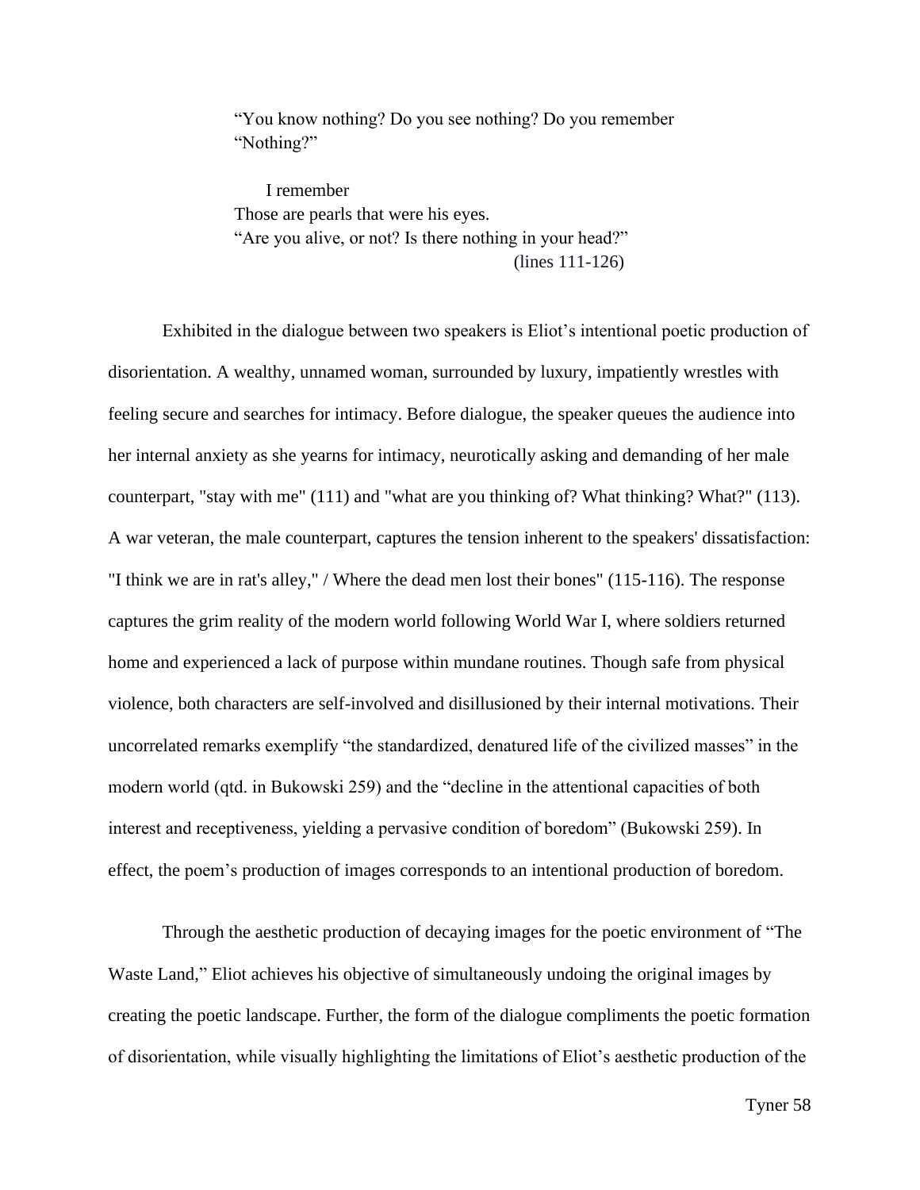> "You know nothing? Do you see nothing? Do you remember
> "Nothing?"
>
> I remember
> Those are pearls that were his eyes.
> "Are you alive, or not? Is there nothing in your head?"
> (lines 111-126)

Exhibited in the dialogue between two speakers is Eliot's intentional poetic production of disorientation. A wealthy, unnamed woman, surrounded by luxury, impatiently wrestles with feeling secure and searches for intimacy. Before dialogue, the speaker queues the audience into her internal anxiety as she yearns for intimacy, neurotically asking and demanding of her male counterpart, "stay with me" (111) and "what are you thinking of? What thinking? What?" (113). A war veteran, the male counterpart, captures the tension inherent to the speakers' dissatisfaction: "I think we are in rat's alley," / Where the dead men lost their bones" (115-116). The response captures the grim reality of the modern world following World War I, where soldiers returned home and experienced a lack of purpose within mundane routines. Though safe from physical violence, both characters are self-involved and disillusioned by their internal motivations. Their uncorrelated remarks exemplify "the standardized, denatured life of the civilized masses" in the modern world (qtd. in Bukowski 259) and the "decline in the attentional capacities of both interest and receptiveness, yielding a pervasive condition of boredom" (Bukowski 259). In effect, the poem's production of images corresponds to an intentional production of boredom.

Through the aesthetic production of decaying images for the poetic environment of "The Waste Land," Eliot achieves his objective of simultaneously undoing the original images by creating the poetic landscape. Further, the form of the dialogue compliments the poetic formation of disorientation, while visually highlighting the limitations of Eliot's aesthetic production of the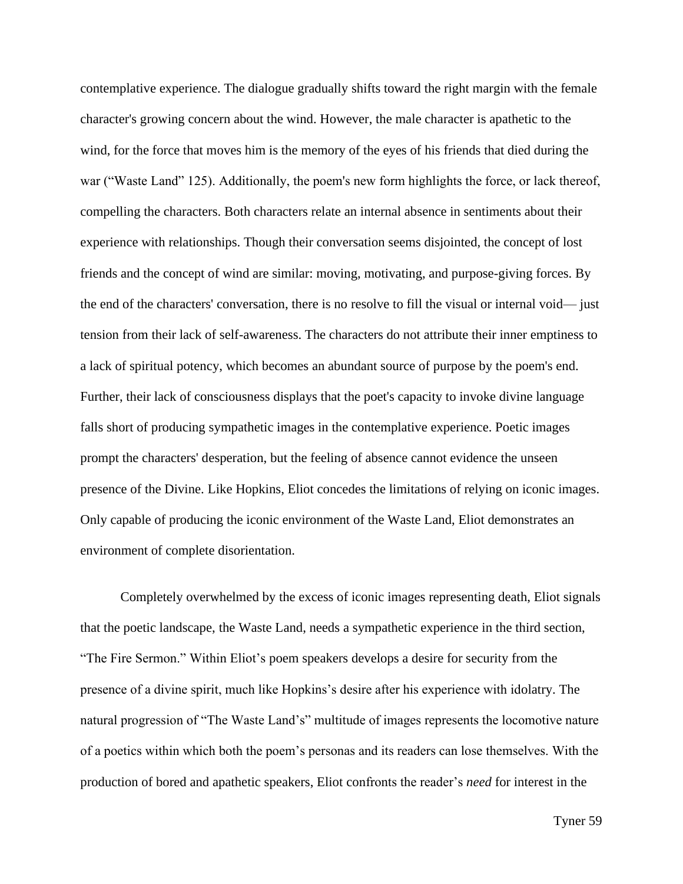contemplative experience. The dialogue gradually shifts toward the right margin with the female character's growing concern about the wind. However, the male character is apathetic to the wind, for the force that moves him is the memory of the eyes of his friends that died during the war ("Waste Land" 125). Additionally, the poem's new form highlights the force, or lack thereof, compelling the characters. Both characters relate an internal absence in sentiments about their experience with relationships. Though their conversation seems disjointed, the concept of lost friends and the concept of wind are similar: moving, motivating, and purpose-giving forces. By the end of the characters' conversation, there is no resolve to fill the visual or internal void— just tension from their lack of self-awareness. The characters do not attribute their inner emptiness to a lack of spiritual potency, which becomes an abundant source of purpose by the poem's end. Further, their lack of consciousness displays that the poet's capacity to invoke divine language falls short of producing sympathetic images in the contemplative experience. Poetic images prompt the characters' desperation, but the feeling of absence cannot evidence the unseen presence of the Divine. Like Hopkins, Eliot concedes the limitations of relying on iconic images. Only capable of producing the iconic environment of the Waste Land, Eliot demonstrates an environment of complete disorientation.

Completely overwhelmed by the excess of iconic images representing death, Eliot signals that the poetic landscape, the Waste Land, needs a sympathetic experience in the third section, "The Fire Sermon." Within Eliot's poem speakers develops a desire for security from the presence of a divine spirit, much like Hopkins's desire after his experience with idolatry. The natural progression of "The Waste Land's" multitude of images represents the locomotive nature of a poetics within which both the poem's personas and its readers can lose themselves. With the production of bored and apathetic speakers, Eliot confronts the reader's *need* for interest in the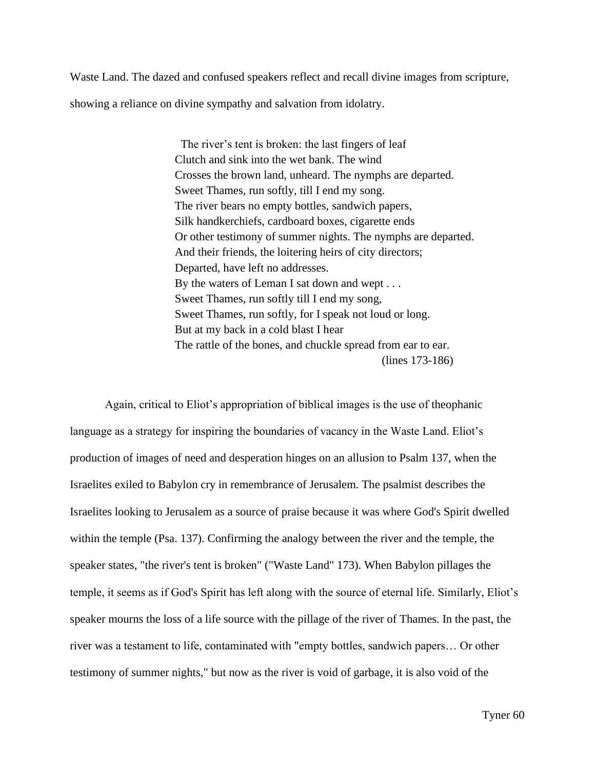Waste Land. The dazed and confused speakers reflect and recall divine images from scripture, showing a reliance on divine sympathy and salvation from idolatry.

> The river's tent is broken: the last fingers of leaf
> Clutch and sink into the wet bank. The wind
> Crosses the brown land, unheard. The nymphs are departed.
> Sweet Thames, run softly, till I end my song.
> The river bears no empty bottles, sandwich papers,
> Silk handkerchiefs, cardboard boxes, cigarette ends
> Or other testimony of summer nights. The nymphs are departed.
> And their friends, the loitering heirs of city directors;
> Departed, have left no addresses.
> By the waters of Leman I sat down and wept . . .
> Sweet Thames, run softly till I end my song,
> Sweet Thames, run softly, for I speak not loud or long.
> But at my back in a cold blast I hear
> The rattle of the bones, and chuckle spread from ear to ear.
> (lines 173-186)

Again, critical to Eliot's appropriation of biblical images is the use of theophanic language as a strategy for inspiring the boundaries of vacancy in the Waste Land. Eliot's production of images of need and desperation hinges on an allusion to Psalm 137, when the Israelites exiled to Babylon cry in remembrance of Jerusalem. The psalmist describes the Israelites looking to Jerusalem as a source of praise because it was where God's Spirit dwelled within the temple (Psa. 137). Confirming the analogy between the river and the temple, the speaker states, "the river's tent is broken" ("Waste Land" 173). When Babylon pillages the temple, it seems as if God's Spirit has left along with the source of eternal life. Similarly, Eliot's speaker mourns the loss of a life source with the pillage of the river of Thames. In the past, the river was a testament to life, contaminated with "empty bottles, sandwich papers… Or other testimony of summer nights," but now as the river is void of garbage, it is also void of the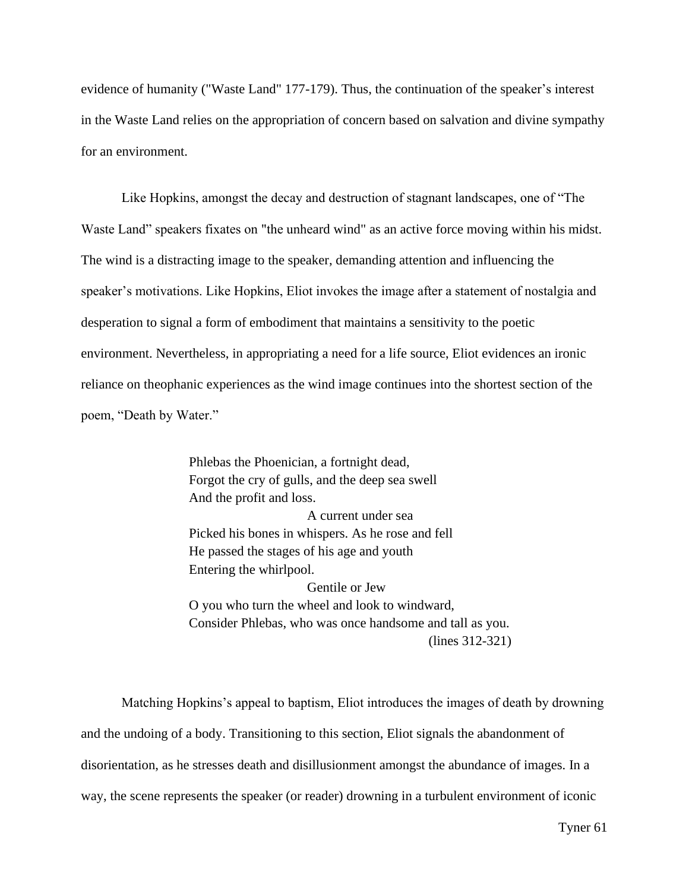evidence of humanity ("Waste Land" 177-179). Thus, the continuation of the speaker's interest in the Waste Land relies on the appropriation of concern based on salvation and divine sympathy for an environment.

Like Hopkins, amongst the decay and destruction of stagnant landscapes, one of "The Waste Land" speakers fixates on "the unheard wind" as an active force moving within his midst. The wind is a distracting image to the speaker, demanding attention and influencing the speaker's motivations. Like Hopkins, Eliot invokes the image after a statement of nostalgia and desperation to signal a form of embodiment that maintains a sensitivity to the poetic environment. Nevertheless, in appropriating a need for a life source, Eliot evidences an ironic reliance on theophanic experiences as the wind image continues into the shortest section of the poem, "Death by Water."

> Phlebas the Phoenician, a fortnight dead,
> Forgot the cry of gulls, and the deep sea swell
> And the profit and loss.
> A current under sea
> Picked his bones in whispers. As he rose and fell
> He passed the stages of his age and youth
> Entering the whirlpool.
> Gentile or Jew
> O you who turn the wheel and look to windward,
> Consider Phlebas, who was once handsome and tall as you.
> (lines 312-321)

Matching Hopkins's appeal to baptism, Eliot introduces the images of death by drowning and the undoing of a body. Transitioning to this section, Eliot signals the abandonment of disorientation, as he stresses death and disillusionment amongst the abundance of images. In a way, the scene represents the speaker (or reader) drowning in a turbulent environment of iconic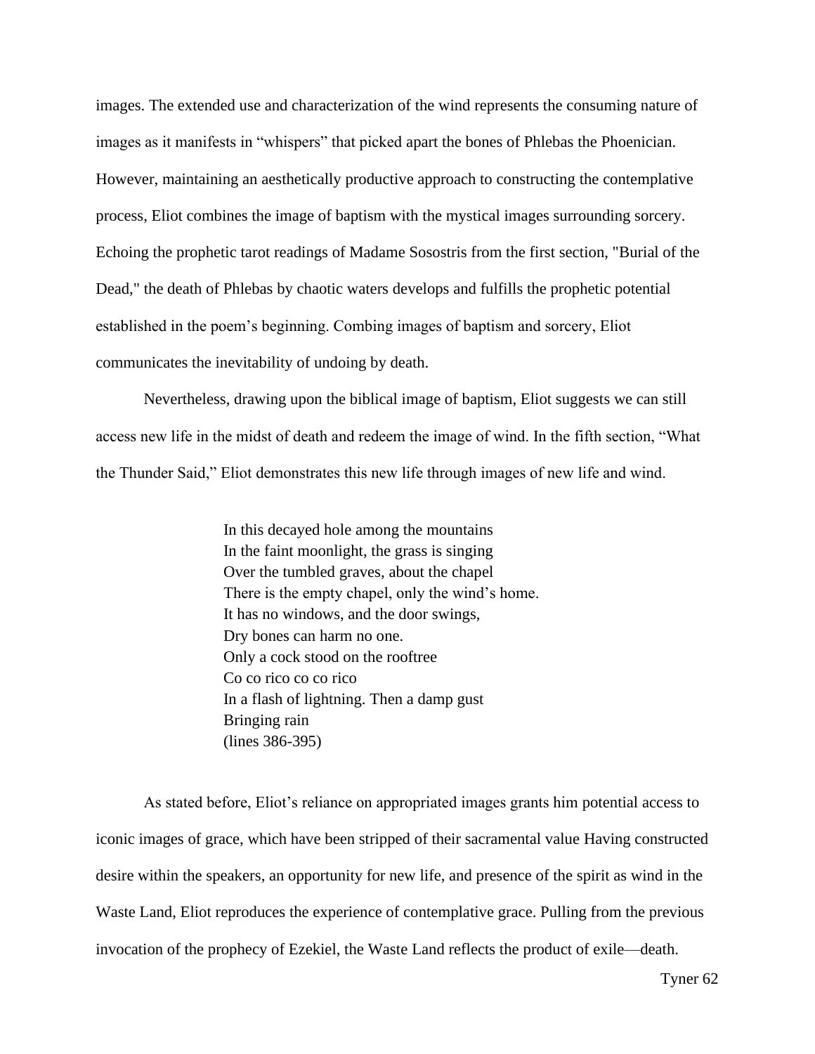images. The extended use and characterization of the wind represents the consuming nature of images as it manifests in "whispers" that picked apart the bones of Phlebas the Phoenician. However, maintaining an aesthetically productive approach to constructing the contemplative process, Eliot combines the image of baptism with the mystical images surrounding sorcery. Echoing the prophetic tarot readings of Madame Sosostris from the first section, "Burial of the Dead," the death of Phlebas by chaotic waters develops and fulfills the prophetic potential established in the poem's beginning. Combing images of baptism and sorcery, Eliot communicates the inevitability of undoing by death.

Nevertheless, drawing upon the biblical image of baptism, Eliot suggests we can still access new life in the midst of death and redeem the image of wind. In the fifth section, "What the Thunder Said," Eliot demonstrates this new life through images of new life and wind.

> In this decayed hole among the mountains
> In the faint moonlight, the grass is singing
> Over the tumbled graves, about the chapel
> There is the empty chapel, only the wind's home.
> It has no windows, and the door swings,
> Dry bones can harm no one.
> Only a cock stood on the rooftree
> Co co rico co co rico
> In a flash of lightning. Then a damp gust
> Bringing rain
> (lines 386-395)

As stated before, Eliot's reliance on appropriated images grants him potential access to iconic images of grace, which have been stripped of their sacramental value Having constructed desire within the speakers, an opportunity for new life, and presence of the spirit as wind in the Waste Land, Eliot reproduces the experience of contemplative grace. Pulling from the previous invocation of the prophecy of Ezekiel, the Waste Land reflects the product of exile—death.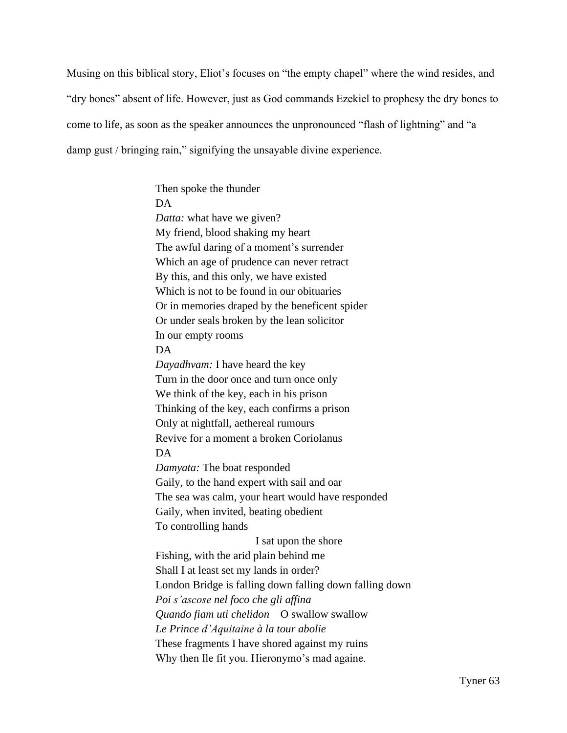Musing on this biblical story, Eliot's focuses on "the empty chapel" where the wind resides, and "dry bones" absent of life. However, just as God commands Ezekiel to prophesy the dry bones to come to life, as soon as the speaker announces the unpronounced "flash of lightning" and "a damp gust / bringing rain," signifying the unsayable divine experience.

> Then spoke the thunder
> DA
> *Datta:* what have we given?
> My friend, blood shaking my heart
> The awful daring of a moment's surrender
> Which an age of prudence can never retract
> By this, and this only, we have existed
> Which is not to be found in our obituaries
> Or in memories draped by the beneficent spider
> Or under seals broken by the lean solicitor
> In our empty rooms
> DA
> *Dayadhvam:* I have heard the key
> Turn in the door once and turn once only
> We think of the key, each in his prison
> Thinking of the key, each confirms a prison
> Only at nightfall, aethereal rumours
> Revive for a moment a broken Coriolanus
> DA
> *Damyata:* The boat responded
> Gaily, to the hand expert with sail and oar
> The sea was calm, your heart would have responded
> Gaily, when invited, beating obedient
> To controlling hands
>                                         I sat upon the shore
> Fishing, with the arid plain behind me
> Shall I at least set my lands in order?
> London Bridge is falling down falling down falling down
> *Poi s'ascose nel foco che gli affina*
> *Quando fiam uti chelidon*—O swallow swallow
> *Le Prince d'Aquitaine à la tour abolie*
> These fragments I have shored against my ruins
> Why then Ile fit you. Hieronymo's mad againe.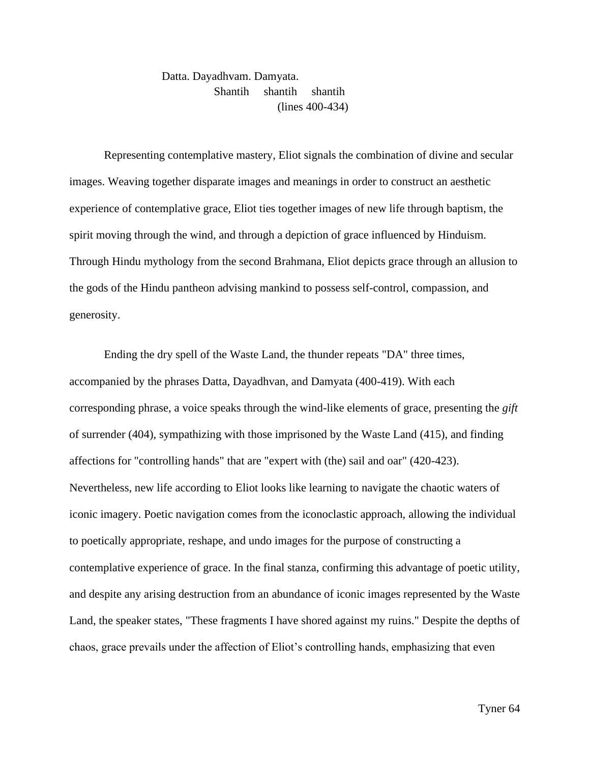Datta. Dayadhvam. Damyata.
Shantih shantih shantih
(lines 400-434)

Representing contemplative mastery, Eliot signals the combination of divine and secular images. Weaving together disparate images and meanings in order to construct an aesthetic experience of contemplative grace, Eliot ties together images of new life through baptism, the spirit moving through the wind, and through a depiction of grace influenced by Hinduism. Through Hindu mythology from the second Brahmana, Eliot depicts grace through an allusion to the gods of the Hindu pantheon advising mankind to possess self-control, compassion, and generosity.

Ending the dry spell of the Waste Land, the thunder repeats "DA" three times, accompanied by the phrases Datta, Dayadhvan, and Damyata (400-419). With each corresponding phrase, a voice speaks through the wind-like elements of grace, presenting the *gift* of surrender (404), sympathizing with those imprisoned by the Waste Land (415), and finding affections for "controlling hands" that are "expert with (the) sail and oar" (420-423). Nevertheless, new life according to Eliot looks like learning to navigate the chaotic waters of iconic imagery. Poetic navigation comes from the iconoclastic approach, allowing the individual to poetically appropriate, reshape, and undo images for the purpose of constructing a contemplative experience of grace. In the final stanza, confirming this advantage of poetic utility, and despite any arising destruction from an abundance of iconic images represented by the Waste Land, the speaker states, "These fragments I have shored against my ruins." Despite the depths of chaos, grace prevails under the affection of Eliot's controlling hands, emphasizing that even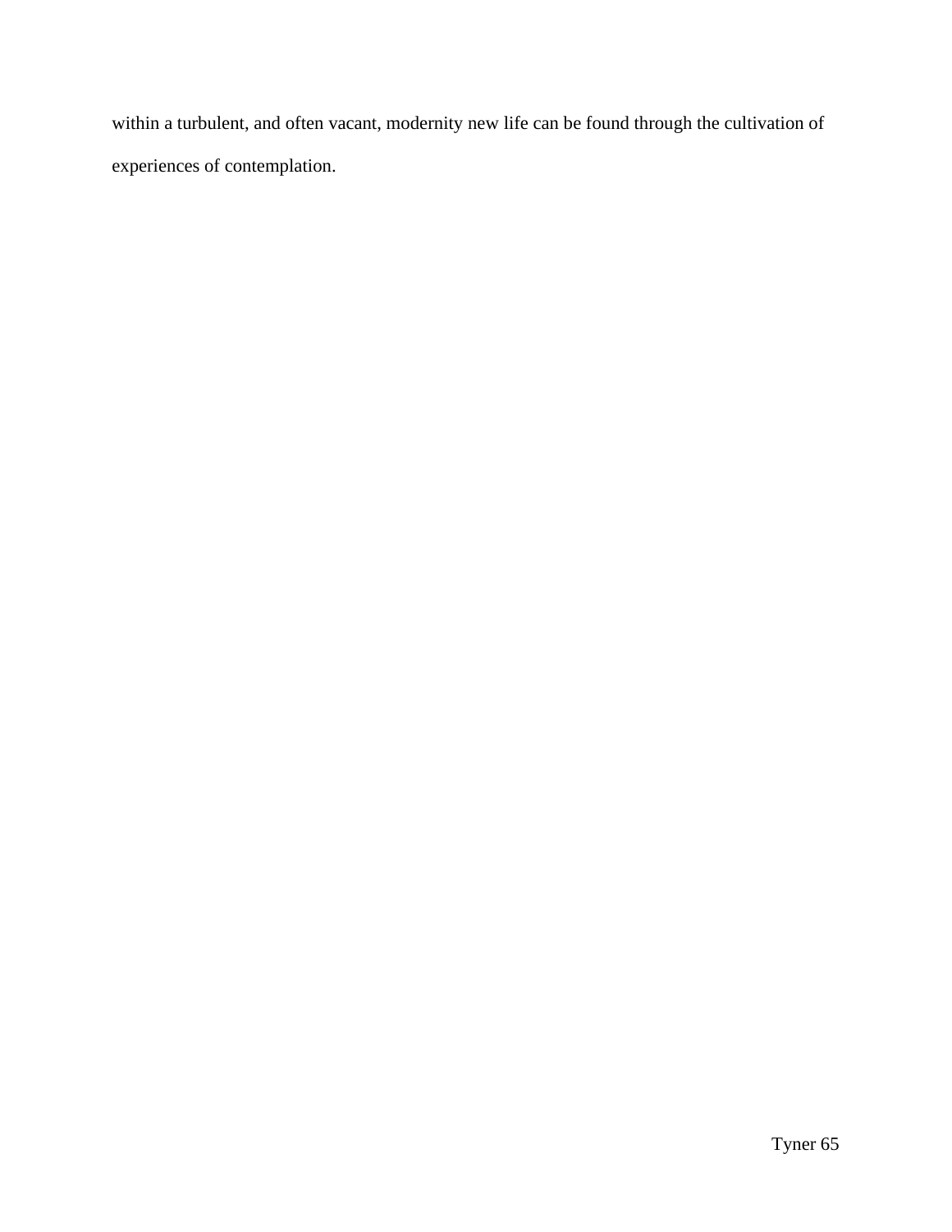within a turbulent, and often vacant, modernity new life can be found through the cultivation of experiences of contemplation.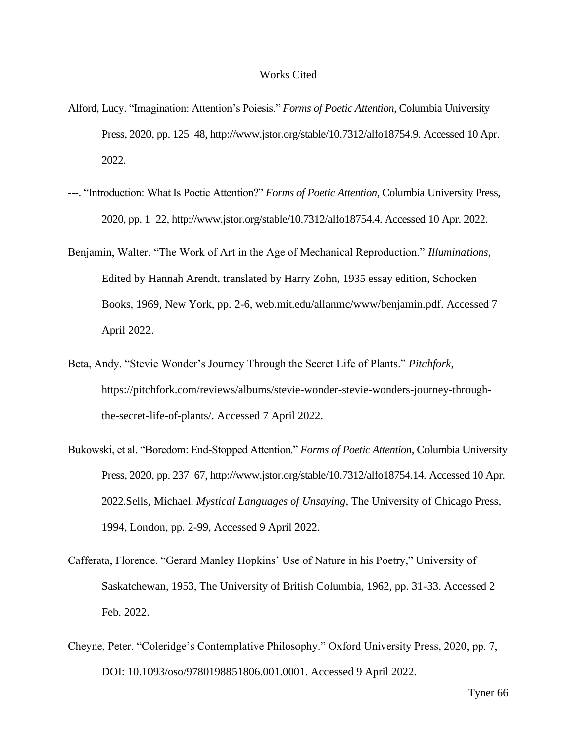# Works Cited

Alford, Lucy. "Imagination: Attention's Poiesis." *Forms of Poetic Attention*, Columbia University Press, 2020, pp. 125–48, http://www.jstor.org/stable/10.7312/alfo18754.9. Accessed 10 Apr. 2022.

---. "Introduction: What Is Poetic Attention?" *Forms of Poetic Attention*, Columbia University Press, 2020, pp. 1–22, http://www.jstor.org/stable/10.7312/alfo18754.4. Accessed 10 Apr. 2022.

Benjamin, Walter. "The Work of Art in the Age of Mechanical Reproduction." *Illuminations*, Edited by Hannah Arendt, translated by Harry Zohn, 1935 essay edition, Schocken Books, 1969, New York, pp. 2-6, web.mit.edu/allanmc/www/benjamin.pdf. Accessed 7 April 2022.

Beta, Andy. "Stevie Wonder's Journey Through the Secret Life of Plants." *Pitchfork*, https://pitchfork.com/reviews/albums/stevie-wonder-stevie-wonders-journey-through-the-secret-life-of-plants/. Accessed 7 April 2022.

Bukowski, et al. "Boredom: End-Stopped Attention." *Forms of Poetic Attention*, Columbia University Press, 2020, pp. 237–67, http://www.jstor.org/stable/10.7312/alfo18754.14. Accessed 10 Apr. 2022.Sells, Michael. *Mystical Languages of Unsaying*, The University of Chicago Press, 1994, London, pp. 2-99, Accessed 9 April 2022.

Cafferata, Florence. "Gerard Manley Hopkins' Use of Nature in his Poetry," University of Saskatchewan, 1953, The University of British Columbia, 1962, pp. 31-33. Accessed 2 Feb. 2022.

Cheyne, Peter. "Coleridge's Contemplative Philosophy." Oxford University Press, 2020, pp. 7, DOI: 10.1093/oso/9780198851806.001.0001. Accessed 9 April 2022.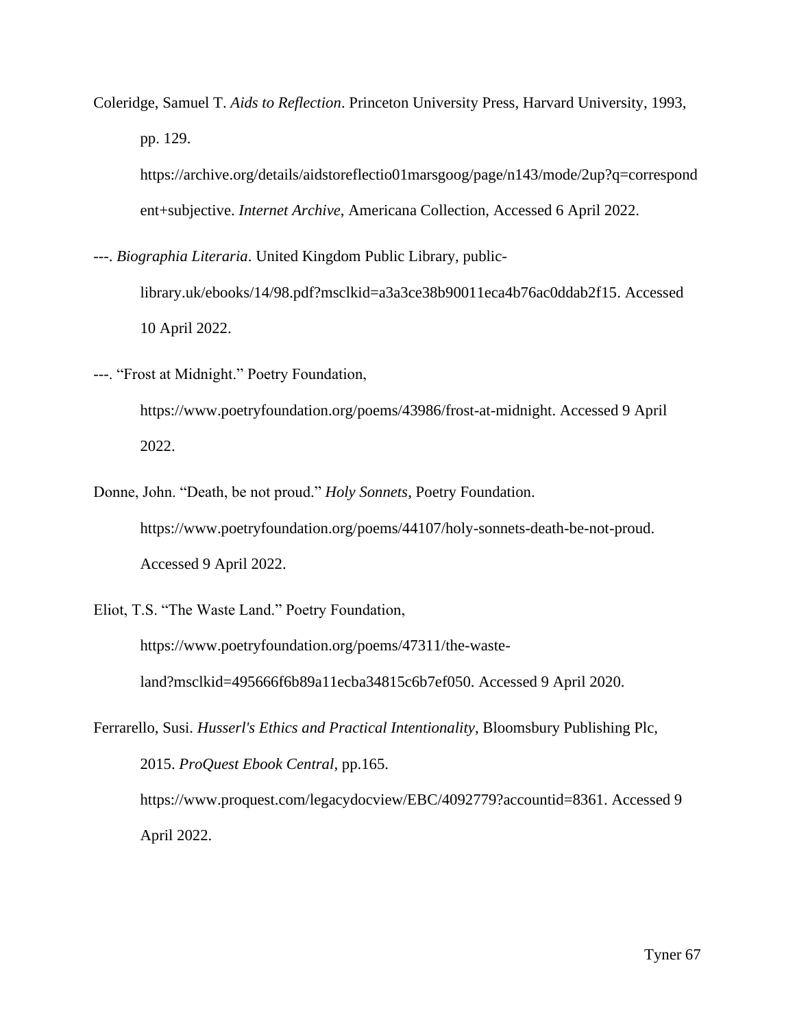Coleridge, Samuel T. *Aids to Reflection*. Princeton University Press, Harvard University, 1993, pp. 129. https://archive.org/details/aidstoreflectio01marsgoog/page/n143/mode/2up?q=correspondent+subjective. *Internet Archive*, Americana Collection, Accessed 6 April 2022.

---. *Biographia Literaria*. United Kingdom Public Library, public-library.uk/ebooks/14/98.pdf?msclkid=a3a3ce38b90011eca4b76ac0ddab2f15. Accessed 10 April 2022.

---. "Frost at Midnight." Poetry Foundation, https://www.poetryfoundation.org/poems/43986/frost-at-midnight. Accessed 9 April 2022.

Donne, John. "Death, be not proud." *Holy Sonnets*, Poetry Foundation. https://www.poetryfoundation.org/poems/44107/holy-sonnets-death-be-not-proud. Accessed 9 April 2022.

Eliot, T.S. "The Waste Land." Poetry Foundation, https://www.poetryfoundation.org/poems/47311/the-waste-land?msclkid=495666f6b89a11ecba34815c6b7ef050. Accessed 9 April 2020.

Ferrarello, Susi. *Husserl's Ethics and Practical Intentionality*, Bloomsbury Publishing Plc, 2015. *ProQuest Ebook Central*, pp.165. https://www.proquest.com/legacydocview/EBC/4092779?accountid=8361. Accessed 9 April 2022.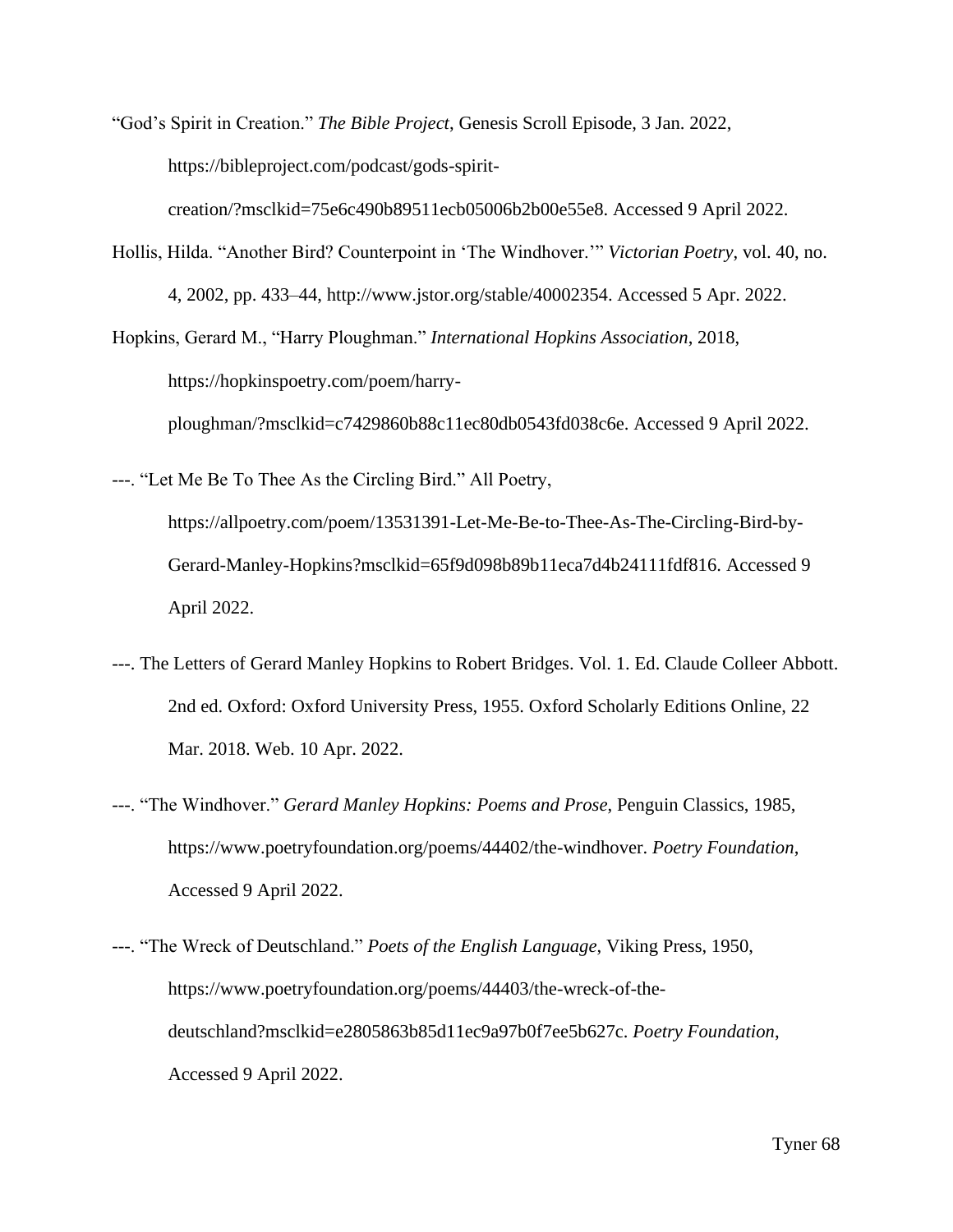"God's Spirit in Creation." *The Bible Project*, Genesis Scroll Episode, 3 Jan. 2022, https://bibleproject.com/podcast/gods-spirit-creation/?msclkid=75e6c490b89511ecb05006b2b00e55e8. Accessed 9 April 2022.

Hollis, Hilda. "Another Bird? Counterpoint in 'The Windhover.'" *Victorian Poetry*, vol. 40, no. 4, 2002, pp. 433–44, http://www.jstor.org/stable/40002354. Accessed 5 Apr. 2022.

Hopkins, Gerard M., "Harry Ploughman." *International Hopkins Association*, 2018, https://hopkinspoetry.com/poem/harry-ploughman/?msclkid=c7429860b88c11ec80db0543fd038c6e. Accessed 9 April 2022.

---. "Let Me Be To Thee As the Circling Bird." All Poetry, https://allpoetry.com/poem/13531391-Let-Me-Be-to-Thee-As-The-Circling-Bird-by-Gerard-Manley-Hopkins?msclkid=65f9d098b89b11eca7d4b24111fdf816. Accessed 9 April 2022.

---. The Letters of Gerard Manley Hopkins to Robert Bridges. Vol. 1. Ed. Claude Colleer Abbott. 2nd ed. Oxford: Oxford University Press, 1955. Oxford Scholarly Editions Online, 22 Mar. 2018. Web. 10 Apr. 2022.

---. "The Windhover." *Gerard Manley Hopkins: Poems and Prose*, Penguin Classics, 1985, https://www.poetryfoundation.org/poems/44402/the-windhover. *Poetry Foundation*, Accessed 9 April 2022.

---. "The Wreck of Deutschland." *Poets of the English Language*, Viking Press, 1950, https://www.poetryfoundation.org/poems/44403/the-wreck-of-the-deutschland?msclkid=e2805863b85d11ec9a97b0f7ee5b627c. *Poetry Foundation*, Accessed 9 April 2022.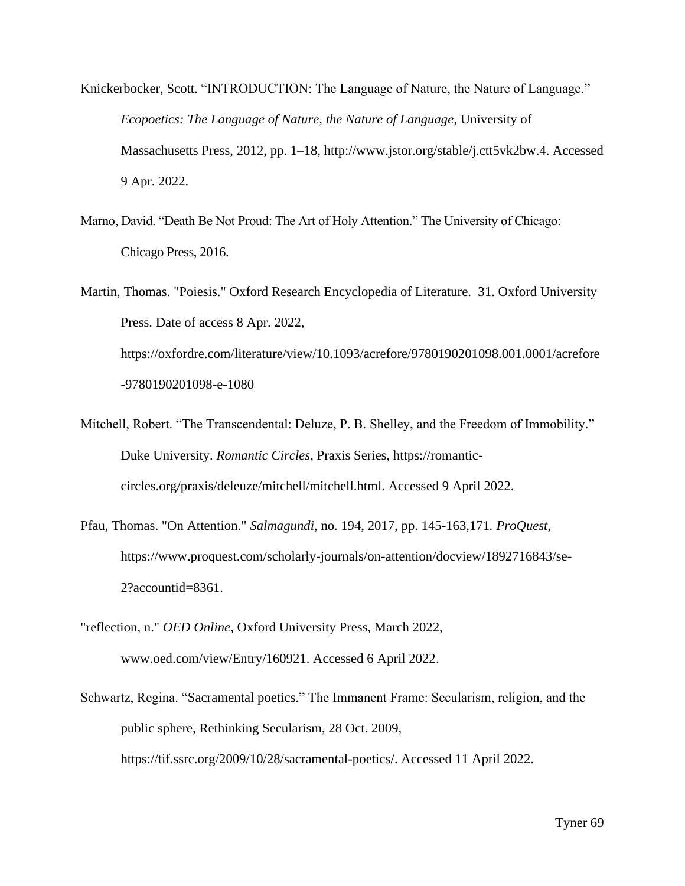Knickerbocker, Scott. “INTRODUCTION: The Language of Nature, the Nature of Language.” *Ecopoetics: The Language of Nature, the Nature of Language*, University of Massachusetts Press, 2012, pp. 1–18, http://www.jstor.org/stable/j.ctt5vk2bw.4. Accessed 9 Apr. 2022.

Marno, David. “Death Be Not Proud: The Art of Holy Attention.” The University of Chicago: Chicago Press, 2016.

Martin, Thomas. "Poiesis." Oxford Research Encyclopedia of Literature. 31. Oxford University Press. Date of access 8 Apr. 2022, https://oxfordre.com/literature/view/10.1093/acrefore/9780190201098.001.0001/acrefore-9780190201098-e-1080

Mitchell, Robert. “The Transcendental: Deluze, P. B. Shelley, and the Freedom of Immobility.” Duke University. *Romantic Circles*, Praxis Series, https://romantic-circles.org/praxis/deleuze/mitchell/mitchell.html. Accessed 9 April 2022.

Pfau, Thomas. "On Attention." *Salmagundi*, no. 194, 2017, pp. 145-163,171. *ProQuest*, https://www.proquest.com/scholarly-journals/on-attention/docview/1892716843/se-2?accountid=8361.

"reflection, n." *OED Online*, Oxford University Press, March 2022, www.oed.com/view/Entry/160921. Accessed 6 April 2022.

Schwartz, Regina. “Sacramental poetics.” The Immanent Frame: Secularism, religion, and the public sphere, Rethinking Secularism, 28 Oct. 2009, https://tif.ssrc.org/2009/10/28/sacramental-poetics/. Accessed 11 April 2022.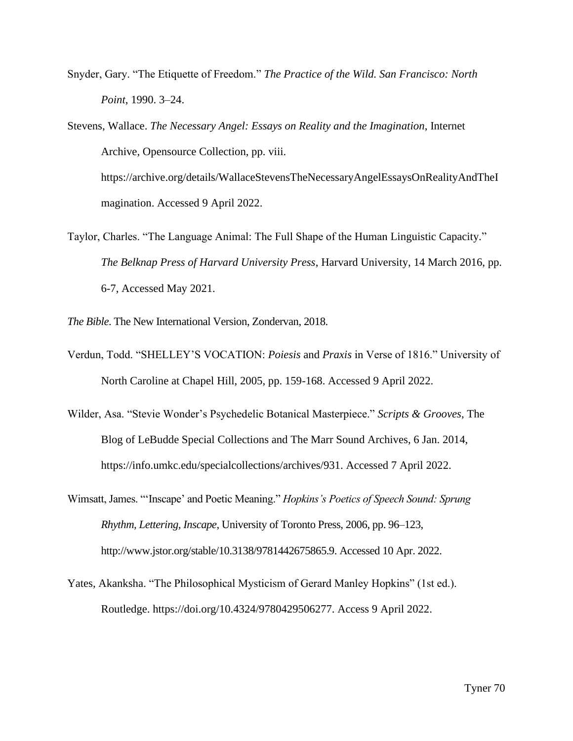Snyder, Gary. "The Etiquette of Freedom." *The Practice of the Wild. San Francisco: North Point*, 1990. 3–24.

Stevens, Wallace. *The Necessary Angel: Essays on Reality and the Imagination*, Internet Archive, Opensource Collection, pp. viii. https://archive.org/details/WallaceStevensTheNecessaryAngelEssaysOnRealityAndTheImagination. Accessed 9 April 2022.

Taylor, Charles. "The Language Animal: The Full Shape of the Human Linguistic Capacity." *The Belknap Press of Harvard University Press*, Harvard University, 14 March 2016, pp. 6-7, Accessed May 2021.

*The Bible.* The New International Version, Zondervan, 2018.

Verdun, Todd. "SHELLEY'S VOCATION: *Poiesis* and *Praxis* in Verse of 1816." University of North Caroline at Chapel Hill, 2005, pp. 159-168. Accessed 9 April 2022.

Wilder, Asa. "Stevie Wonder's Psychedelic Botanical Masterpiece." *Scripts & Grooves*, The Blog of LeBudde Special Collections and The Marr Sound Archives, 6 Jan. 2014, https://info.umkc.edu/specialcollections/archives/931. Accessed 7 April 2022.

Wimsatt, James. "'Inscape' and Poetic Meaning." *Hopkins's Poetics of Speech Sound: Sprung Rhythm, Lettering, Inscape*, University of Toronto Press, 2006, pp. 96–123, http://www.jstor.org/stable/10.3138/9781442675865.9. Accessed 10 Apr. 2022.

Yates, Akanksha. "The Philosophical Mysticism of Gerard Manley Hopkins" (1st ed.). Routledge. https://doi.org/10.4324/9780429506277. Access 9 April 2022.